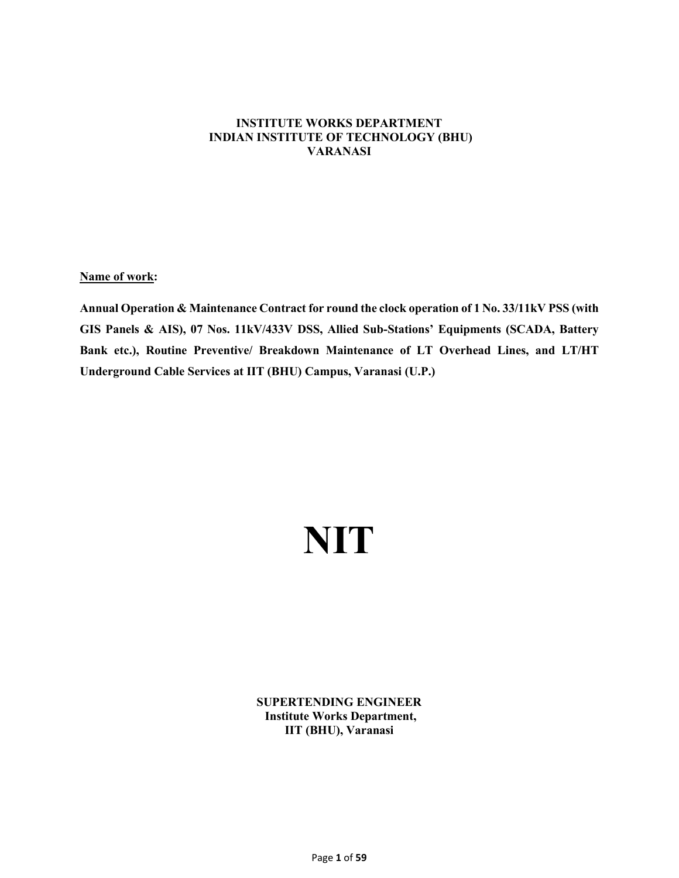**INSTITUTE WORKS DEPARTMENT**
**INDIAN INSTITUTE OF TECHNOLOGY (BHU)**
**VARANASI**

**<u>Name of work</u>:**

**Annual Operation & Maintenance Contract for round the clock operation of 1 No. 33/11kV PSS (with GIS Panels & AIS), 07 Nos. 11kV/433V DSS, Allied Sub-Stations' Equipments (SCADA, Battery Bank etc.), Routine Preventive/ Breakdown Maintenance of LT Overhead Lines, and LT/HT Underground Cable Services at IIT (BHU) Campus, Varanasi (U.P.)**

# NIT

**SUPERTENDING ENGINEER**
**Institute Works Department,**
**IIT (BHU), Varanasi**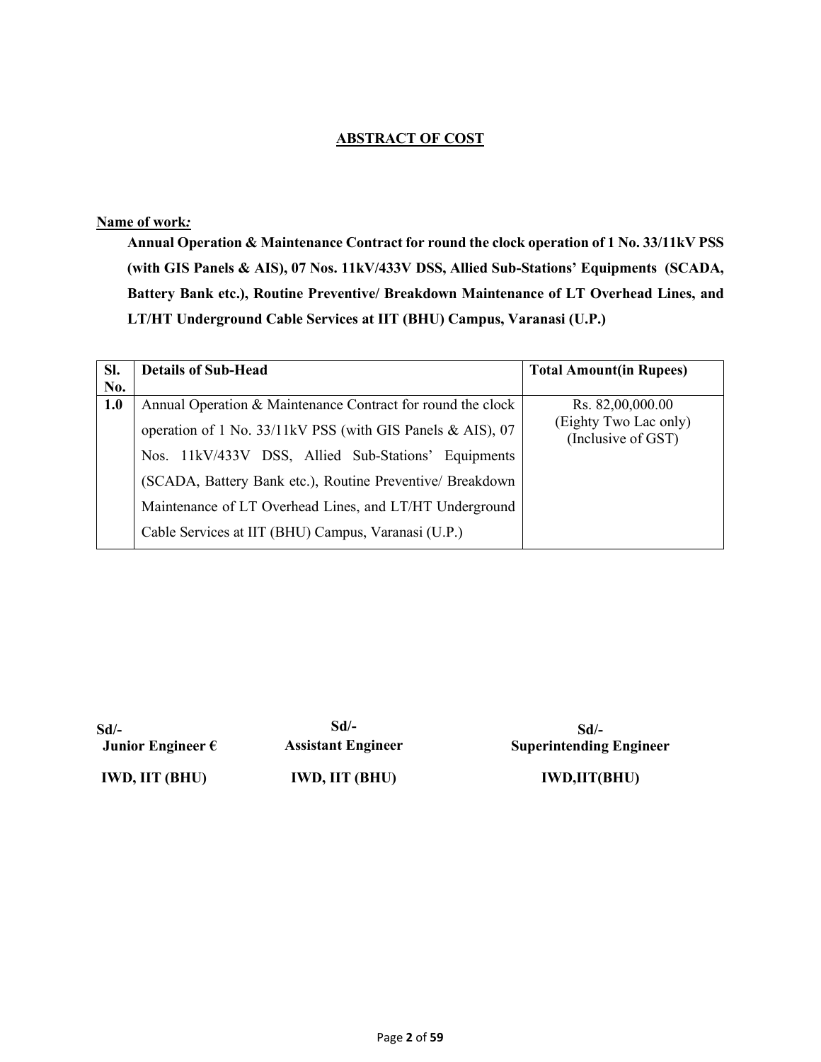## ABSTRACT OF COST

**Name of work*:***

**Annual Operation & Maintenance Contract for round the clock operation of 1 No. 33/11kV PSS (with GIS Panels & AIS), 07 Nos. 11kV/433V DSS, Allied Sub-Stations' Equipments (SCADA, Battery Bank etc.), Routine Preventive/ Breakdown Maintenance of LT Overhead Lines, and LT/HT Underground Cable Services at IIT (BHU) Campus, Varanasi (U.P.)**

| Sl. No. | Details of Sub-Head | Total Amount(in Rupees) |
|---|---|---|
| 1.0 | Annual Operation & Maintenance Contract for round the clock operation of 1 No. 33/11kV PSS (with GIS Panels & AIS), 07 Nos. 11kV/433V DSS, Allied Sub-Stations' Equipments (SCADA, Battery Bank etc.), Routine Preventive/ Breakdown Maintenance of LT Overhead Lines, and LT/HT Underground Cable Services at IIT (BHU) Campus, Varanasi (U.P.) | Rs. 82,00,000.00 (Eighty Two Lac only) (Inclusive of GST) |

| Sd/- | Sd/- | Sd/- |
|---|---|---|
| **Junior Engineer €** | **Assistant Engineer** | **Superintending Engineer** |
| **IWD, IIT (BHU)** | **IWD, IIT (BHU)** | **IWD,IIT(BHU)** |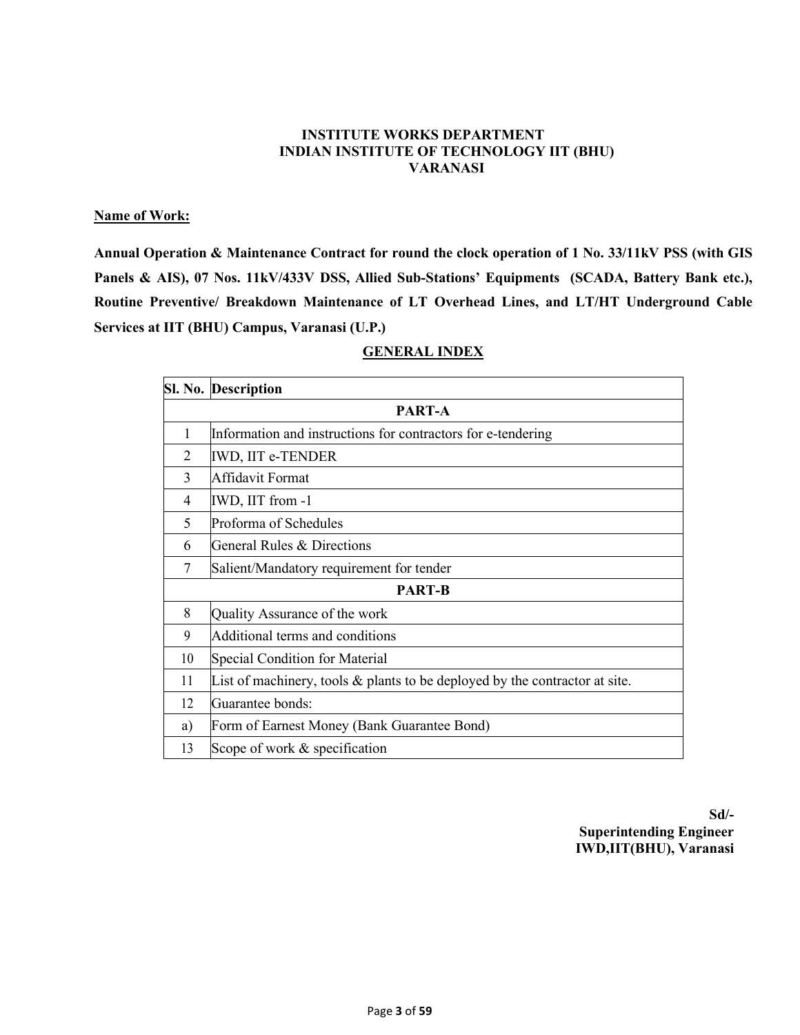**INSTITUTE WORKS DEPARTMENT**
**INDIAN INSTITUTE OF TECHNOLOGY IIT (BHU)**
**VARANASI**

**Name of Work:**

**Annual Operation & Maintenance Contract for round the clock operation of 1 No. 33/11kV PSS (with GIS Panels & AIS), 07 Nos. 11kV/433V DSS, Allied Sub-Stations' Equipments (SCADA, Battery Bank etc.), Routine Preventive/ Breakdown Maintenance of LT Overhead Lines, and LT/HT Underground Cable Services at IIT (BHU) Campus, Varanasi (U.P.)**

## GENERAL INDEX

| Sl. No. | Description |
|---|---|
| | **PART-A** |
| 1 | Information and instructions for contractors for e-tendering |
| 2 | IWD, IIT e-TENDER |
| 3 | Affidavit Format |
| 4 | IWD, IIT from -1 |
| 5 | Proforma of Schedules |
| 6 | General Rules & Directions |
| 7 | Salient/Mandatory requirement for tender |
| | **PART-B** |
| 8 | Quality Assurance of the work |
| 9 | Additional terms and conditions |
| 10 | Special Condition for Material |
| 11 | List of machinery, tools & plants to be deployed by the contractor at site. |
| 12 | Guarantee bonds: |
| a) | Form of Earnest Money (Bank Guarantee Bond) |
| 13 | Scope of work & specification |

**Sd/-**
**Superintending Engineer**
**IWD,IIT(BHU), Varanasi**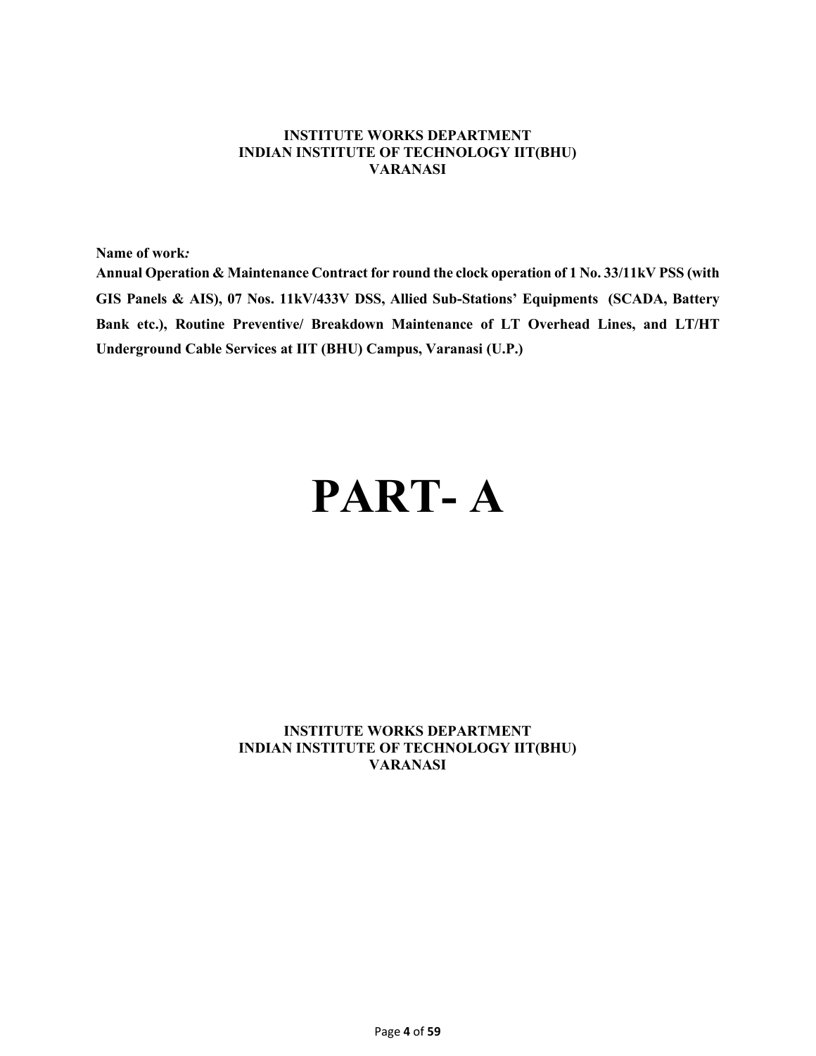**INSTITUTE WORKS DEPARTMENT**
**INDIAN INSTITUTE OF TECHNOLOGY IIT(BHU)**
**VARANASI**

**Name of work*:***
**Annual Operation & Maintenance Contract for round the clock operation of 1 No. 33/11kV PSS (with GIS Panels & AIS), 07 Nos. 11kV/433V DSS, Allied Sub-Stations' Equipments (SCADA, Battery Bank etc.), Routine Preventive/ Breakdown Maintenance of LT Overhead Lines, and LT/HT Underground Cable Services at IIT (BHU) Campus, Varanasi (U.P.)**

# PART- A

**INSTITUTE WORKS DEPARTMENT**
**INDIAN INSTITUTE OF TECHNOLOGY IIT(BHU)**
**VARANASI**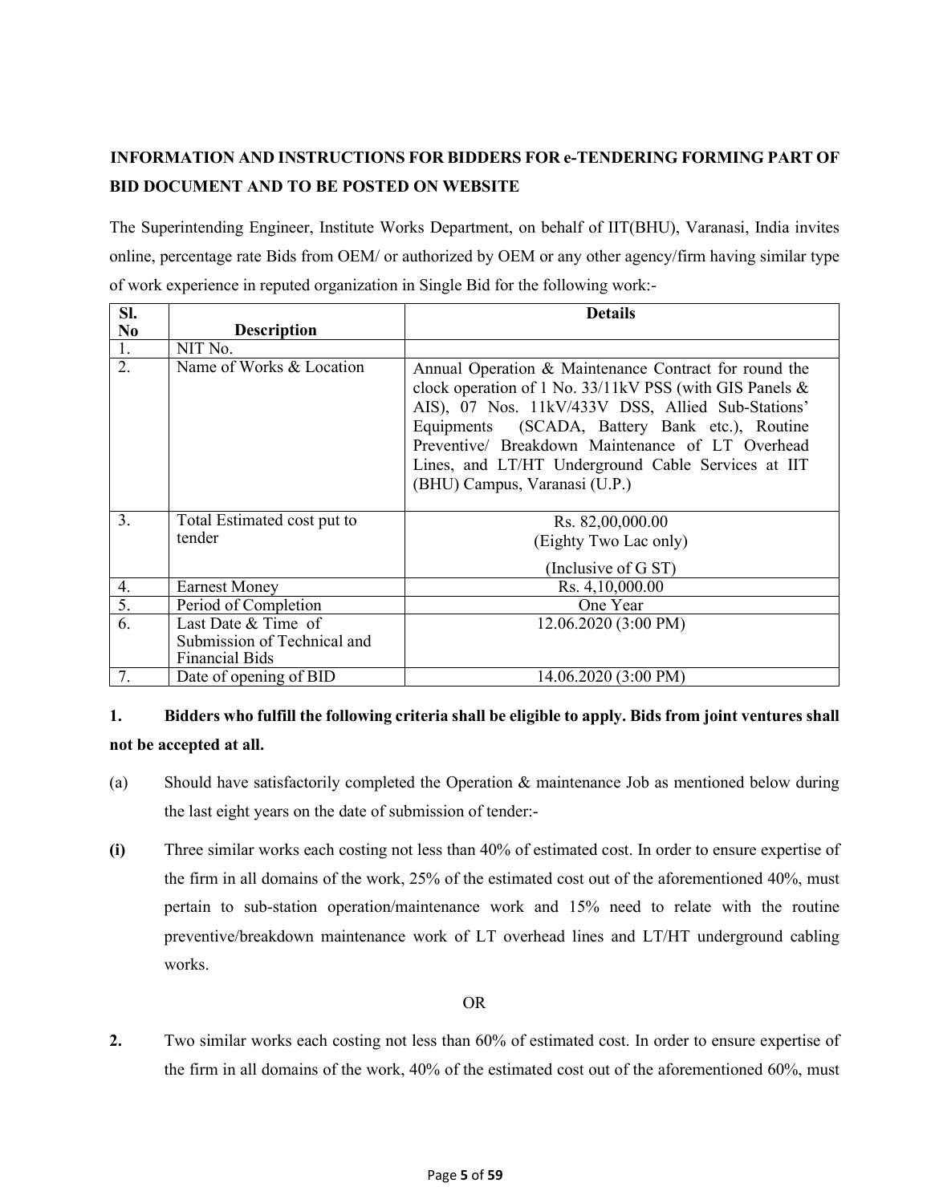## INFORMATION AND INSTRUCTIONS FOR BIDDERS FOR e-TENDERING FORMING PART OF BID DOCUMENT AND TO BE POSTED ON WEBSITE

The Superintending Engineer, Institute Works Department, on behalf of IIT(BHU), Varanasi, India invites online, percentage rate Bids from OEM/ or authorized by OEM or any other agency/firm having similar type of work experience in reputed organization in Single Bid for the following work:-

| Sl. No | Description | Details |
|---|---|---|
| 1. | NIT No. | |
| 2. | Name of Works & Location | Annual Operation & Maintenance Contract for round the clock operation of 1 No. 33/11kV PSS (with GIS Panels & AIS), 07 Nos. 11kV/433V DSS, Allied Sub-Stations' Equipments (SCADA, Battery Bank etc.), Routine Preventive/ Breakdown Maintenance of LT Overhead Lines, and LT/HT Underground Cable Services at IIT (BHU) Campus, Varanasi (U.P.) |
| 3. | Total Estimated cost put to tender | Rs. 82,00,000.00 (Eighty Two Lac only) (Inclusive of G ST) |
| 4. | Earnest Money | Rs. 4,10,000.00 |
| 5. | Period of Completion | One Year |
| 6. | Last Date & Time of Submission of Technical and Financial Bids | 12.06.2020 (3:00 PM) |
| 7. | Date of opening of BID | 14.06.2020 (3:00 PM) |

**1. Bidders who fulfill the following criteria shall be eligible to apply. Bids from joint ventures shall not be accepted at all.**

(a) Should have satisfactorily completed the Operation & maintenance Job as mentioned below during the last eight years on the date of submission of tender:-

**(i)** Three similar works each costing not less than 40% of estimated cost. In order to ensure expertise of the firm in all domains of the work, 25% of the estimated cost out of the aforementioned 40%, must pertain to sub-station operation/maintenance work and 15% need to relate with the routine preventive/breakdown maintenance work of LT overhead lines and LT/HT underground cabling works.

OR

**2.** Two similar works each costing not less than 60% of estimated cost. In order to ensure expertise of the firm in all domains of the work, 40% of the estimated cost out of the aforementioned 60%, must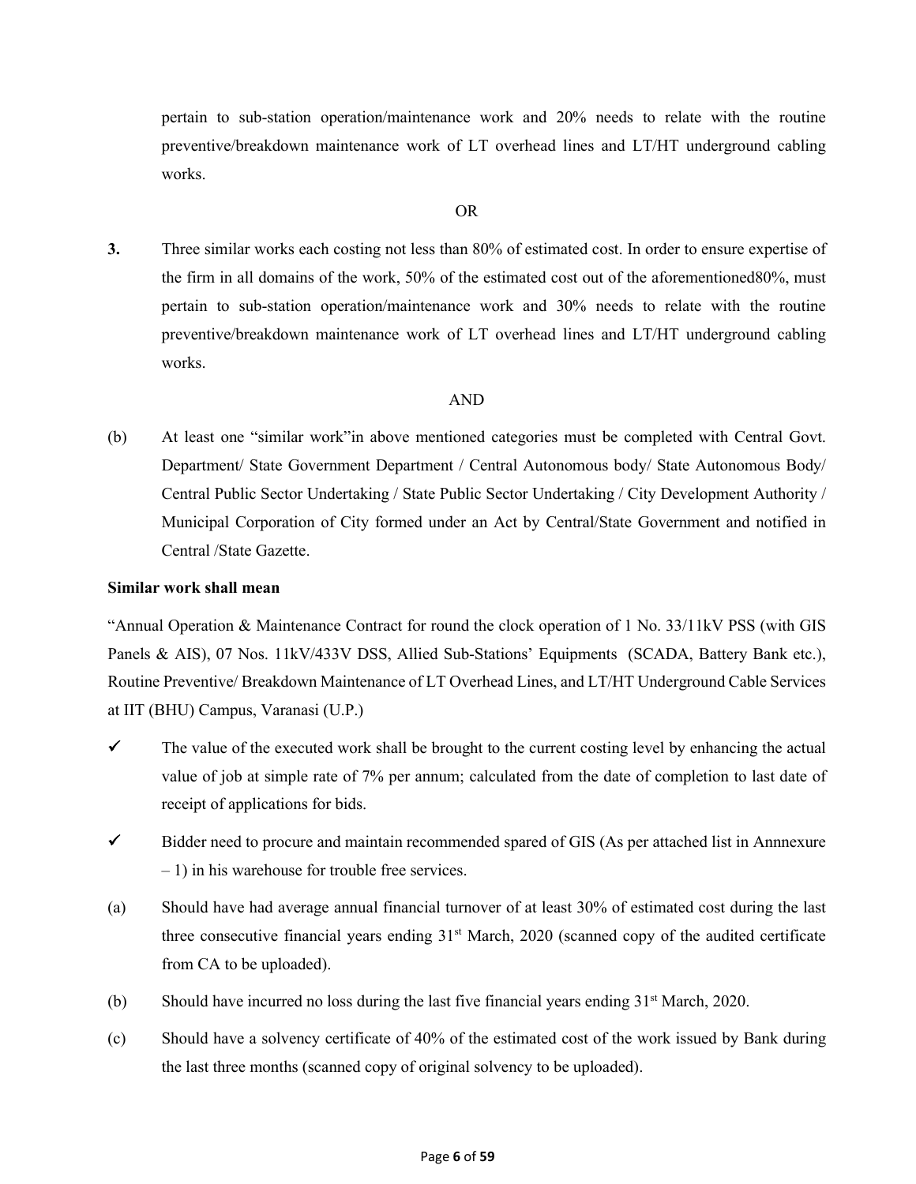pertain to sub-station operation/maintenance work and 20% needs to relate with the routine preventive/breakdown maintenance work of LT overhead lines and LT/HT underground cabling works.

OR

**3.** Three similar works each costing not less than 80% of estimated cost. In order to ensure expertise of the firm in all domains of the work, 50% of the estimated cost out of the aforementioned80%, must pertain to sub-station operation/maintenance work and 30% needs to relate with the routine preventive/breakdown maintenance work of LT overhead lines and LT/HT underground cabling works.

AND

(b) At least one "similar work"in above mentioned categories must be completed with Central Govt. Department/ State Government Department / Central Autonomous body/ State Autonomous Body/ Central Public Sector Undertaking / State Public Sector Undertaking / City Development Authority / Municipal Corporation of City formed under an Act by Central/State Government and notified in Central /State Gazette.

**Similar work shall mean**

"Annual Operation & Maintenance Contract for round the clock operation of 1 No. 33/11kV PSS (with GIS Panels & AIS), 07 Nos. 11kV/433V DSS, Allied Sub-Stations' Equipments (SCADA, Battery Bank etc.), Routine Preventive/ Breakdown Maintenance of LT Overhead Lines, and LT/HT Underground Cable Services at IIT (BHU) Campus, Varanasi (U.P.)

- ✓ The value of the executed work shall be brought to the current costing level by enhancing the actual value of job at simple rate of 7% per annum; calculated from the date of completion to last date of receipt of applications for bids.
- ✓ Bidder need to procure and maintain recommended spared of GIS (As per attached list in Annnexure – 1) in his warehouse for trouble free services.

(a) Should have had average annual financial turnover of at least 30% of estimated cost during the last three consecutive financial years ending 31st March, 2020 (scanned copy of the audited certificate from CA to be uploaded).

(b) Should have incurred no loss during the last five financial years ending 31st March, 2020.

(c) Should have a solvency certificate of 40% of the estimated cost of the work issued by Bank during the last three months (scanned copy of original solvency to be uploaded).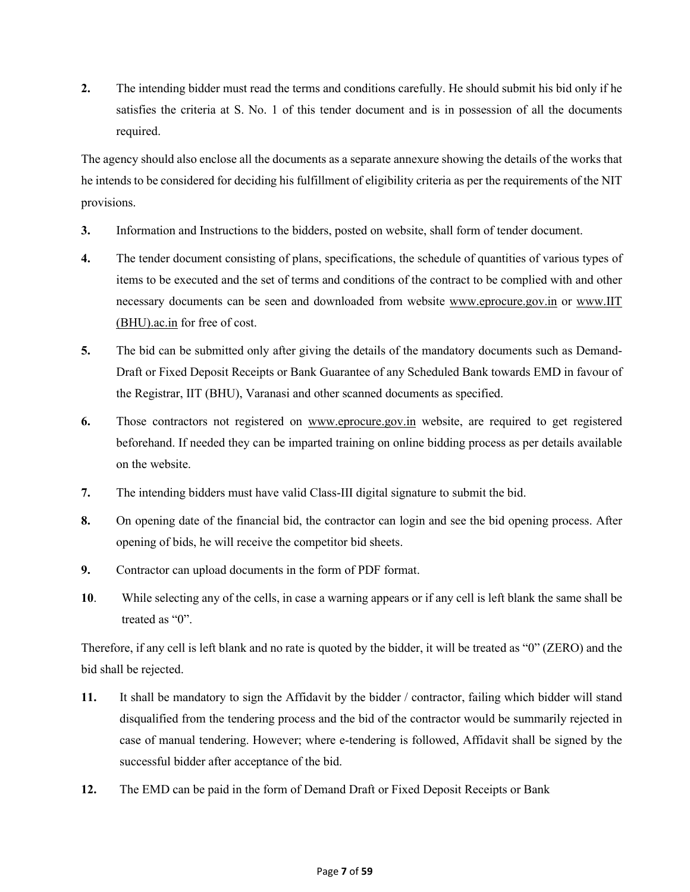**2.** The intending bidder must read the terms and conditions carefully. He should submit his bid only if he satisfies the criteria at S. No. 1 of this tender document and is in possession of all the documents required.

The agency should also enclose all the documents as a separate annexure showing the details of the works that he intends to be considered for deciding his fulfillment of eligibility criteria as per the requirements of the NIT provisions.

**3.** Information and Instructions to the bidders, posted on website, shall form of tender document.

**4.** The tender document consisting of plans, specifications, the schedule of quantities of various types of items to be executed and the set of terms and conditions of the contract to be complied with and other necessary documents can be seen and downloaded from website www.eprocure.gov.in or www.IIT (BHU).ac.in for free of cost.

**5.** The bid can be submitted only after giving the details of the mandatory documents such as Demand-Draft or Fixed Deposit Receipts or Bank Guarantee of any Scheduled Bank towards EMD in favour of the Registrar, IIT (BHU), Varanasi and other scanned documents as specified.

**6.** Those contractors not registered on www.eprocure.gov.in website, are required to get registered beforehand. If needed they can be imparted training on online bidding process as per details available on the website.

**7.** The intending bidders must have valid Class-III digital signature to submit the bid.

**8.** On opening date of the financial bid, the contractor can login and see the bid opening process. After opening of bids, he will receive the competitor bid sheets.

**9.** Contractor can upload documents in the form of PDF format.

**10**. While selecting any of the cells, in case a warning appears or if any cell is left blank the same shall be treated as "0".

Therefore, if any cell is left blank and no rate is quoted by the bidder, it will be treated as "0" (ZERO) and the bid shall be rejected.

**11.** It shall be mandatory to sign the Affidavit by the bidder / contractor, failing which bidder will stand disqualified from the tendering process and the bid of the contractor would be summarily rejected in case of manual tendering. However; where e-tendering is followed, Affidavit shall be signed by the successful bidder after acceptance of the bid.

**12.** The EMD can be paid in the form of Demand Draft or Fixed Deposit Receipts or Bank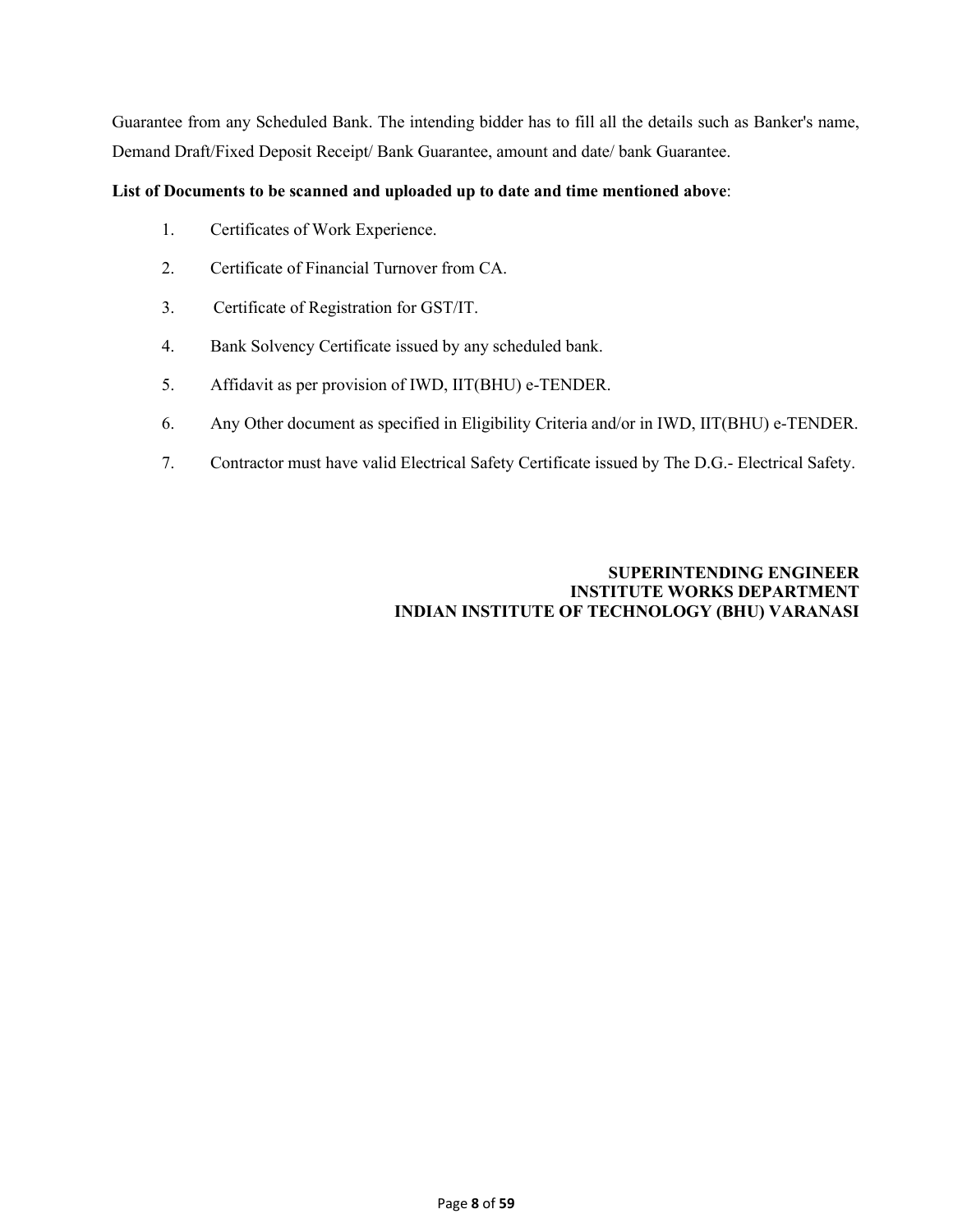Guarantee from any Scheduled Bank. The intending bidder has to fill all the details such as Banker's name, Demand Draft/Fixed Deposit Receipt/ Bank Guarantee, amount and date/ bank Guarantee.

**List of Documents to be scanned and uploaded up to date and time mentioned above**:

1. Certificates of Work Experience.
2. Certificate of Financial Turnover from CA.
3. Certificate of Registration for GST/IT.
4. Bank Solvency Certificate issued by any scheduled bank.
5. Affidavit as per provision of IWD, IIT(BHU) e-TENDER.
6. Any Other document as specified in Eligibility Criteria and/or in IWD, IIT(BHU) e-TENDER.
7. Contractor must have valid Electrical Safety Certificate issued by The D.G.- Electrical Safety.

**SUPERINTENDING ENGINEER**
**INSTITUTE WORKS DEPARTMENT**
**INDIAN INSTITUTE OF TECHNOLOGY (BHU) VARANASI**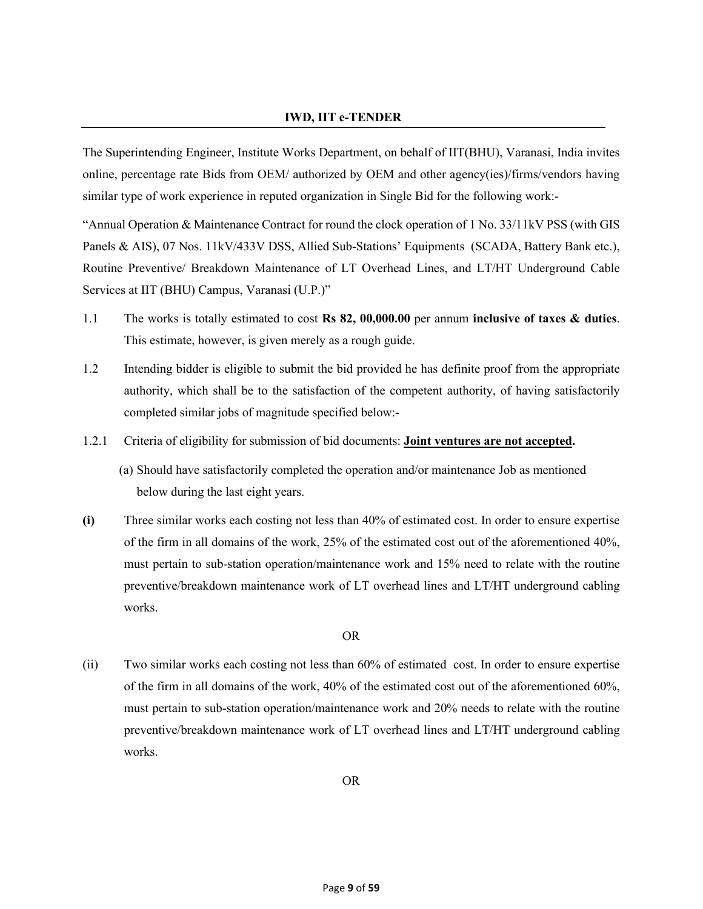**IWD, IIT e-TENDER**

The Superintending Engineer, Institute Works Department, on behalf of IIT(BHU), Varanasi, India invites online, percentage rate Bids from OEM/ authorized by OEM and other agency(ies)/firms/vendors having similar type of work experience in reputed organization in Single Bid for the following work:-

"Annual Operation & Maintenance Contract for round the clock operation of 1 No. 33/11kV PSS (with GIS Panels & AIS), 07 Nos. 11kV/433V DSS, Allied Sub-Stations' Equipments (SCADA, Battery Bank etc.), Routine Preventive/ Breakdown Maintenance of LT Overhead Lines, and LT/HT Underground Cable Services at IIT (BHU) Campus, Varanasi (U.P.)"

1.1 The works is totally estimated to cost **Rs 82, 00,000.00** per annum **inclusive of taxes & duties**. This estimate, however, is given merely as a rough guide.

1.2 Intending bidder is eligible to submit the bid provided he has definite proof from the appropriate authority, which shall be to the satisfaction of the competent authority, of having satisfactorily completed similar jobs of magnitude specified below:-

1.2.1 Criteria of eligibility for submission of bid documents: **<u>Joint ventures are not accepted</u>.**

(a) Should have satisfactorily completed the operation and/or maintenance Job as mentioned below during the last eight years.

**(i)** Three similar works each costing not less than 40% of estimated cost. In order to ensure expertise of the firm in all domains of the work, 25% of the estimated cost out of the aforementioned 40%, must pertain to sub-station operation/maintenance work and 15% need to relate with the routine preventive/breakdown maintenance work of LT overhead lines and LT/HT underground cabling works.

OR

(ii) Two similar works each costing not less than 60% of estimated cost. In order to ensure expertise of the firm in all domains of the work, 40% of the estimated cost out of the aforementioned 60%, must pertain to sub-station operation/maintenance work and 20% needs to relate with the routine preventive/breakdown maintenance work of LT overhead lines and LT/HT underground cabling works.

OR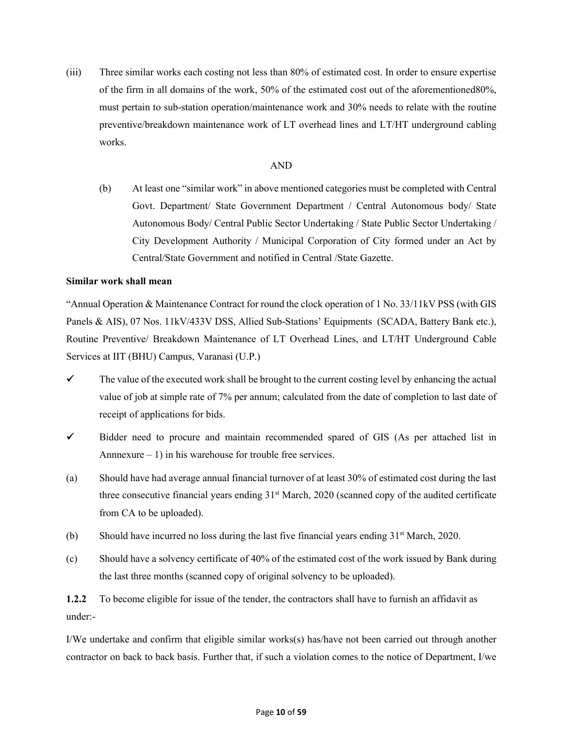(iii) Three similar works each costing not less than 80% of estimated cost. In order to ensure expertise of the firm in all domains of the work, 50% of the estimated cost out of the aforementioned80%, must pertain to sub-station operation/maintenance work and 30% needs to relate with the routine preventive/breakdown maintenance work of LT overhead lines and LT/HT underground cabling works.

AND

(b) At least one "similar work" in above mentioned categories must be completed with Central Govt. Department/ State Government Department / Central Autonomous body/ State Autonomous Body/ Central Public Sector Undertaking / State Public Sector Undertaking / City Development Authority / Municipal Corporation of City formed under an Act by Central/State Government and notified in Central /State Gazette.

**Similar work shall mean**

"Annual Operation & Maintenance Contract for round the clock operation of 1 No. 33/11kV PSS (with GIS Panels & AIS), 07 Nos. 11kV/433V DSS, Allied Sub-Stations' Equipments (SCADA, Battery Bank etc.), Routine Preventive/ Breakdown Maintenance of LT Overhead Lines, and LT/HT Underground Cable Services at IIT (BHU) Campus, Varanasi (U.P.)

- ✓ The value of the executed work shall be brought to the current costing level by enhancing the actual value of job at simple rate of 7% per annum; calculated from the date of completion to last date of receipt of applications for bids.
- ✓ Bidder need to procure and maintain recommended spared of GIS (As per attached list in Annnexure – 1) in his warehouse for trouble free services.

(a) Should have had average annual financial turnover of at least 30% of estimated cost during the last three consecutive financial years ending 31st March, 2020 (scanned copy of the audited certificate from CA to be uploaded).

(b) Should have incurred no loss during the last five financial years ending 31st March, 2020.

(c) Should have a solvency certificate of 40% of the estimated cost of the work issued by Bank during the last three months (scanned copy of original solvency to be uploaded).

**1.2.2** To become eligible for issue of the tender, the contractors shall have to furnish an affidavit as under:-

I/We undertake and confirm that eligible similar works(s) has/have not been carried out through another contractor on back to back basis. Further that, if such a violation comes to the notice of Department, I/we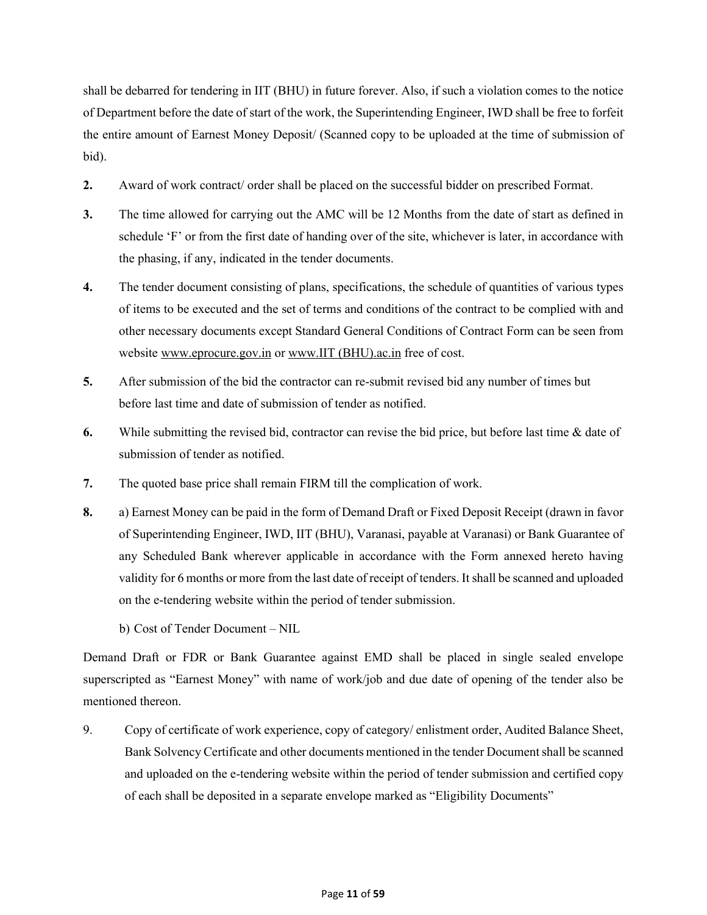shall be debarred for tendering in IIT (BHU) in future forever. Also, if such a violation comes to the notice of Department before the date of start of the work, the Superintending Engineer, IWD shall be free to forfeit the entire amount of Earnest Money Deposit/ (Scanned copy to be uploaded at the time of submission of bid).

**2.** Award of work contract/ order shall be placed on the successful bidder on prescribed Format.

**3.** The time allowed for carrying out the AMC will be 12 Months from the date of start as defined in schedule 'F' or from the first date of handing over of the site, whichever is later, in accordance with the phasing, if any, indicated in the tender documents.

**4.** The tender document consisting of plans, specifications, the schedule of quantities of various types of items to be executed and the set of terms and conditions of the contract to be complied with and other necessary documents except Standard General Conditions of Contract Form can be seen from website www.eprocure.gov.in or www.IIT (BHU).ac.in free of cost.

**5.** After submission of the bid the contractor can re-submit revised bid any number of times but before last time and date of submission of tender as notified.

**6.** While submitting the revised bid, contractor can revise the bid price, but before last time & date of submission of tender as notified.

**7.** The quoted base price shall remain FIRM till the complication of work.

**8.** a) Earnest Money can be paid in the form of Demand Draft or Fixed Deposit Receipt (drawn in favor of Superintending Engineer, IWD, IIT (BHU), Varanasi, payable at Varanasi) or Bank Guarantee of any Scheduled Bank wherever applicable in accordance with the Form annexed hereto having validity for 6 months or more from the last date of receipt of tenders. It shall be scanned and uploaded on the e-tendering website within the period of tender submission.

b) Cost of Tender Document – NIL

Demand Draft or FDR or Bank Guarantee against EMD shall be placed in single sealed envelope superscripted as "Earnest Money" with name of work/job and due date of opening of the tender also be mentioned thereon.

9. Copy of certificate of work experience, copy of category/ enlistment order, Audited Balance Sheet, Bank Solvency Certificate and other documents mentioned in the tender Document shall be scanned and uploaded on the e-tendering website within the period of tender submission and certified copy of each shall be deposited in a separate envelope marked as "Eligibility Documents"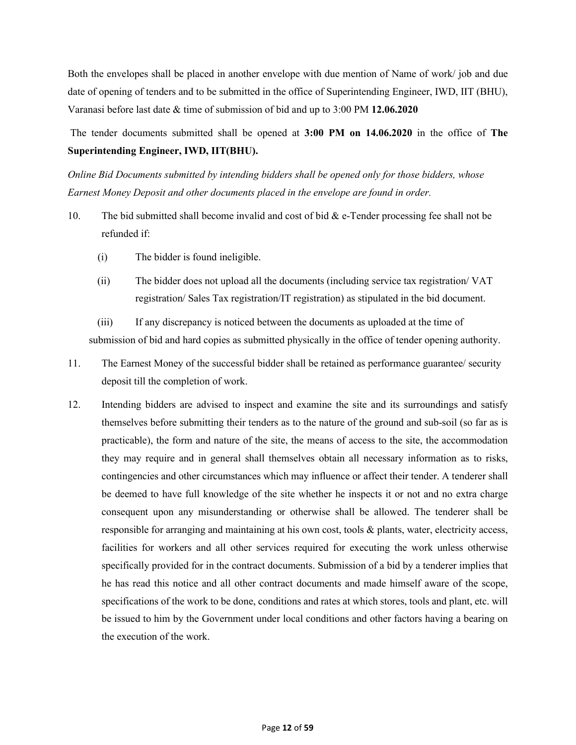Both the envelopes shall be placed in another envelope with due mention of Name of work/ job and due date of opening of tenders and to be submitted in the office of Superintending Engineer, IWD, IIT (BHU), Varanasi before last date & time of submission of bid and up to 3:00 PM **12.06.2020**

The tender documents submitted shall be opened at **3:00 PM on 14.06.2020** in the office of **The Superintending Engineer, IWD, IIT(BHU).**

*Online Bid Documents submitted by intending bidders shall be opened only for those bidders, whose Earnest Money Deposit and other documents placed in the envelope are found in order.*

10. The bid submitted shall become invalid and cost of bid & e-Tender processing fee shall not be refunded if:

    (i) The bidder is found ineligible.

    (ii) The bidder does not upload all the documents (including service tax registration/ VAT registration/ Sales Tax registration/IT registration) as stipulated in the bid document.

    (iii) If any discrepancy is noticed between the documents as uploaded at the time of submission of bid and hard copies as submitted physically in the office of tender opening authority.

11. The Earnest Money of the successful bidder shall be retained as performance guarantee/ security deposit till the completion of work.

12. Intending bidders are advised to inspect and examine the site and its surroundings and satisfy themselves before submitting their tenders as to the nature of the ground and sub-soil (so far as is practicable), the form and nature of the site, the means of access to the site, the accommodation they may require and in general shall themselves obtain all necessary information as to risks, contingencies and other circumstances which may influence or affect their tender. A tenderer shall be deemed to have full knowledge of the site whether he inspects it or not and no extra charge consequent upon any misunderstanding or otherwise shall be allowed. The tenderer shall be responsible for arranging and maintaining at his own cost, tools & plants, water, electricity access, facilities for workers and all other services required for executing the work unless otherwise specifically provided for in the contract documents. Submission of a bid by a tenderer implies that he has read this notice and all other contract documents and made himself aware of the scope, specifications of the work to be done, conditions and rates at which stores, tools and plant, etc. will be issued to him by the Government under local conditions and other factors having a bearing on the execution of the work.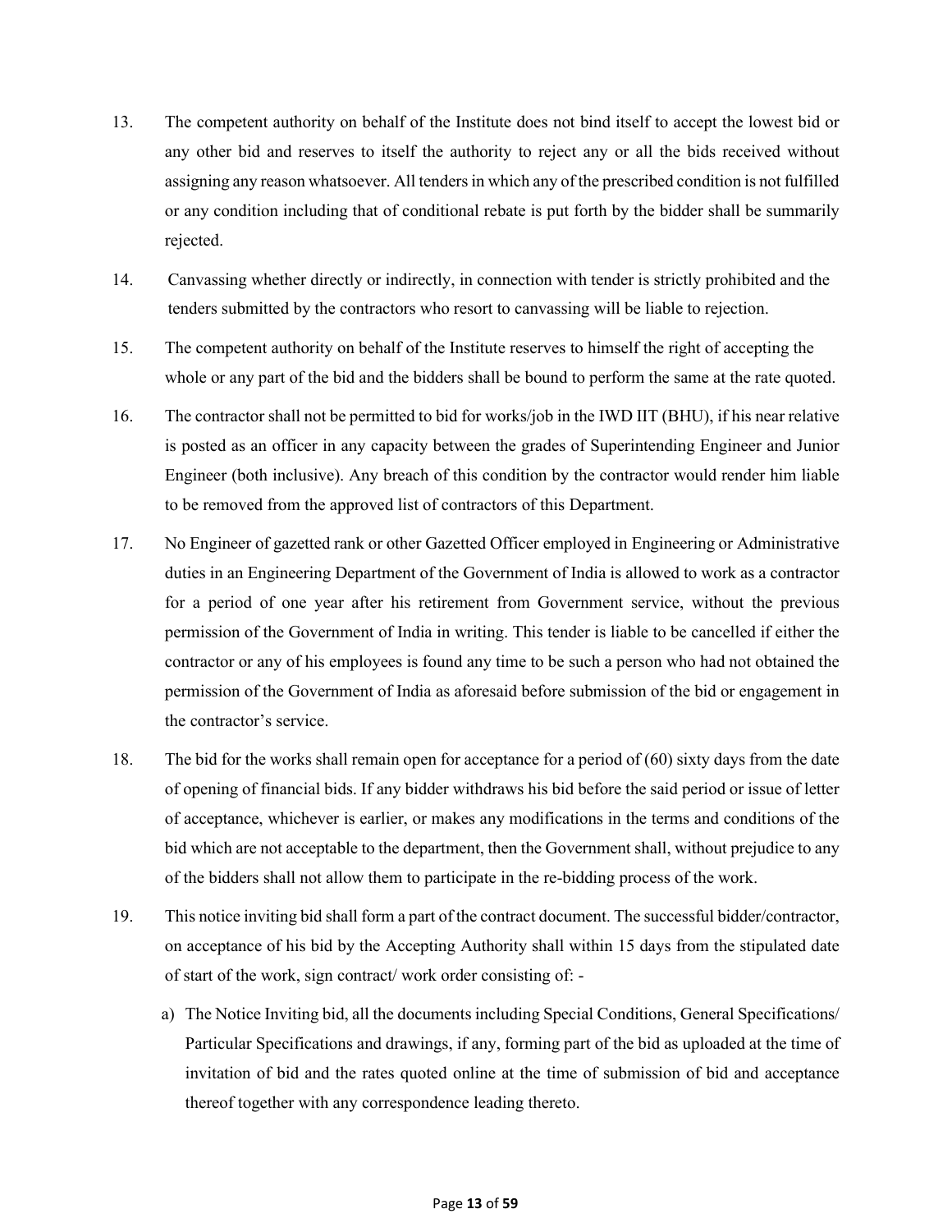13. The competent authority on behalf of the Institute does not bind itself to accept the lowest bid or any other bid and reserves to itself the authority to reject any or all the bids received without assigning any reason whatsoever. All tenders in which any of the prescribed condition is not fulfilled or any condition including that of conditional rebate is put forth by the bidder shall be summarily rejected.

14. Canvassing whether directly or indirectly, in connection with tender is strictly prohibited and the tenders submitted by the contractors who resort to canvassing will be liable to rejection.

15. The competent authority on behalf of the Institute reserves to himself the right of accepting the whole or any part of the bid and the bidders shall be bound to perform the same at the rate quoted.

16. The contractor shall not be permitted to bid for works/job in the IWD IIT (BHU), if his near relative is posted as an officer in any capacity between the grades of Superintending Engineer and Junior Engineer (both inclusive). Any breach of this condition by the contractor would render him liable to be removed from the approved list of contractors of this Department.

17. No Engineer of gazetted rank or other Gazetted Officer employed in Engineering or Administrative duties in an Engineering Department of the Government of India is allowed to work as a contractor for a period of one year after his retirement from Government service, without the previous permission of the Government of India in writing. This tender is liable to be cancelled if either the contractor or any of his employees is found any time to be such a person who had not obtained the permission of the Government of India as aforesaid before submission of the bid or engagement in the contractor's service.

18. The bid for the works shall remain open for acceptance for a period of (60) sixty days from the date of opening of financial bids. If any bidder withdraws his bid before the said period or issue of letter of acceptance, whichever is earlier, or makes any modifications in the terms and conditions of the bid which are not acceptable to the department, then the Government shall, without prejudice to any of the bidders shall not allow them to participate in the re-bidding process of the work.

19. This notice inviting bid shall form a part of the contract document. The successful bidder/contractor, on acceptance of his bid by the Accepting Authority shall within 15 days from the stipulated date of start of the work, sign contract/ work order consisting of: -

    a) The Notice Inviting bid, all the documents including Special Conditions, General Specifications/ Particular Specifications and drawings, if any, forming part of the bid as uploaded at the time of invitation of bid and the rates quoted online at the time of submission of bid and acceptance thereof together with any correspondence leading thereto.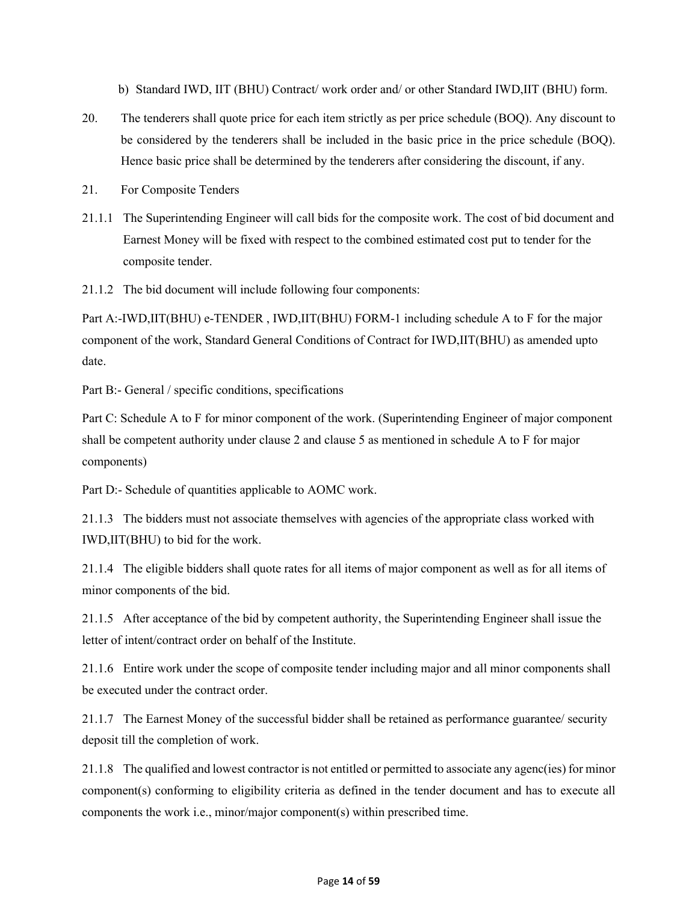b) Standard IWD, IIT (BHU) Contract/ work order and/ or other Standard IWD,IIT (BHU) form.

20. The tenderers shall quote price for each item strictly as per price schedule (BOQ). Any discount to be considered by the tenderers shall be included in the basic price in the price schedule (BOQ). Hence basic price shall be determined by the tenderers after considering the discount, if any.

21. For Composite Tenders

21.1.1 The Superintending Engineer will call bids for the composite work. The cost of bid document and Earnest Money will be fixed with respect to the combined estimated cost put to tender for the composite tender.

21.1.2 The bid document will include following four components:

Part A:-IWD,IIT(BHU) e-TENDER , IWD,IIT(BHU) FORM-1 including schedule A to F for the major component of the work, Standard General Conditions of Contract for IWD,IIT(BHU) as amended upto date.

Part B:- General / specific conditions, specifications

Part C: Schedule A to F for minor component of the work. (Superintending Engineer of major component shall be competent authority under clause 2 and clause 5 as mentioned in schedule A to F for major components)

Part D:- Schedule of quantities applicable to AOMC work.

21.1.3 The bidders must not associate themselves with agencies of the appropriate class worked with IWD,IIT(BHU) to bid for the work.

21.1.4 The eligible bidders shall quote rates for all items of major component as well as for all items of minor components of the bid.

21.1.5 After acceptance of the bid by competent authority, the Superintending Engineer shall issue the letter of intent/contract order on behalf of the Institute.

21.1.6 Entire work under the scope of composite tender including major and all minor components shall be executed under the contract order.

21.1.7 The Earnest Money of the successful bidder shall be retained as performance guarantee/ security deposit till the completion of work.

21.1.8 The qualified and lowest contractor is not entitled or permitted to associate any agenc(ies) for minor component(s) conforming to eligibility criteria as defined in the tender document and has to execute all components the work i.e., minor/major component(s) within prescribed time.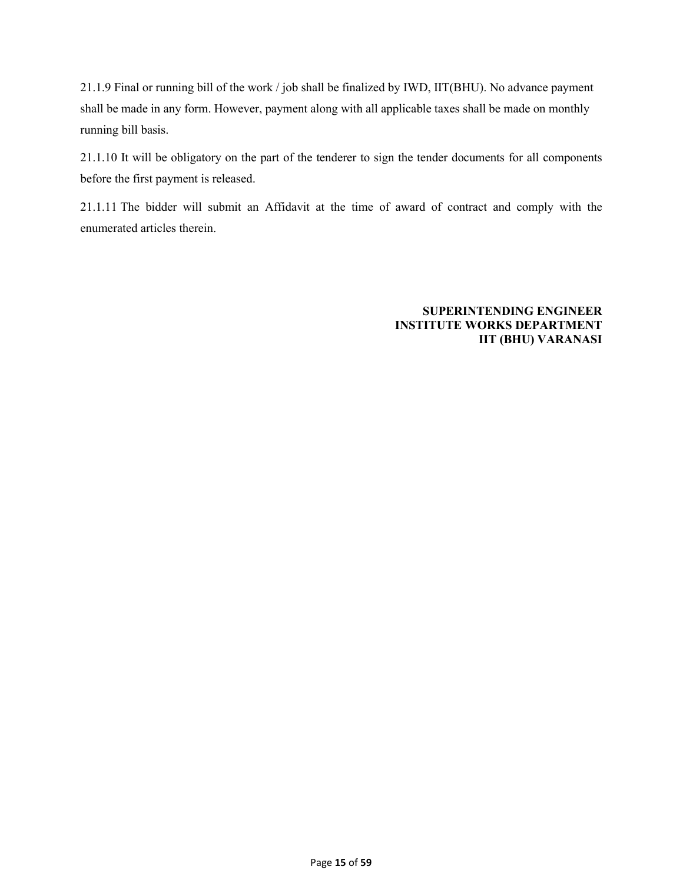21.1.9 Final or running bill of the work / job shall be finalized by IWD, IIT(BHU). No advance payment shall be made in any form. However, payment along with all applicable taxes shall be made on monthly running bill basis.

21.1.10 It will be obligatory on the part of the tenderer to sign the tender documents for all components before the first payment is released.

21.1.11 The bidder will submit an Affidavit at the time of award of contract and comply with the enumerated articles therein.

**SUPERINTENDING ENGINEER**
**INSTITUTE WORKS DEPARTMENT**
**IIT (BHU) VARANASI**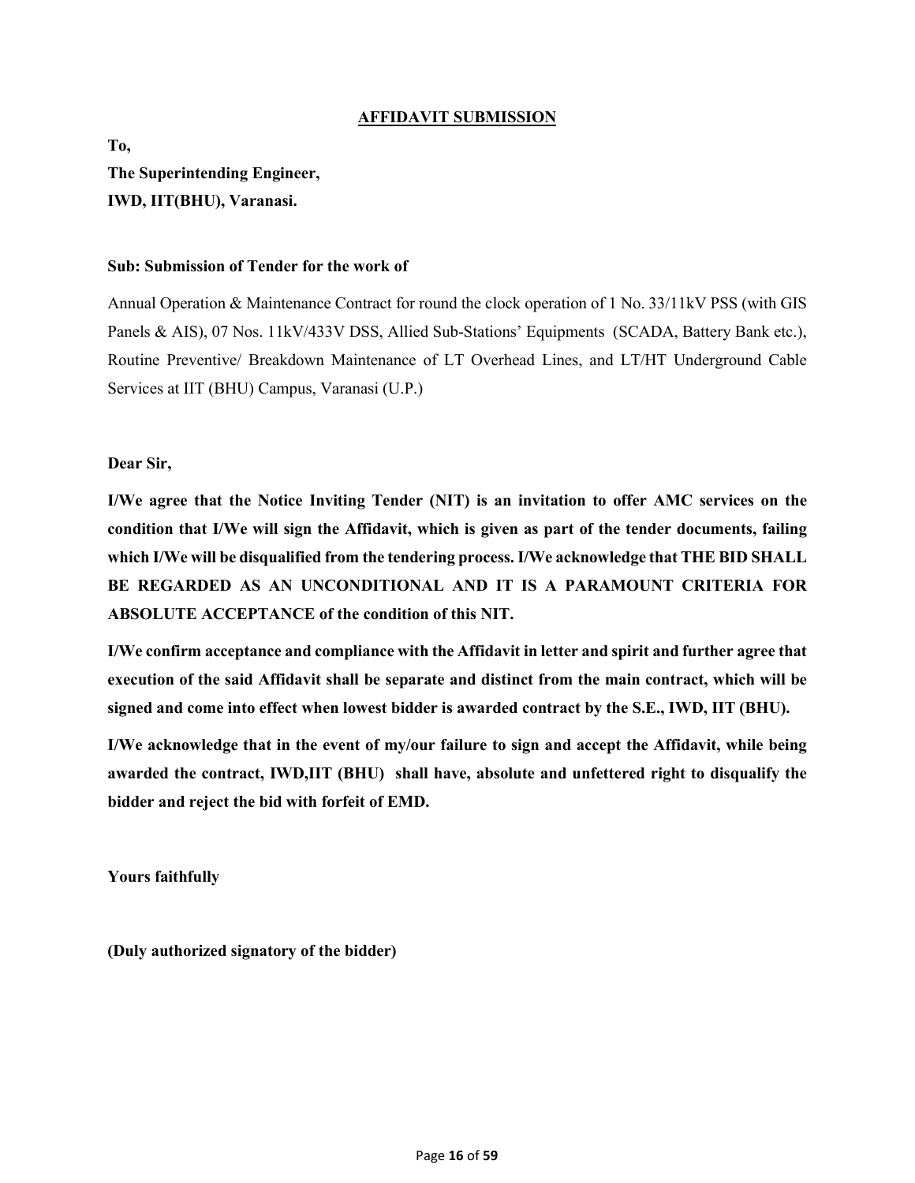## AFFIDAVIT SUBMISSION

**To,**
**The Superintending Engineer,**
**IWD, IIT(BHU), Varanasi.**

**Sub: Submission of Tender for the work of**

Annual Operation & Maintenance Contract for round the clock operation of 1 No. 33/11kV PSS (with GIS Panels & AIS), 07 Nos. 11kV/433V DSS, Allied Sub-Stations' Equipments (SCADA, Battery Bank etc.), Routine Preventive/ Breakdown Maintenance of LT Overhead Lines, and LT/HT Underground Cable Services at IIT (BHU) Campus, Varanasi (U.P.)

**Dear Sir,**

**I/We agree that the Notice Inviting Tender (NIT) is an invitation to offer AMC services on the condition that I/We will sign the Affidavit, which is given as part of the tender documents, failing which I/We will be disqualified from the tendering process. I/We acknowledge that THE BID SHALL BE REGARDED AS AN UNCONDITIONAL AND IT IS A PARAMOUNT CRITERIA FOR ABSOLUTE ACCEPTANCE of the condition of this NIT.**

**I/We confirm acceptance and compliance with the Affidavit in letter and spirit and further agree that execution of the said Affidavit shall be separate and distinct from the main contract, which will be signed and come into effect when lowest bidder is awarded contract by the S.E., IWD, IIT (BHU).**

**I/We acknowledge that in the event of my/our failure to sign and accept the Affidavit, while being awarded the contract, IWD,IIT (BHU) shall have, absolute and unfettered right to disqualify the bidder and reject the bid with forfeit of EMD.**

**Yours faithfully**

**(Duly authorized signatory of the bidder)**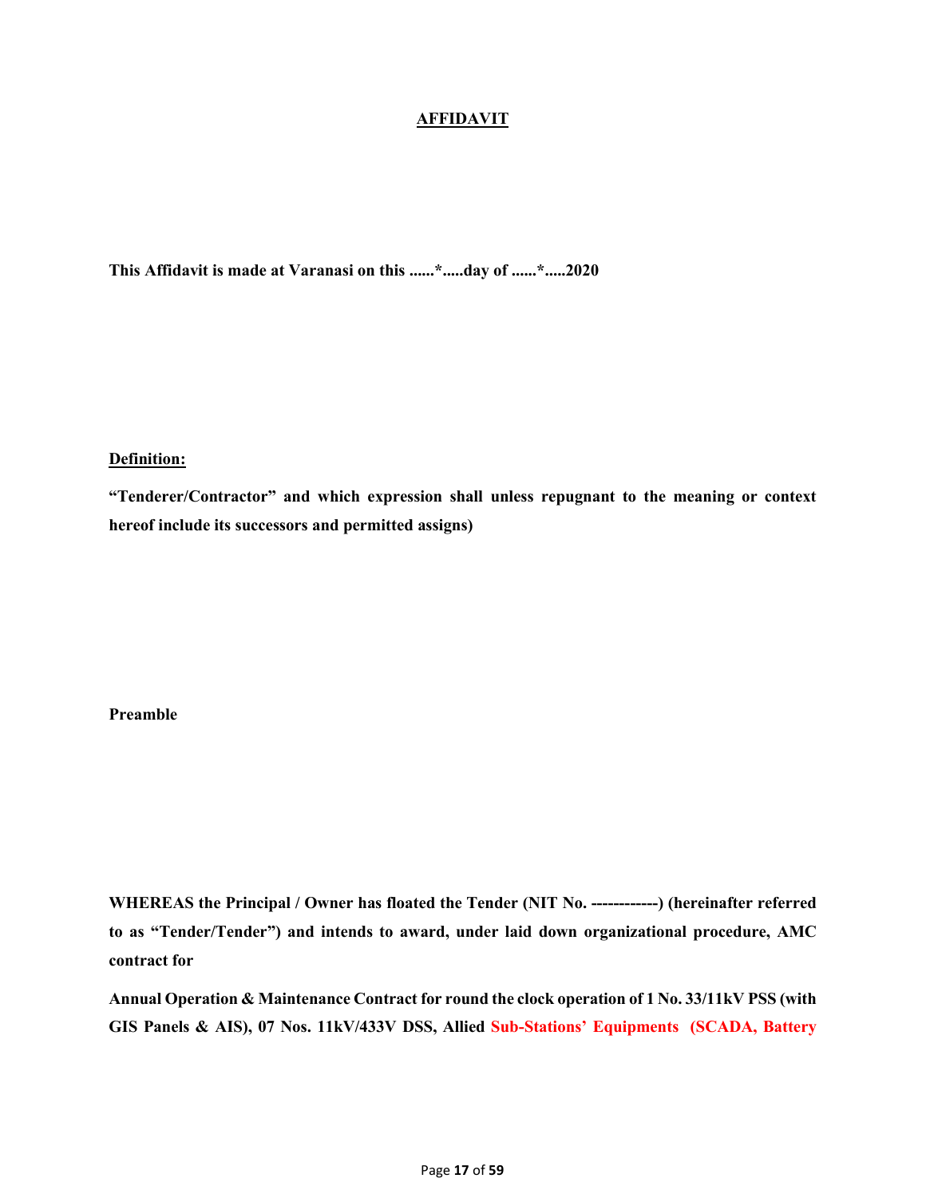# **AFFIDAVIT**

**This Affidavit is made at Varanasi on this ......*.....day of ......*.....2020**

**Definition:**

**"Tenderer/Contractor" and which expression shall unless repugnant to the meaning or context hereof include its successors and permitted assigns)**

**Preamble**

**WHEREAS the Principal / Owner has floated the Tender (NIT No. ------------) (hereinafter referred to as "Tender/Tender") and intends to award, under laid down organizational procedure, AMC contract for**

**Annual Operation & Maintenance Contract for round the clock operation of 1 No. 33/11kV PSS (with GIS Panels & AIS), 07 Nos. 11kV/433V DSS, Allied Sub-Stations' Equipments (SCADA, Battery**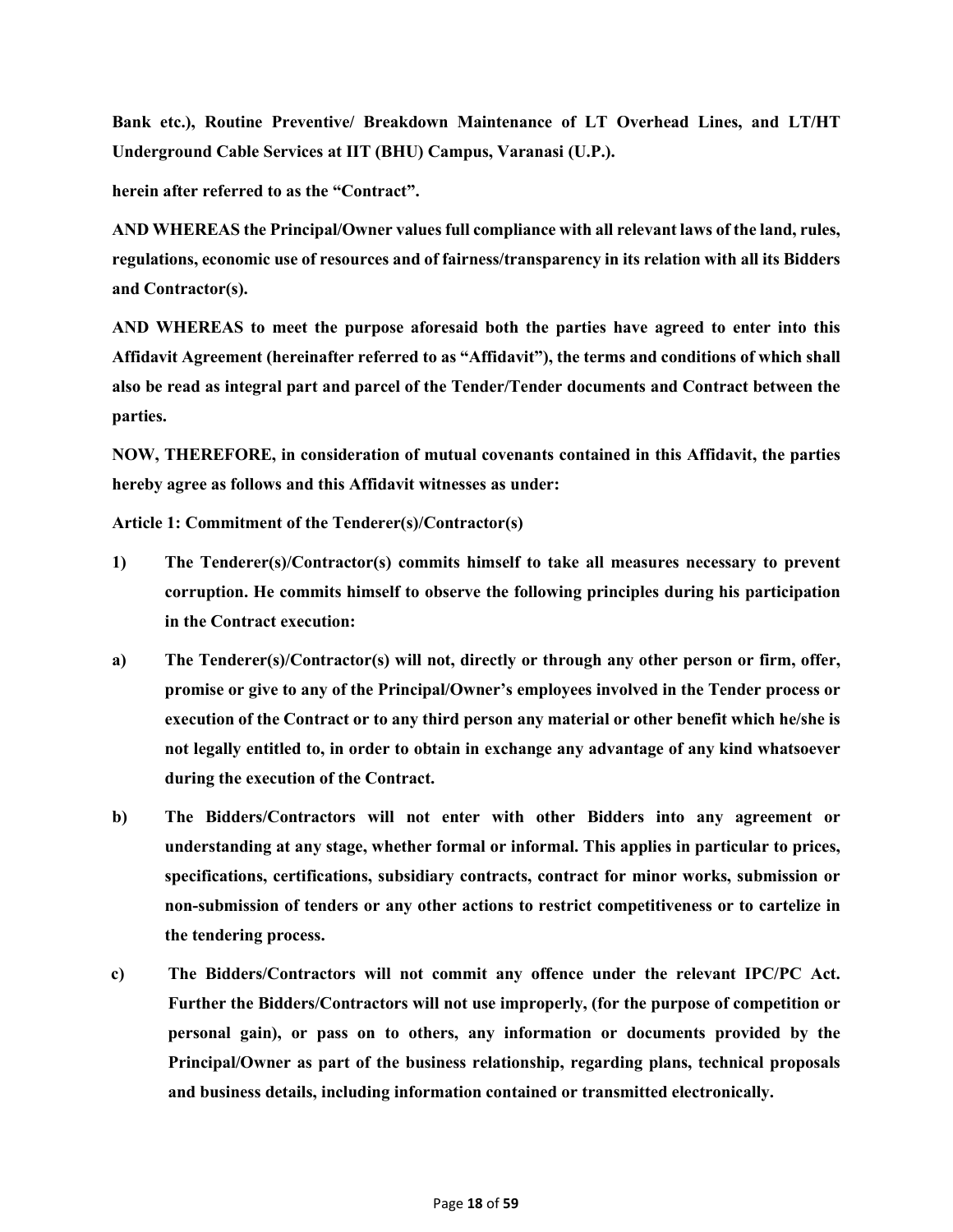**Bank etc.), Routine Preventive/ Breakdown Maintenance of LT Overhead Lines, and LT/HT Underground Cable Services at IIT (BHU) Campus, Varanasi (U.P.).**

**herein after referred to as the "Contract".**

**AND WHEREAS the Principal/Owner values full compliance with all relevant laws of the land, rules, regulations, economic use of resources and of fairness/transparency in its relation with all its Bidders and Contractor(s).**

**AND WHEREAS to meet the purpose aforesaid both the parties have agreed to enter into this Affidavit Agreement (hereinafter referred to as "Affidavit"), the terms and conditions of which shall also be read as integral part and parcel of the Tender/Tender documents and Contract between the parties.**

**NOW, THEREFORE, in consideration of mutual covenants contained in this Affidavit, the parties hereby agree as follows and this Affidavit witnesses as under:**

**Article 1: Commitment of the Tenderer(s)/Contractor(s)**

**1) The Tenderer(s)/Contractor(s) commits himself to take all measures necessary to prevent corruption. He commits himself to observe the following principles during his participation in the Contract execution:**

**a) The Tenderer(s)/Contractor(s) will not, directly or through any other person or firm, offer, promise or give to any of the Principal/Owner's employees involved in the Tender process or execution of the Contract or to any third person any material or other benefit which he/she is not legally entitled to, in order to obtain in exchange any advantage of any kind whatsoever during the execution of the Contract.**

**b) The Bidders/Contractors will not enter with other Bidders into any agreement or understanding at any stage, whether formal or informal. This applies in particular to prices, specifications, certifications, subsidiary contracts, contract for minor works, submission or non-submission of tenders or any other actions to restrict competitiveness or to cartelize in the tendering process.**

**c) The Bidders/Contractors will not commit any offence under the relevant IPC/PC Act. Further the Bidders/Contractors will not use improperly, (for the purpose of competition or personal gain), or pass on to others, any information or documents provided by the Principal/Owner as part of the business relationship, regarding plans, technical proposals and business details, including information contained or transmitted electronically.**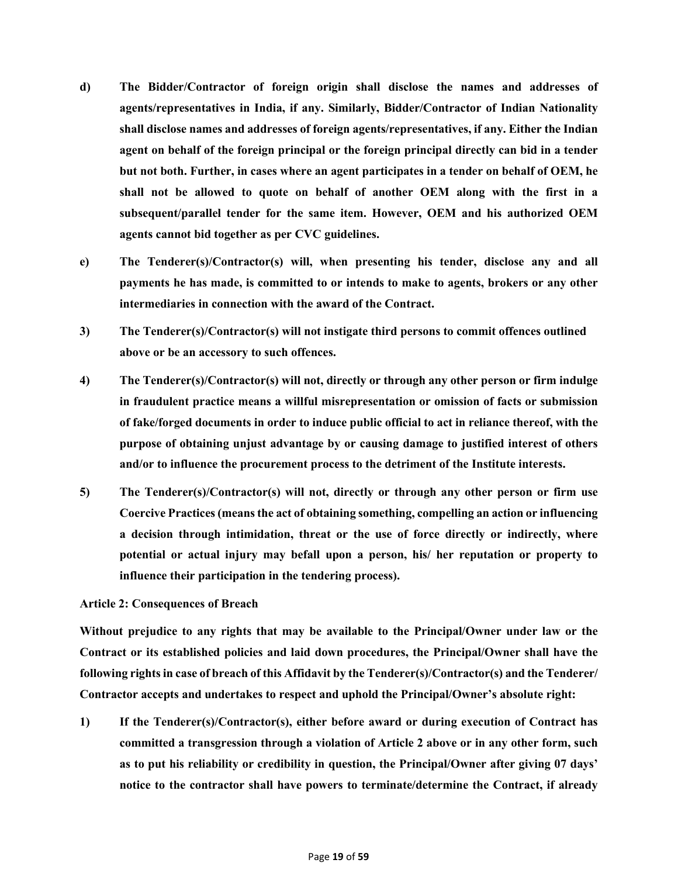**d) The Bidder/Contractor of foreign origin shall disclose the names and addresses of agents/representatives in India, if any. Similarly, Bidder/Contractor of Indian Nationality shall disclose names and addresses of foreign agents/representatives, if any. Either the Indian agent on behalf of the foreign principal or the foreign principal directly can bid in a tender but not both. Further, in cases where an agent participates in a tender on behalf of OEM, he shall not be allowed to quote on behalf of another OEM along with the first in a subsequent/parallel tender for the same item. However, OEM and his authorized OEM agents cannot bid together as per CVC guidelines.**

**e) The Tenderer(s)/Contractor(s) will, when presenting his tender, disclose any and all payments he has made, is committed to or intends to make to agents, brokers or any other intermediaries in connection with the award of the Contract.**

**3) The Tenderer(s)/Contractor(s) will not instigate third persons to commit offences outlined above or be an accessory to such offences.**

**4) The Tenderer(s)/Contractor(s) will not, directly or through any other person or firm indulge in fraudulent practice means a willful misrepresentation or omission of facts or submission of fake/forged documents in order to induce public official to act in reliance thereof, with the purpose of obtaining unjust advantage by or causing damage to justified interest of others and/or to influence the procurement process to the detriment of the Institute interests.**

**5) The Tenderer(s)/Contractor(s) will not, directly or through any other person or firm use Coercive Practices (means the act of obtaining something, compelling an action or influencing a decision through intimidation, threat or the use of force directly or indirectly, where potential or actual injury may befall upon a person, his/ her reputation or property to influence their participation in the tendering process).**

**Article 2: Consequences of Breach**

**Without prejudice to any rights that may be available to the Principal/Owner under law or the Contract or its established policies and laid down procedures, the Principal/Owner shall have the following rights in case of breach of this Affidavit by the Tenderer(s)/Contractor(s) and the Tenderer/ Contractor accepts and undertakes to respect and uphold the Principal/Owner's absolute right:**

**1) If the Tenderer(s)/Contractor(s), either before award or during execution of Contract has committed a transgression through a violation of Article 2 above or in any other form, such as to put his reliability or credibility in question, the Principal/Owner after giving 07 days' notice to the contractor shall have powers to terminate/determine the Contract, if already**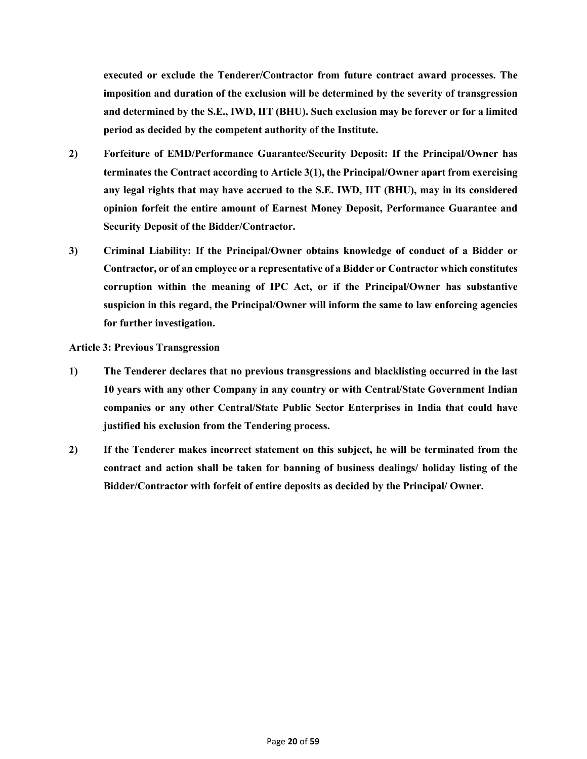**executed or exclude the Tenderer/Contractor from future contract award processes. The imposition and duration of the exclusion will be determined by the severity of transgression and determined by the S.E., IWD, IIT (BHU). Such exclusion may be forever or for a limited period as decided by the competent authority of the Institute.**

2) **Forfeiture of EMD/Performance Guarantee/Security Deposit: If the Principal/Owner has terminates the Contract according to Article 3(1), the Principal/Owner apart from exercising any legal rights that may have accrued to the S.E. IWD, IIT (BHU), may in its considered opinion forfeit the entire amount of Earnest Money Deposit, Performance Guarantee and Security Deposit of the Bidder/Contractor.**

3) **Criminal Liability: If the Principal/Owner obtains knowledge of conduct of a Bidder or Contractor, or of an employee or a representative of a Bidder or Contractor which constitutes corruption within the meaning of IPC Act, or if the Principal/Owner has substantive suspicion in this regard, the Principal/Owner will inform the same to law enforcing agencies for further investigation.**

**Article 3: Previous Transgression**

1) **The Tenderer declares that no previous transgressions and blacklisting occurred in the last 10 years with any other Company in any country or with Central/State Government Indian companies or any other Central/State Public Sector Enterprises in India that could have justified his exclusion from the Tendering process.**

2) **If the Tenderer makes incorrect statement on this subject, he will be terminated from the contract and action shall be taken for banning of business dealings/ holiday listing of the Bidder/Contractor with forfeit of entire deposits as decided by the Principal/ Owner.**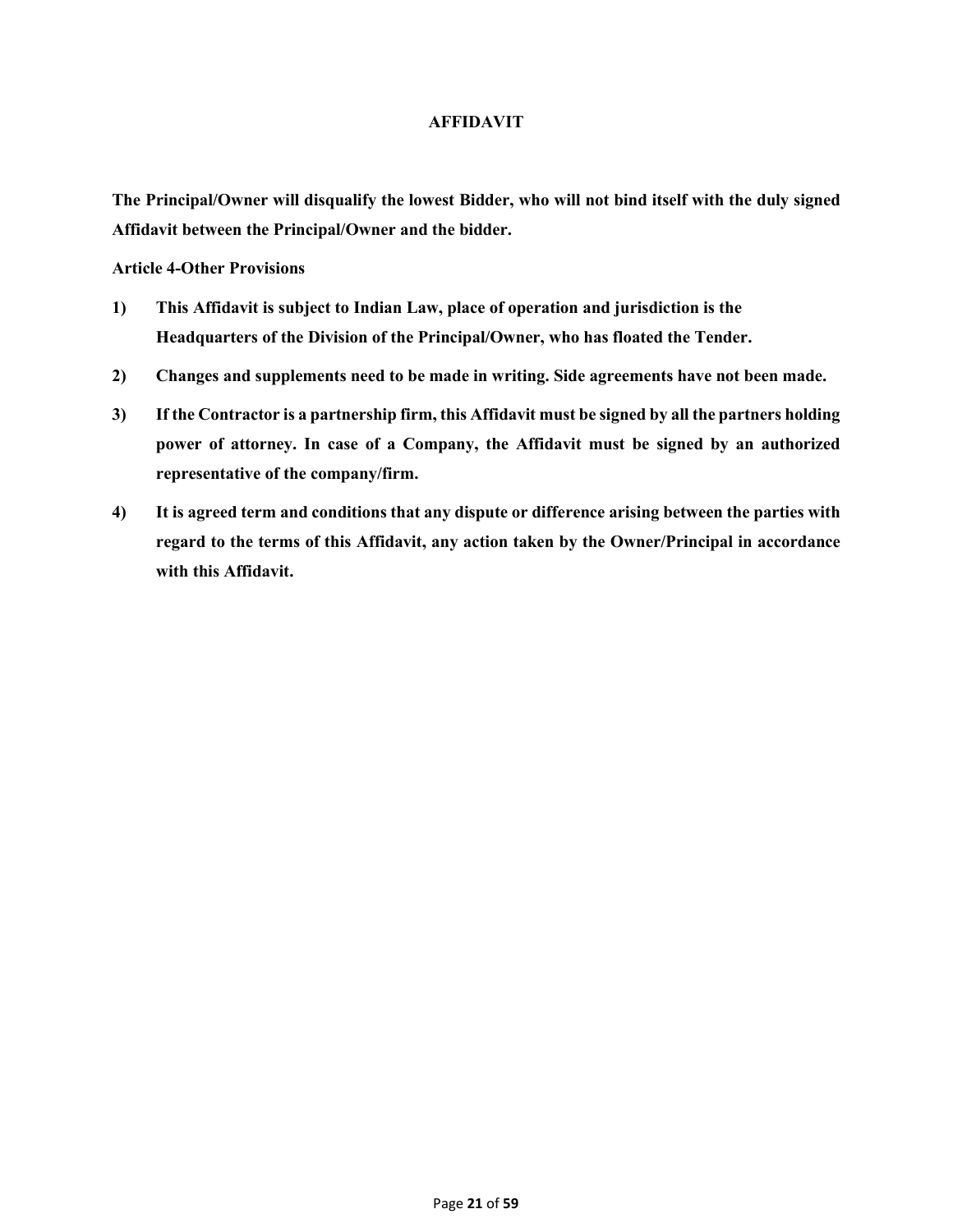# AFFIDAVIT

**The Principal/Owner will disqualify the lowest Bidder, who will not bind itself with the duly signed Affidavit between the Principal/Owner and the bidder.**

**Article 4-Other Provisions**

1) **This Affidavit is subject to Indian Law, place of operation and jurisdiction is the Headquarters of the Division of the Principal/Owner, who has floated the Tender.**
2) **Changes and supplements need to be made in writing. Side agreements have not been made.**
3) **If the Contractor is a partnership firm, this Affidavit must be signed by all the partners holding power of attorney. In case of a Company, the Affidavit must be signed by an authorized representative of the company/firm.**
4) **It is agreed term and conditions that any dispute or difference arising between the parties with regard to the terms of this Affidavit, any action taken by the Owner/Principal in accordance with this Affidavit.**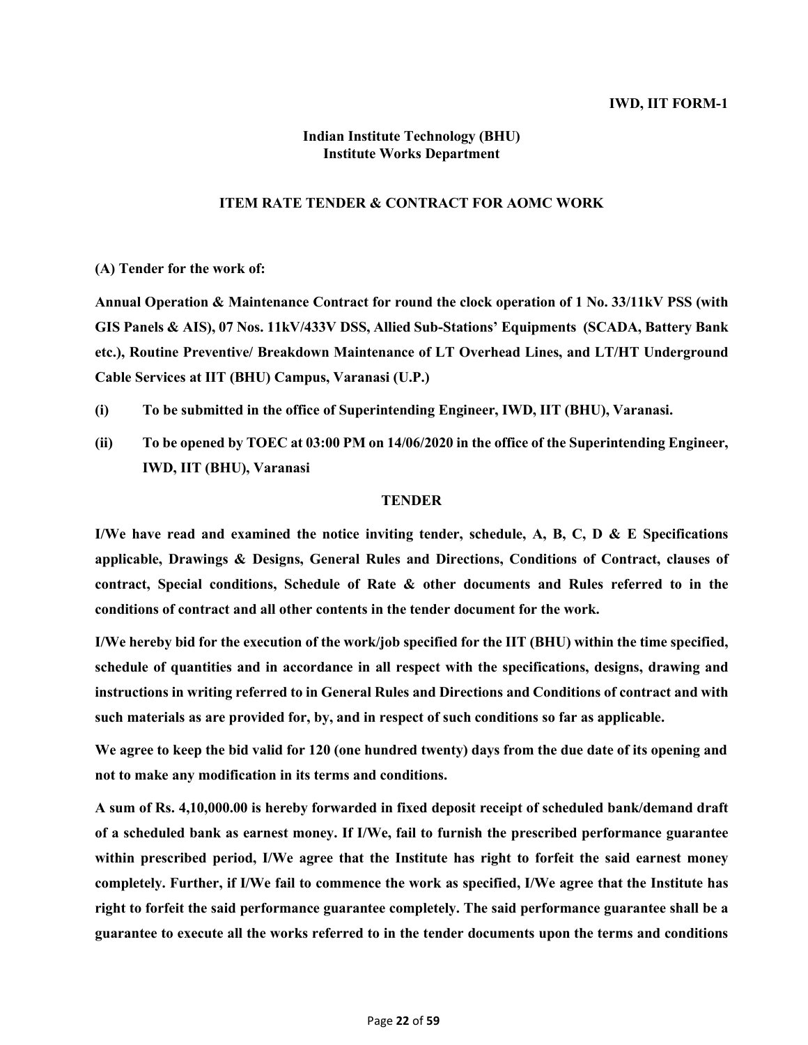**IWD, IIT FORM-1**

**Indian Institute Technology (BHU)**
**Institute Works Department**

**ITEM RATE TENDER & CONTRACT FOR AOMC WORK**

**(A) Tender for the work of:**

**Annual Operation & Maintenance Contract for round the clock operation of 1 No. 33/11kV PSS (with GIS Panels & AIS), 07 Nos. 11kV/433V DSS, Allied Sub-Stations' Equipments (SCADA, Battery Bank etc.), Routine Preventive/ Breakdown Maintenance of LT Overhead Lines, and LT/HT Underground Cable Services at IIT (BHU) Campus, Varanasi (U.P.)**

**(i) To be submitted in the office of Superintending Engineer, IWD, IIT (BHU), Varanasi.**

**(ii) To be opened by TOEC at 03:00 PM on 14/06/2020 in the office of the Superintending Engineer, IWD, IIT (BHU), Varanasi**

**TENDER**

**I/We have read and examined the notice inviting tender, schedule, A, B, C, D & E Specifications applicable, Drawings & Designs, General Rules and Directions, Conditions of Contract, clauses of contract, Special conditions, Schedule of Rate & other documents and Rules referred to in the conditions of contract and all other contents in the tender document for the work.**

**I/We hereby bid for the execution of the work/job specified for the IIT (BHU) within the time specified, schedule of quantities and in accordance in all respect with the specifications, designs, drawing and instructions in writing referred to in General Rules and Directions and Conditions of contract and with such materials as are provided for, by, and in respect of such conditions so far as applicable.**

**We agree to keep the bid valid for 120 (one hundred twenty) days from the due date of its opening and not to make any modification in its terms and conditions.**

**A sum of Rs. 4,10,000.00 is hereby forwarded in fixed deposit receipt of scheduled bank/demand draft of a scheduled bank as earnest money. If I/We, fail to furnish the prescribed performance guarantee within prescribed period, I/We agree that the Institute has right to forfeit the said earnest money completely. Further, if I/We fail to commence the work as specified, I/We agree that the Institute has right to forfeit the said performance guarantee completely. The said performance guarantee shall be a guarantee to execute all the works referred to in the tender documents upon the terms and conditions**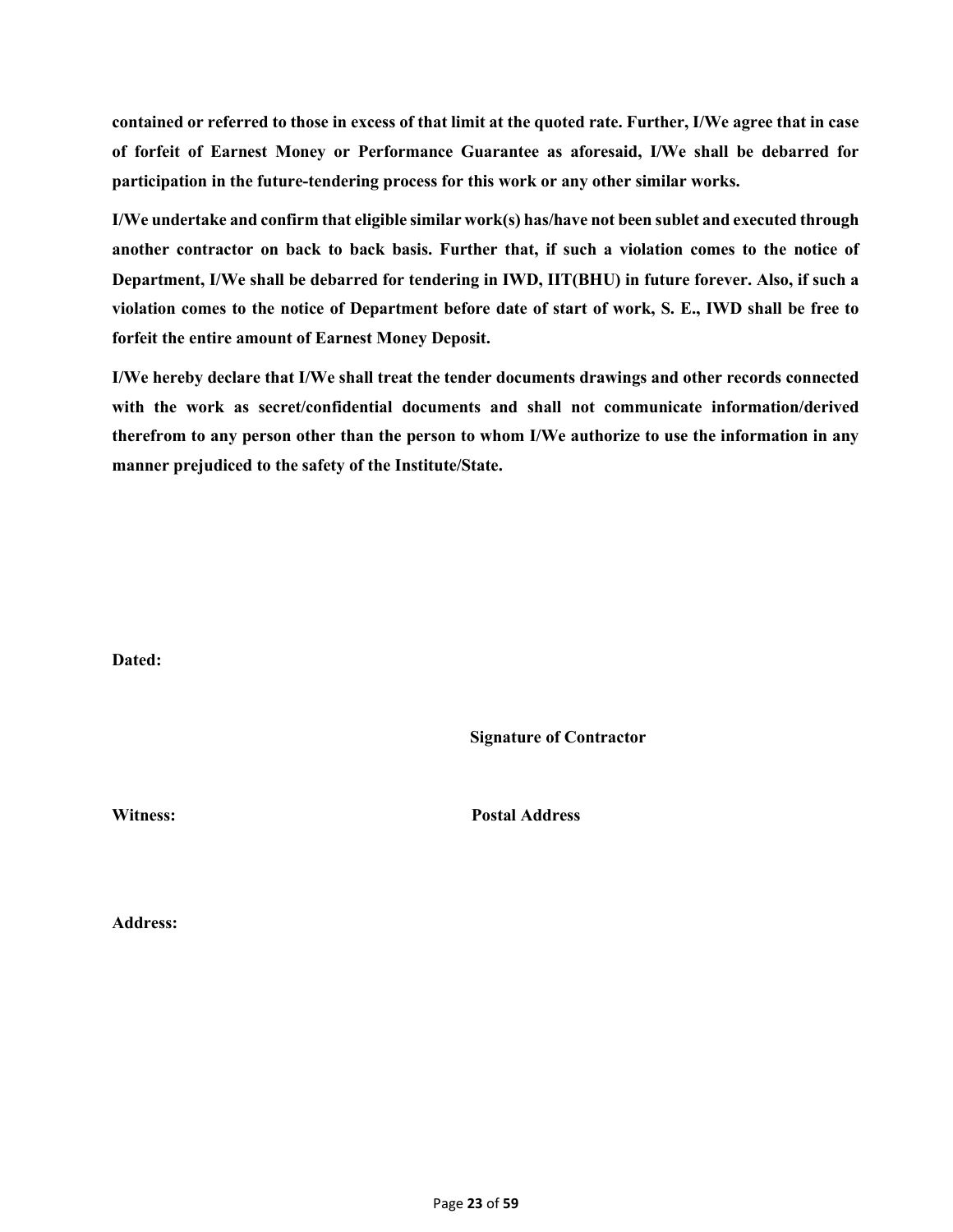**contained or referred to those in excess of that limit at the quoted rate. Further, I/We agree that in case of forfeit of Earnest Money or Performance Guarantee as aforesaid, I/We shall be debarred for participation in the future-tendering process for this work or any other similar works.**

**I/We undertake and confirm that eligible similar work(s) has/have not been sublet and executed through another contractor on back to back basis. Further that, if such a violation comes to the notice of Department, I/We shall be debarred for tendering in IWD, IIT(BHU) in future forever. Also, if such a violation comes to the notice of Department before date of start of work, S. E., IWD shall be free to forfeit the entire amount of Earnest Money Deposit.**

**I/We hereby declare that I/We shall treat the tender documents drawings and other records connected with the work as secret/confidential documents and shall not communicate information/derived therefrom to any person other than the person to whom I/We authorize to use the information in any manner prejudiced to the safety of the Institute/State.**

**Dated:**

**Signature of Contractor**

**Witness:**

**Postal Address**

**Address:**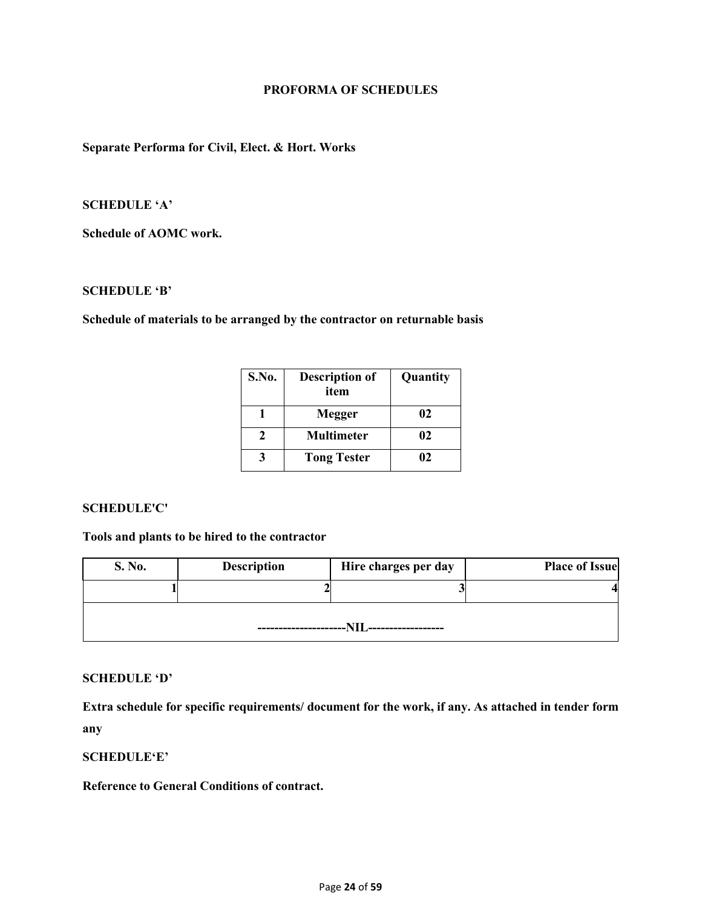# PROFORMA OF SCHEDULES

**Separate Performa for Civil, Elect. & Hort. Works**

**SCHEDULE 'A'**

**Schedule of AOMC work.**

**SCHEDULE 'B'**

**Schedule of materials to be arranged by the contractor on returnable basis**

| S.No. | Description of item | Quantity |
|---|---|---|
| 1 | Megger | 02 |
| 2 | Multimeter | 02 |
| 3 | Tong Tester | 02 |

**SCHEDULE'C'**

**Tools and plants to be hired to the contractor**

| S. No. | Description | Hire charges per day | Place of Issue |
|---|---|---|---|
| 1 | 2 | 3 | 4 |
| ---------------------NIL------------------ | | | |

**SCHEDULE 'D'**

**Extra schedule for specific requirements/ document for the work, if any. As attached in tender form any**

**SCHEDULE'E'**

**Reference to General Conditions of contract.**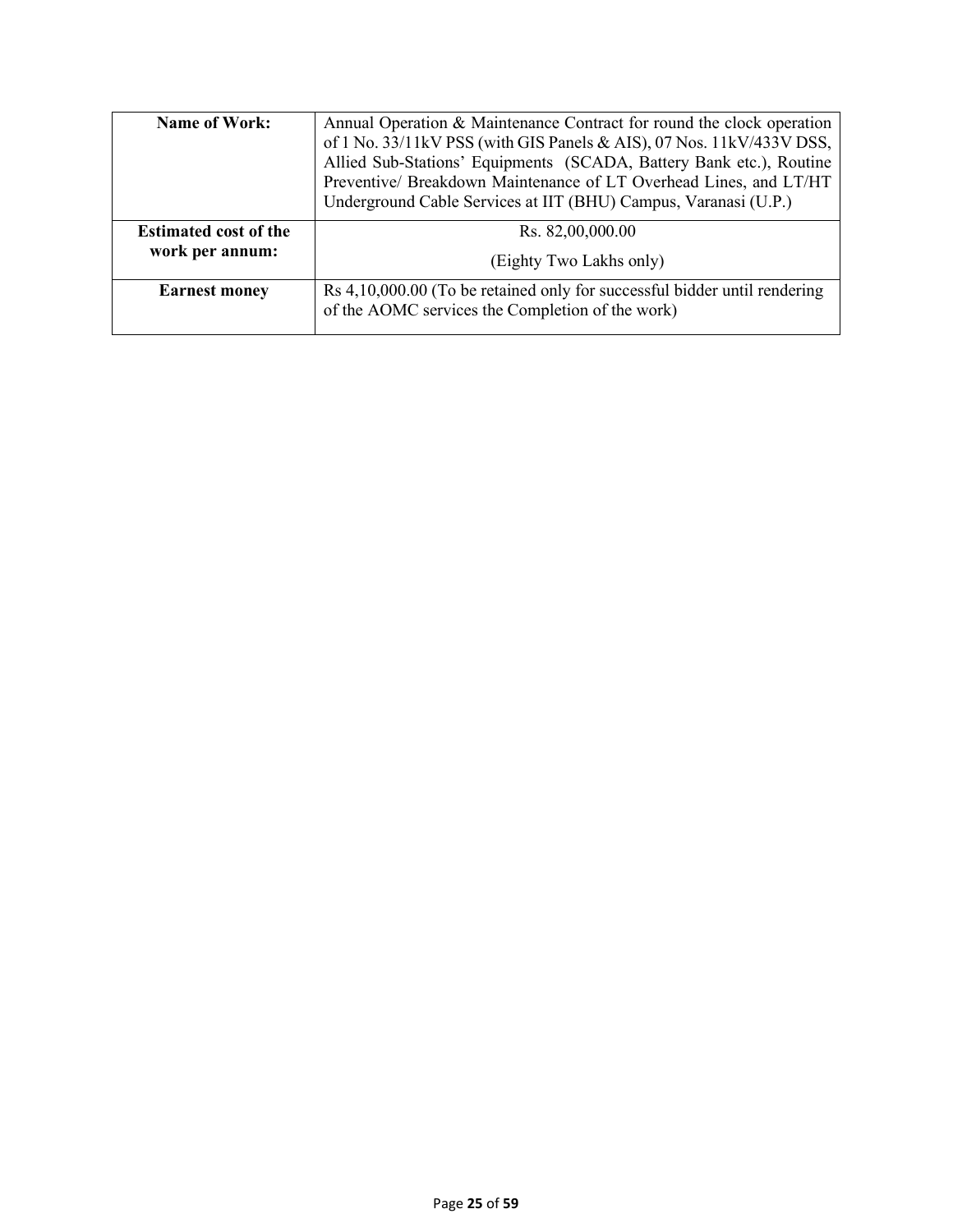| **Name of Work:** | Annual Operation & Maintenance Contract for round the clock operation of 1 No. 33/11kV PSS (with GIS Panels & AIS), 07 Nos. 11kV/433V DSS, Allied Sub-Stations' Equipments (SCADA, Battery Bank etc.), Routine Preventive/ Breakdown Maintenance of LT Overhead Lines, and LT/HT Underground Cable Services at IIT (BHU) Campus, Varanasi (U.P.) |
|---|---|
| **Estimated cost of the work per annum:** | Rs. 82,00,000.00<br>(Eighty Two Lakhs only) |
| **Earnest money** | Rs 4,10,000.00 (To be retained only for successful bidder until rendering of the AOMC services the Completion of the work) |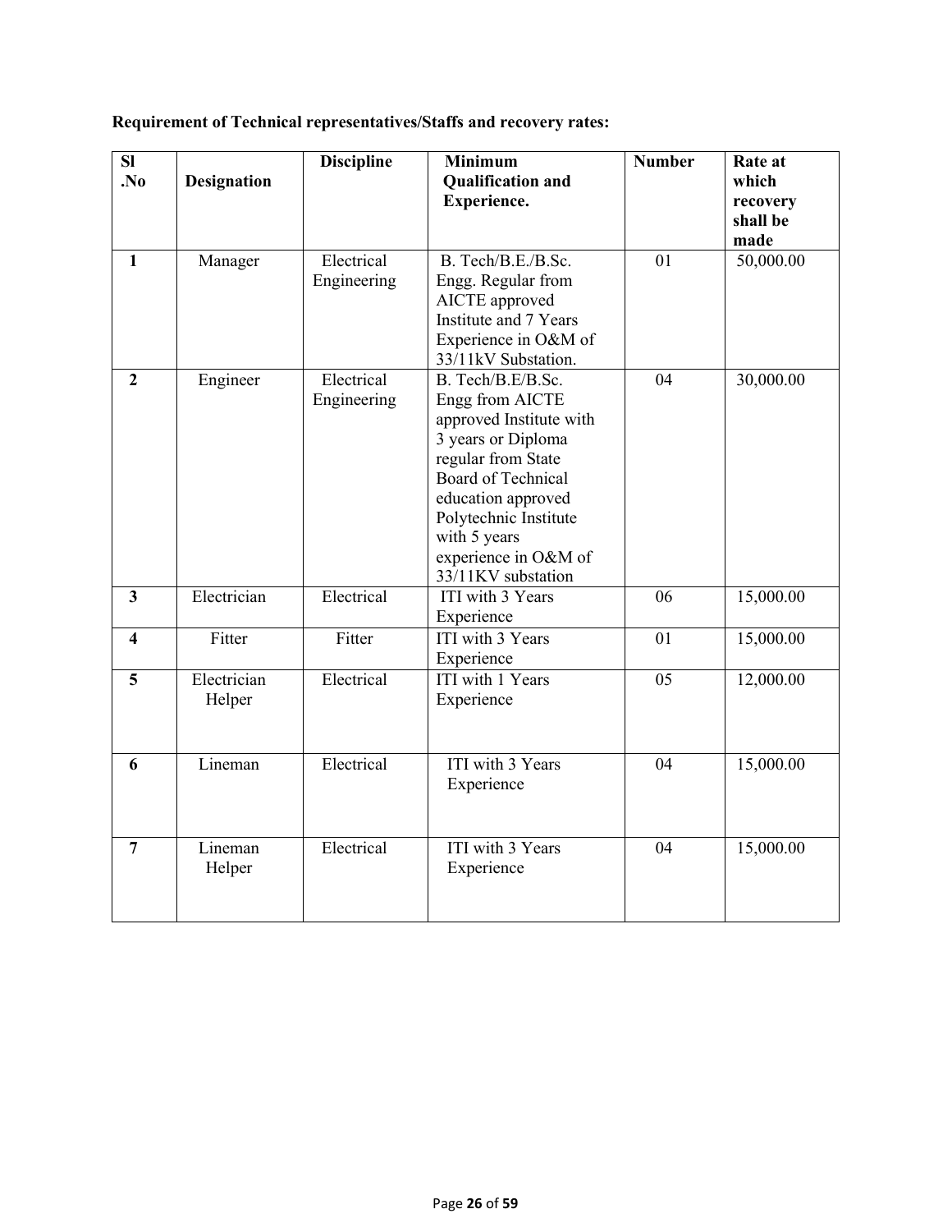**Requirement of Technical representatives/Staffs and recovery rates:**

| Sl .No | Designation | Discipline | Minimum Qualification and Experience. | Number | Rate at which recovery shall be made |
|---|---|---|---|---|---|
| 1 | Manager | Electrical Engineering | B. Tech/B.E./B.Sc. Engg. Regular from AICTE approved Institute and 7 Years Experience in O&M of 33/11kV Substation. | 01 | 50,000.00 |
| 2 | Engineer | Electrical Engineering | B. Tech/B.E/B.Sc. Engg from AICTE approved Institute with 3 years or Diploma regular from State Board of Technical education approved Polytechnic Institute with 5 years experience in O&M of 33/11KV substation | 04 | 30,000.00 |
| 3 | Electrician | Electrical | ITI with 3 Years Experience | 06 | 15,000.00 |
| 4 | Fitter | Fitter | ITI with 3 Years Experience | 01 | 15,000.00 |
| 5 | Electrician Helper | Electrical | ITI with 1 Years Experience | 05 | 12,000.00 |
| 6 | Lineman | Electrical | ITI with 3 Years Experience | 04 | 15,000.00 |
| 7 | Lineman Helper | Electrical | ITI with 3 Years Experience | 04 | 15,000.00 |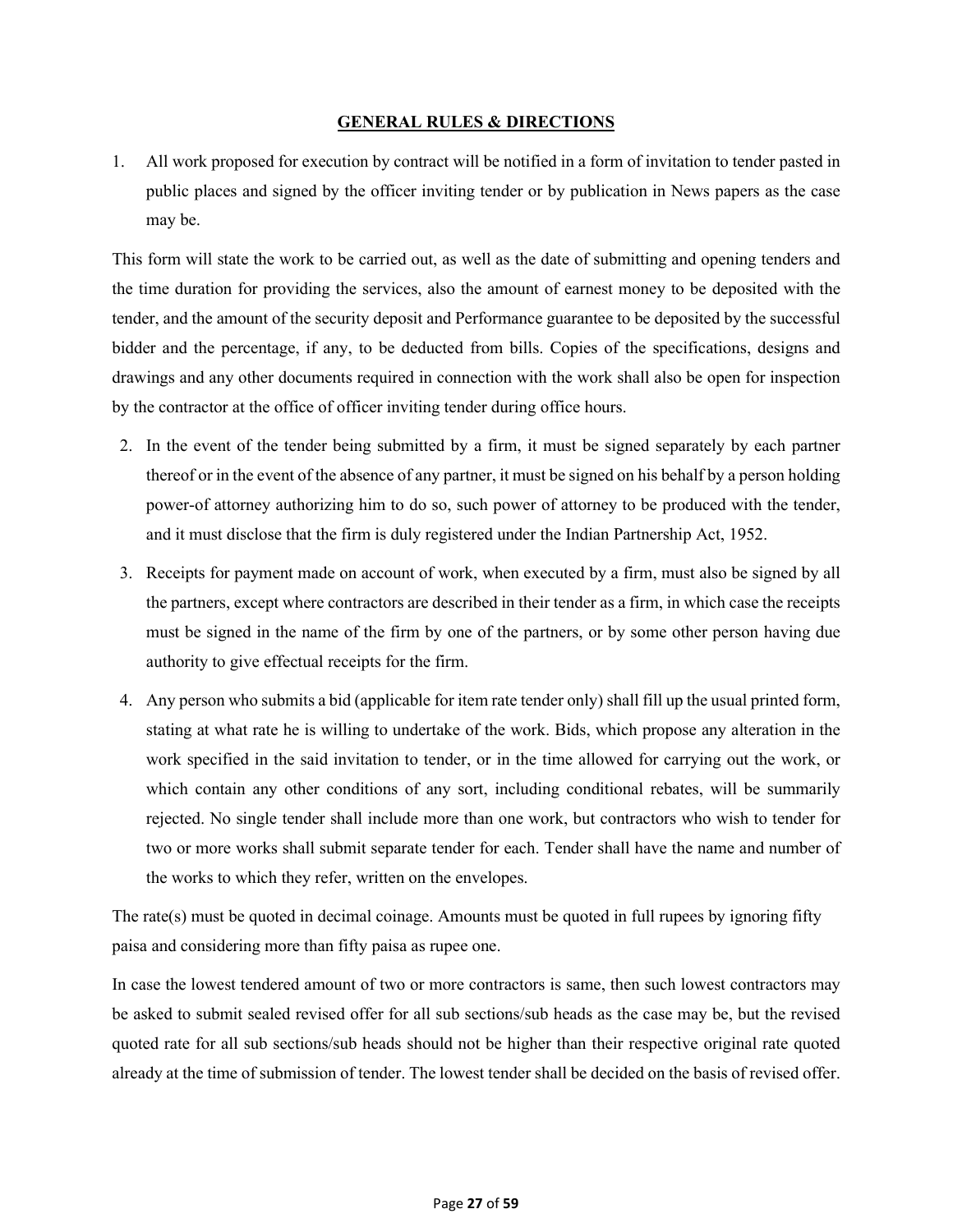## GENERAL RULES & DIRECTIONS

1. All work proposed for execution by contract will be notified in a form of invitation to tender pasted in public places and signed by the officer inviting tender or by publication in News papers as the case may be.

This form will state the work to be carried out, as well as the date of submitting and opening tenders and the time duration for providing the services, also the amount of earnest money to be deposited with the tender, and the amount of the security deposit and Performance guarantee to be deposited by the successful bidder and the percentage, if any, to be deducted from bills. Copies of the specifications, designs and drawings and any other documents required in connection with the work shall also be open for inspection by the contractor at the office of officer inviting tender during office hours.

2. In the event of the tender being submitted by a firm, it must be signed separately by each partner thereof or in the event of the absence of any partner, it must be signed on his behalf by a person holding power-of attorney authorizing him to do so, such power of attorney to be produced with the tender, and it must disclose that the firm is duly registered under the Indian Partnership Act, 1952.

3. Receipts for payment made on account of work, when executed by a firm, must also be signed by all the partners, except where contractors are described in their tender as a firm, in which case the receipts must be signed in the name of the firm by one of the partners, or by some other person having due authority to give effectual receipts for the firm.

4. Any person who submits a bid (applicable for item rate tender only) shall fill up the usual printed form, stating at what rate he is willing to undertake of the work. Bids, which propose any alteration in the work specified in the said invitation to tender, or in the time allowed for carrying out the work, or which contain any other conditions of any sort, including conditional rebates, will be summarily rejected. No single tender shall include more than one work, but contractors who wish to tender for two or more works shall submit separate tender for each. Tender shall have the name and number of the works to which they refer, written on the envelopes.

The rate(s) must be quoted in decimal coinage. Amounts must be quoted in full rupees by ignoring fifty paisa and considering more than fifty paisa as rupee one.

In case the lowest tendered amount of two or more contractors is same, then such lowest contractors may be asked to submit sealed revised offer for all sub sections/sub heads as the case may be, but the revised quoted rate for all sub sections/sub heads should not be higher than their respective original rate quoted already at the time of submission of tender. The lowest tender shall be decided on the basis of revised offer.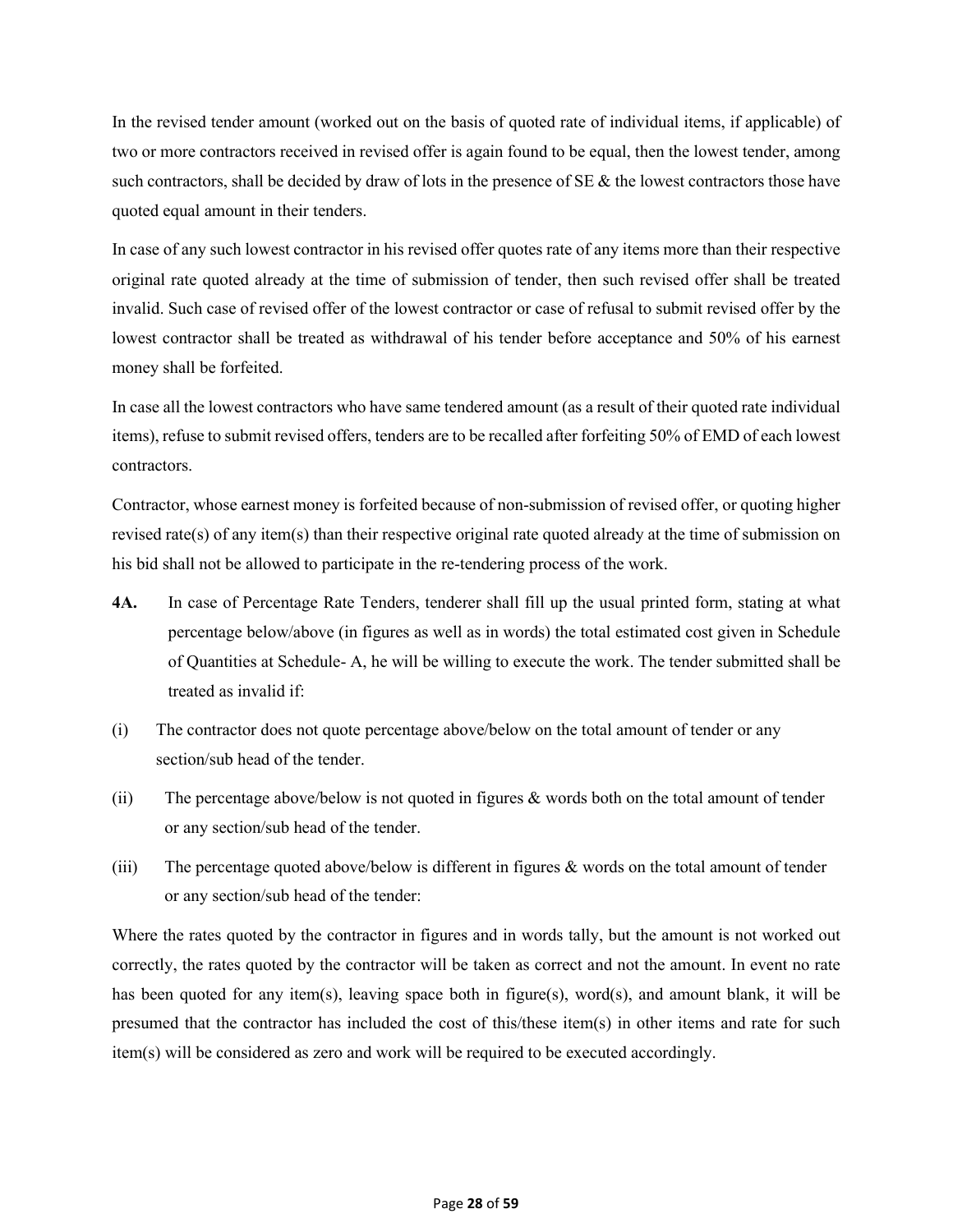In the revised tender amount (worked out on the basis of quoted rate of individual items, if applicable) of two or more contractors received in revised offer is again found to be equal, then the lowest tender, among such contractors, shall be decided by draw of lots in the presence of SE & the lowest contractors those have quoted equal amount in their tenders.

In case of any such lowest contractor in his revised offer quotes rate of any items more than their respective original rate quoted already at the time of submission of tender, then such revised offer shall be treated invalid. Such case of revised offer of the lowest contractor or case of refusal to submit revised offer by the lowest contractor shall be treated as withdrawal of his tender before acceptance and 50% of his earnest money shall be forfeited.

In case all the lowest contractors who have same tendered amount (as a result of their quoted rate individual items), refuse to submit revised offers, tenders are to be recalled after forfeiting 50% of EMD of each lowest contractors.

Contractor, whose earnest money is forfeited because of non-submission of revised offer, or quoting higher revised rate(s) of any item(s) than their respective original rate quoted already at the time of submission on his bid shall not be allowed to participate in the re-tendering process of the work.

**4A.** In case of Percentage Rate Tenders, tenderer shall fill up the usual printed form, stating at what percentage below/above (in figures as well as in words) the total estimated cost given in Schedule of Quantities at Schedule- A, he will be willing to execute the work. The tender submitted shall be treated as invalid if:

(i) The contractor does not quote percentage above/below on the total amount of tender or any section/sub head of the tender.

(ii) The percentage above/below is not quoted in figures & words both on the total amount of tender or any section/sub head of the tender.

(iii) The percentage quoted above/below is different in figures & words on the total amount of tender or any section/sub head of the tender:

Where the rates quoted by the contractor in figures and in words tally, but the amount is not worked out correctly, the rates quoted by the contractor will be taken as correct and not the amount. In event no rate has been quoted for any item(s), leaving space both in figure(s), word(s), and amount blank, it will be presumed that the contractor has included the cost of this/these item(s) in other items and rate for such item(s) will be considered as zero and work will be required to be executed accordingly.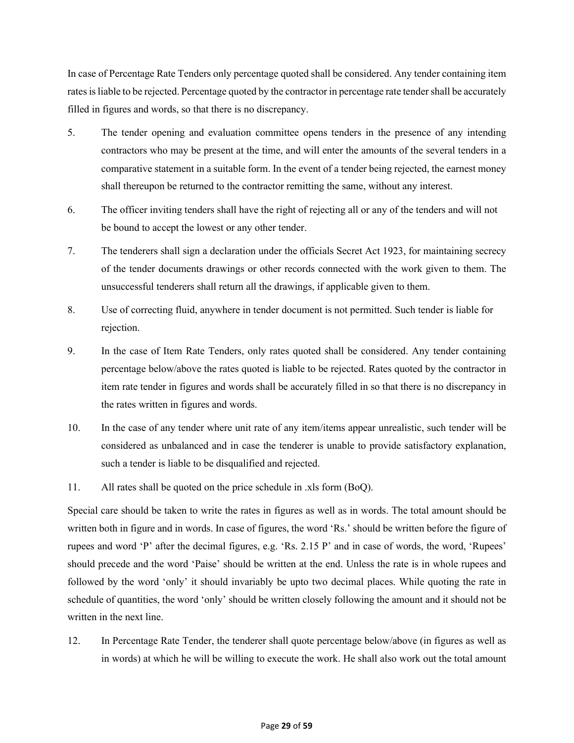In case of Percentage Rate Tenders only percentage quoted shall be considered. Any tender containing item rates is liable to be rejected. Percentage quoted by the contractor in percentage rate tender shall be accurately filled in figures and words, so that there is no discrepancy.

5. The tender opening and evaluation committee opens tenders in the presence of any intending contractors who may be present at the time, and will enter the amounts of the several tenders in a comparative statement in a suitable form. In the event of a tender being rejected, the earnest money shall thereupon be returned to the contractor remitting the same, without any interest.

6. The officer inviting tenders shall have the right of rejecting all or any of the tenders and will not be bound to accept the lowest or any other tender.

7. The tenderers shall sign a declaration under the officials Secret Act 1923, for maintaining secrecy of the tender documents drawings or other records connected with the work given to them. The unsuccessful tenderers shall return all the drawings, if applicable given to them.

8. Use of correcting fluid, anywhere in tender document is not permitted. Such tender is liable for rejection.

9. In the case of Item Rate Tenders, only rates quoted shall be considered. Any tender containing percentage below/above the rates quoted is liable to be rejected. Rates quoted by the contractor in item rate tender in figures and words shall be accurately filled in so that there is no discrepancy in the rates written in figures and words.

10. In the case of any tender where unit rate of any item/items appear unrealistic, such tender will be considered as unbalanced and in case the tenderer is unable to provide satisfactory explanation, such a tender is liable to be disqualified and rejected.

11. All rates shall be quoted on the price schedule in .xls form (BoQ).

Special care should be taken to write the rates in figures as well as in words. The total amount should be written both in figure and in words. In case of figures, the word 'Rs.' should be written before the figure of rupees and word 'P' after the decimal figures, e.g. 'Rs. 2.15 P' and in case of words, the word, 'Rupees' should precede and the word 'Paise' should be written at the end. Unless the rate is in whole rupees and followed by the word 'only' it should invariably be upto two decimal places. While quoting the rate in schedule of quantities, the word 'only' should be written closely following the amount and it should not be written in the next line.

12. In Percentage Rate Tender, the tenderer shall quote percentage below/above (in figures as well as in words) at which he will be willing to execute the work. He shall also work out the total amount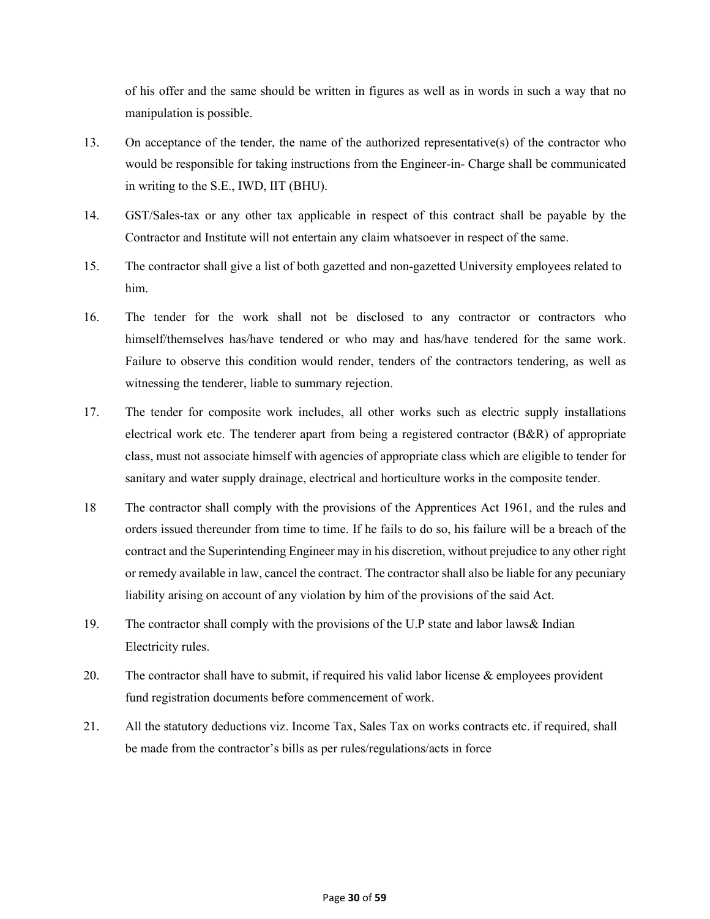of his offer and the same should be written in figures as well as in words in such a way that no manipulation is possible.

13. On acceptance of the tender, the name of the authorized representative(s) of the contractor who would be responsible for taking instructions from the Engineer-in- Charge shall be communicated in writing to the S.E., IWD, IIT (BHU).

14. GST/Sales-tax or any other tax applicable in respect of this contract shall be payable by the Contractor and Institute will not entertain any claim whatsoever in respect of the same.

15. The contractor shall give a list of both gazetted and non-gazetted University employees related to him.

16. The tender for the work shall not be disclosed to any contractor or contractors who himself/themselves has/have tendered or who may and has/have tendered for the same work. Failure to observe this condition would render, tenders of the contractors tendering, as well as witnessing the tenderer, liable to summary rejection.

17. The tender for composite work includes, all other works such as electric supply installations electrical work etc. The tenderer apart from being a registered contractor (B&R) of appropriate class, must not associate himself with agencies of appropriate class which are eligible to tender for sanitary and water supply drainage, electrical and horticulture works in the composite tender.

18 The contractor shall comply with the provisions of the Apprentices Act 1961, and the rules and orders issued thereunder from time to time. If he fails to do so, his failure will be a breach of the contract and the Superintending Engineer may in his discretion, without prejudice to any other right or remedy available in law, cancel the contract. The contractor shall also be liable for any pecuniary liability arising on account of any violation by him of the provisions of the said Act.

19. The contractor shall comply with the provisions of the U.P state and labor laws& Indian Electricity rules.

20. The contractor shall have to submit, if required his valid labor license & employees provident fund registration documents before commencement of work.

21. All the statutory deductions viz. Income Tax, Sales Tax on works contracts etc. if required, shall be made from the contractor's bills as per rules/regulations/acts in force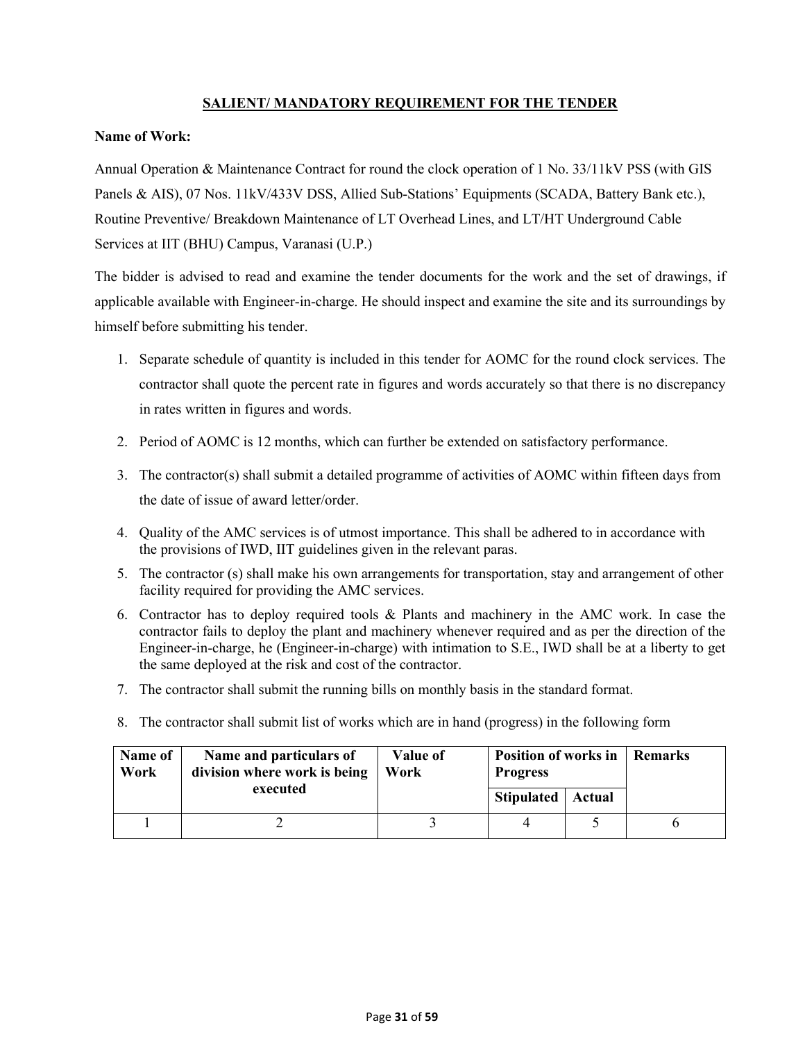## SALIENT/ MANDATORY REQUIREMENT FOR THE TENDER

**Name of Work:**

Annual Operation & Maintenance Contract for round the clock operation of 1 No. 33/11kV PSS (with GIS Panels & AIS), 07 Nos. 11kV/433V DSS, Allied Sub-Stations' Equipments (SCADA, Battery Bank etc.), Routine Preventive/ Breakdown Maintenance of LT Overhead Lines, and LT/HT Underground Cable Services at IIT (BHU) Campus, Varanasi (U.P.)

The bidder is advised to read and examine the tender documents for the work and the set of drawings, if applicable available with Engineer-in-charge. He should inspect and examine the site and its surroundings by himself before submitting his tender.

1. Separate schedule of quantity is included in this tender for AOMC for the round clock services. The contractor shall quote the percent rate in figures and words accurately so that there is no discrepancy in rates written in figures and words.
2. Period of AOMC is 12 months, which can further be extended on satisfactory performance.
3. The contractor(s) shall submit a detailed programme of activities of AOMC within fifteen days from the date of issue of award letter/order.
4. Quality of the AMC services is of utmost importance. This shall be adhered to in accordance with the provisions of IWD, IIT guidelines given in the relevant paras.
5. The contractor (s) shall make his own arrangements for transportation, stay and arrangement of other facility required for providing the AMC services.
6. Contractor has to deploy required tools & Plants and machinery in the AMC work. In case the contractor fails to deploy the plant and machinery whenever required and as per the direction of the Engineer-in-charge, he (Engineer-in-charge) with intimation to S.E., IWD shall be at a liberty to get the same deployed at the risk and cost of the contractor.
7. The contractor shall submit the running bills on monthly basis in the standard format.
8. The contractor shall submit list of works which are in hand (progress) in the following form

| Name of Work | Name and particulars of division where work is being executed | Value of Work | Position of works in Progress | | Remarks |
|---|---|---|---|---|---|
| | | | Stipulated | Actual | |
| 1 | 2 | 3 | 4 | 5 | 6 |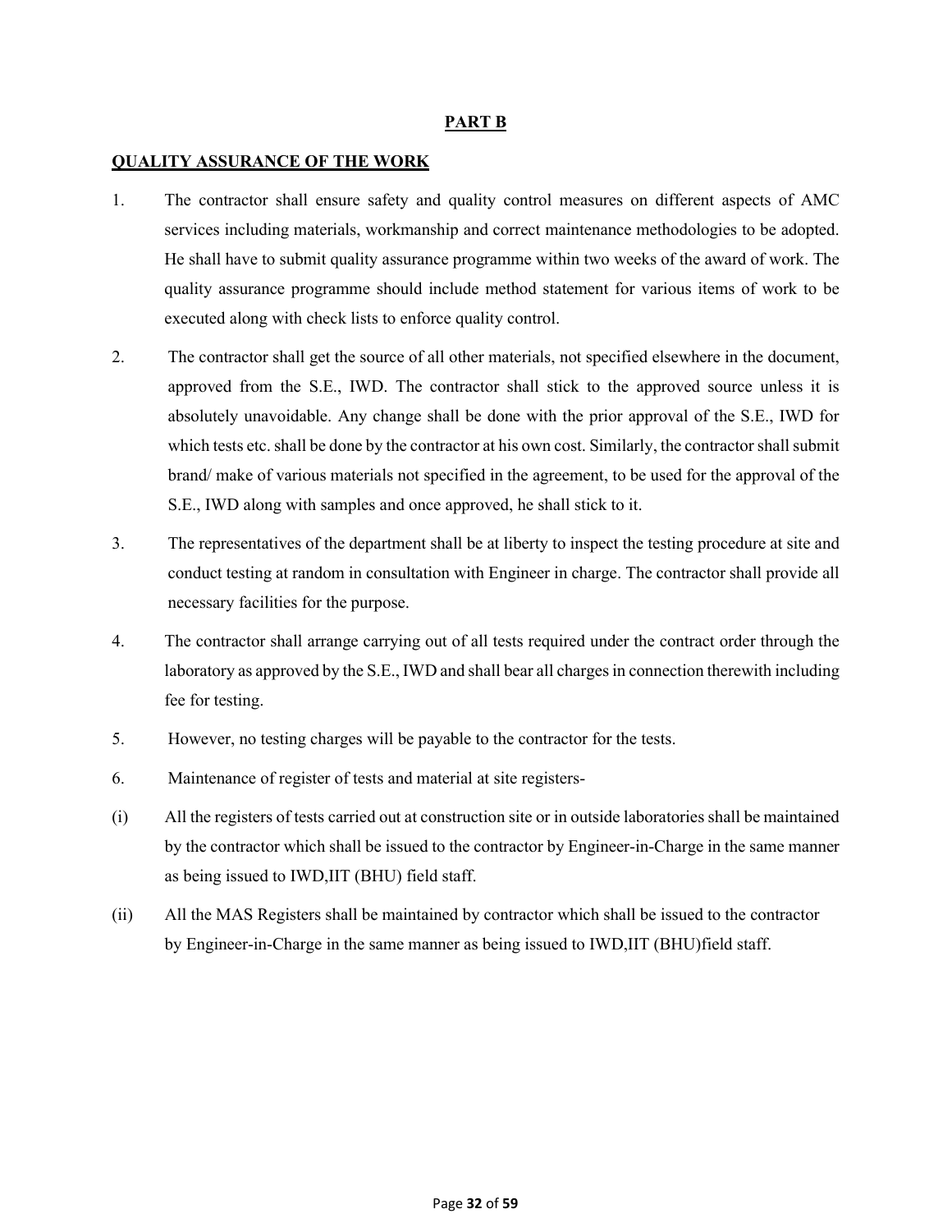## PART B

### QUALITY ASSURANCE OF THE WORK

1. The contractor shall ensure safety and quality control measures on different aspects of AMC services including materials, workmanship and correct maintenance methodologies to be adopted. He shall have to submit quality assurance programme within two weeks of the award of work. The quality assurance programme should include method statement for various items of work to be executed along with check lists to enforce quality control.

2. The contractor shall get the source of all other materials, not specified elsewhere in the document, approved from the S.E., IWD. The contractor shall stick to the approved source unless it is absolutely unavoidable. Any change shall be done with the prior approval of the S.E., IWD for which tests etc. shall be done by the contractor at his own cost. Similarly, the contractor shall submit brand/ make of various materials not specified in the agreement, to be used for the approval of the S.E., IWD along with samples and once approved, he shall stick to it.

3. The representatives of the department shall be at liberty to inspect the testing procedure at site and conduct testing at random in consultation with Engineer in charge. The contractor shall provide all necessary facilities for the purpose.

4. The contractor shall arrange carrying out of all tests required under the contract order through the laboratory as approved by the S.E., IWD and shall bear all charges in connection therewith including fee for testing.

5. However, no testing charges will be payable to the contractor for the tests.

6. Maintenance of register of tests and material at site registers-

(i) All the registers of tests carried out at construction site or in outside laboratories shall be maintained by the contractor which shall be issued to the contractor by Engineer-in-Charge in the same manner as being issued to IWD,IIT (BHU) field staff.

(ii) All the MAS Registers shall be maintained by contractor which shall be issued to the contractor by Engineer-in-Charge in the same manner as being issued to IWD,IIT (BHU)field staff.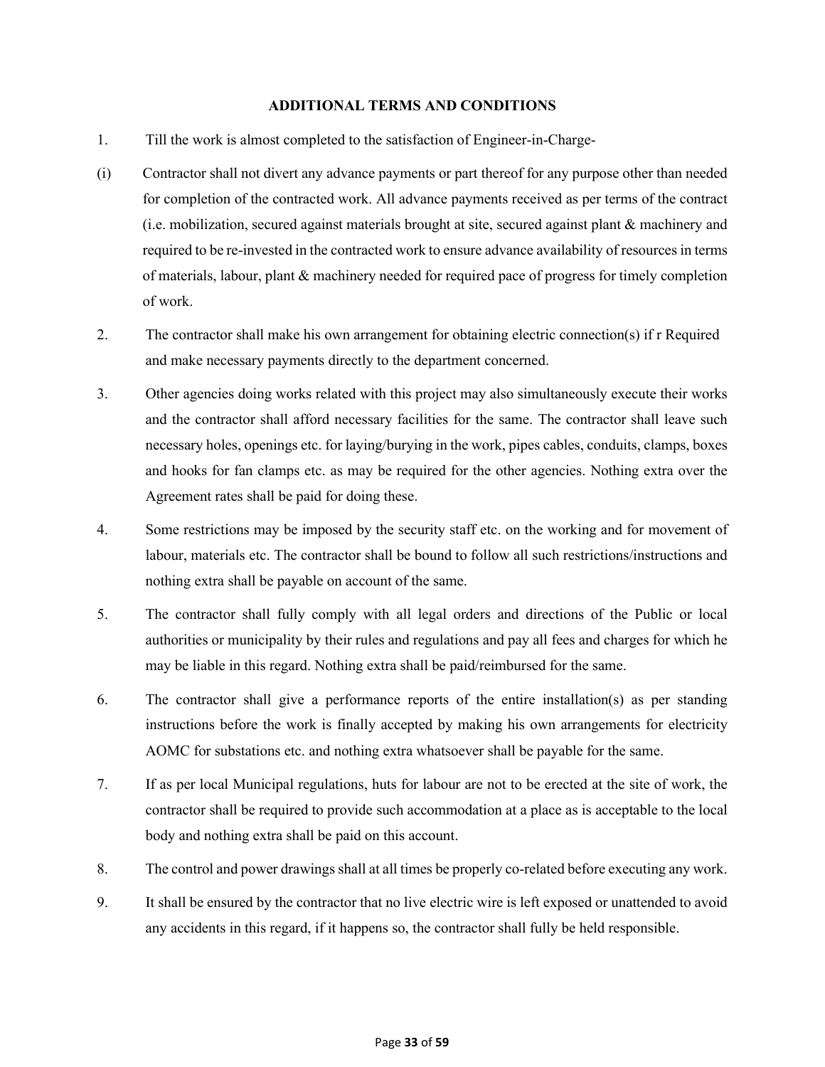## ADDITIONAL TERMS AND CONDITIONS

1. Till the work is almost completed to the satisfaction of Engineer-in-Charge-

(i) Contractor shall not divert any advance payments or part thereof for any purpose other than needed for completion of the contracted work. All advance payments received as per terms of the contract (i.e. mobilization, secured against materials brought at site, secured against plant & machinery and required to be re-invested in the contracted work to ensure advance availability of resources in terms of materials, labour, plant & machinery needed for required pace of progress for timely completion of work.

2. The contractor shall make his own arrangement for obtaining electric connection(s) if r Required and make necessary payments directly to the department concerned.

3. Other agencies doing works related with this project may also simultaneously execute their works and the contractor shall afford necessary facilities for the same. The contractor shall leave such necessary holes, openings etc. for laying/burying in the work, pipes cables, conduits, clamps, boxes and hooks for fan clamps etc. as may be required for the other agencies. Nothing extra over the Agreement rates shall be paid for doing these.

4. Some restrictions may be imposed by the security staff etc. on the working and for movement of labour, materials etc. The contractor shall be bound to follow all such restrictions/instructions and nothing extra shall be payable on account of the same.

5. The contractor shall fully comply with all legal orders and directions of the Public or local authorities or municipality by their rules and regulations and pay all fees and charges for which he may be liable in this regard. Nothing extra shall be paid/reimbursed for the same.

6. The contractor shall give a performance reports of the entire installation(s) as per standing instructions before the work is finally accepted by making his own arrangements for electricity AOMC for substations etc. and nothing extra whatsoever shall be payable for the same.

7. If as per local Municipal regulations, huts for labour are not to be erected at the site of work, the contractor shall be required to provide such accommodation at a place as is acceptable to the local body and nothing extra shall be paid on this account.

8. The control and power drawings shall at all times be properly co-related before executing any work.

9. It shall be ensured by the contractor that no live electric wire is left exposed or unattended to avoid any accidents in this regard, if it happens so, the contractor shall fully be held responsible.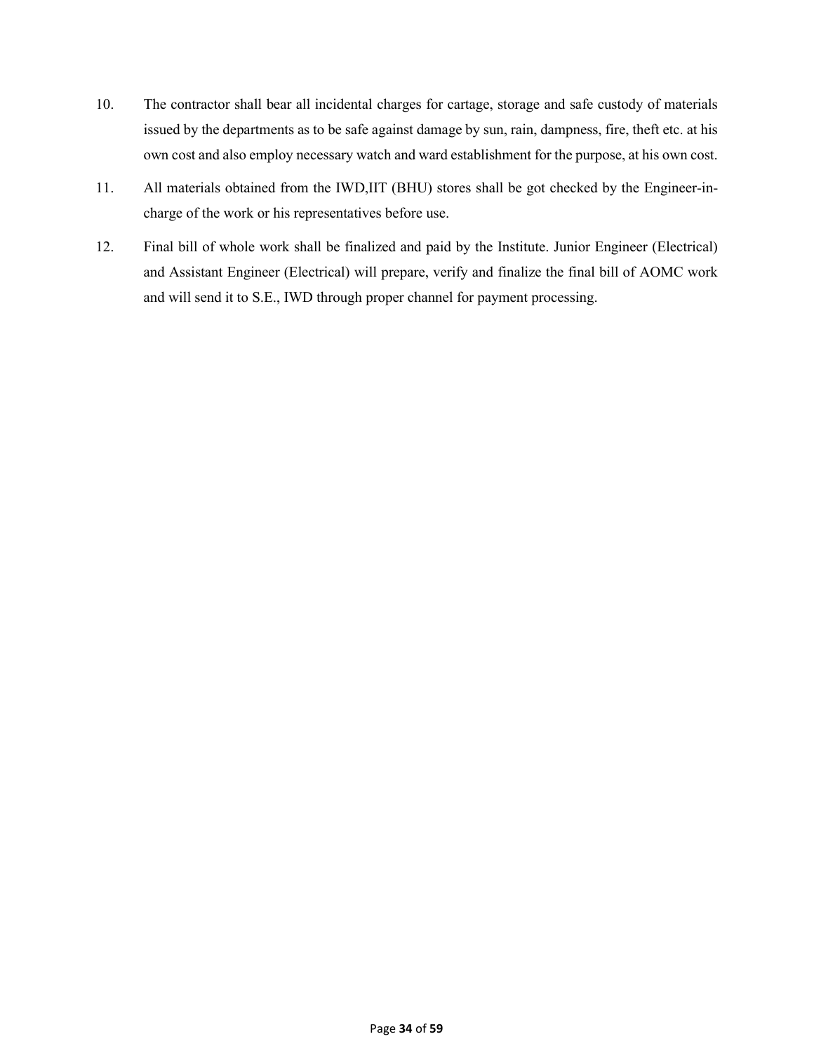10. The contractor shall bear all incidental charges for cartage, storage and safe custody of materials issued by the departments as to be safe against damage by sun, rain, dampness, fire, theft etc. at his own cost and also employ necessary watch and ward establishment for the purpose, at his own cost.

11. All materials obtained from the IWD,IIT (BHU) stores shall be got checked by the Engineer-in-charge of the work or his representatives before use.

12. Final bill of whole work shall be finalized and paid by the Institute. Junior Engineer (Electrical) and Assistant Engineer (Electrical) will prepare, verify and finalize the final bill of AOMC work and will send it to S.E., IWD through proper channel for payment processing.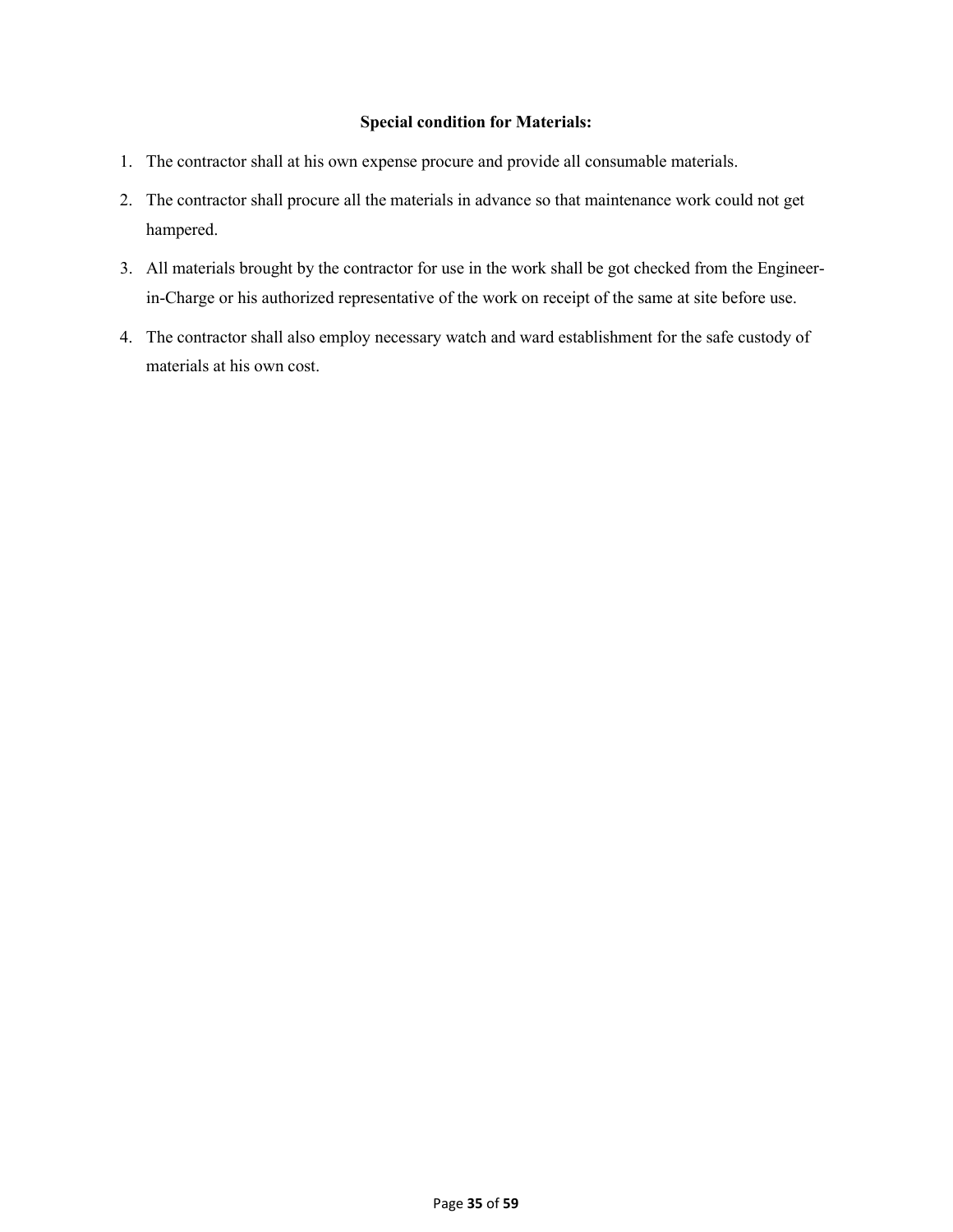**Special condition for Materials:**

1. The contractor shall at his own expense procure and provide all consumable materials.
2. The contractor shall procure all the materials in advance so that maintenance work could not get hampered.
3. All materials brought by the contractor for use in the work shall be got checked from the Engineer-in-Charge or his authorized representative of the work on receipt of the same at site before use.
4. The contractor shall also employ necessary watch and ward establishment for the safe custody of materials at his own cost.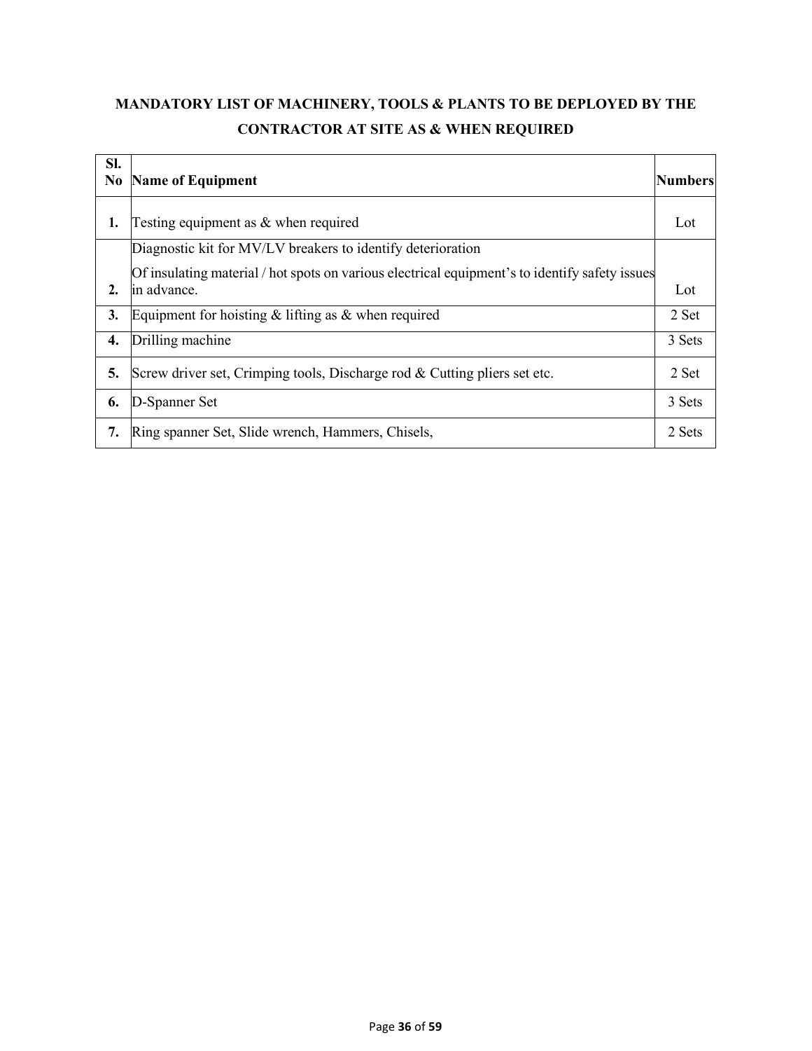**MANDATORY LIST OF MACHINERY, TOOLS & PLANTS TO BE DEPLOYED BY THE CONTRACTOR AT SITE AS & WHEN REQUIRED**

| Sl. No | Name of Equipment | Numbers |
|---|---|---|
| 1. | Testing equipment as & when required | Lot |
| 2. | Diagnostic kit for MV/LV breakers to identify deterioration<br>Of insulating material / hot spots on various electrical equipment's to identify safety issues in advance. | Lot |
| 3. | Equipment for hoisting & lifting as & when required | 2 Set |
| 4. | Drilling machine | 3 Sets |
| 5. | Screw driver set, Crimping tools, Discharge rod & Cutting pliers set etc. | 2 Set |
| 6. | D-Spanner Set | 3 Sets |
| 7. | Ring spanner Set, Slide wrench, Hammers, Chisels, | 2 Sets |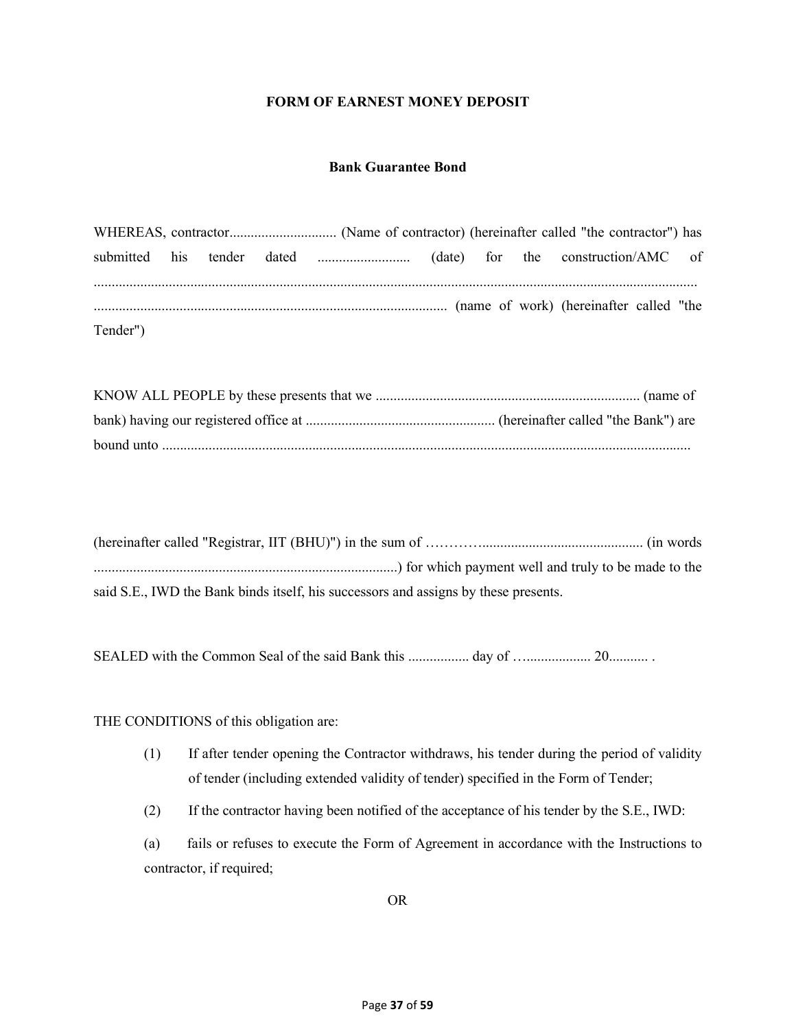**FORM OF EARNEST MONEY DEPOSIT**

**Bank Guarantee Bond**

WHEREAS, contractor.............................. (Name of contractor) (hereinafter called "the contractor") has submitted his tender dated .......................... (date) for the construction/AMC of ........................................................................................................................................................ .................................................................................................. (name of work) (hereinafter called "the Tender")

KNOW ALL PEOPLE by these presents that we ......................................................................... (name of bank) having our registered office at ..................................................... (hereinafter called "the Bank") are bound unto ...................................................................................................................................................

(hereinafter called "Registrar, IIT (BHU)") in the sum of ………….............................................. (in words .....................................................................................) for which payment well and truly to be made to the said S.E., IWD the Bank binds itself, his successors and assigns by these presents.

SEALED with the Common Seal of the said Bank this ................. day of ….................. 20........... .

THE CONDITIONS of this obligation are:

(1) If after tender opening the Contractor withdraws, his tender during the period of validity of tender (including extended validity of tender) specified in the Form of Tender;

(2) If the contractor having been notified of the acceptance of his tender by the S.E., IWD:

(a) fails or refuses to execute the Form of Agreement in accordance with the Instructions to contractor, if required;

OR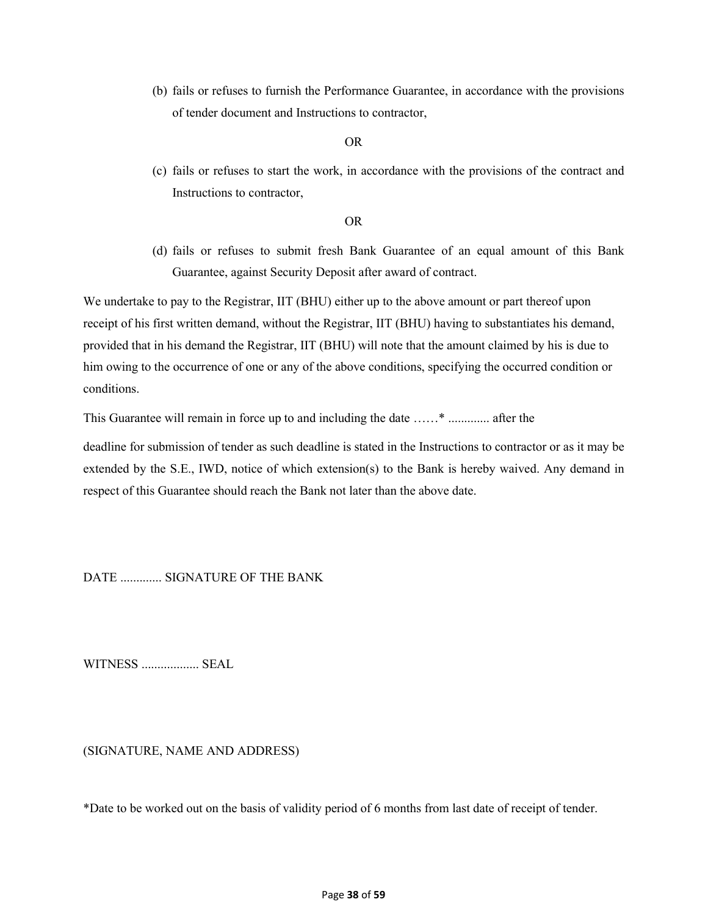(b) fails or refuses to furnish the Performance Guarantee, in accordance with the provisions of tender document and Instructions to contractor,

OR

(c) fails or refuses to start the work, in accordance with the provisions of the contract and Instructions to contractor,

OR

(d) fails or refuses to submit fresh Bank Guarantee of an equal amount of this Bank Guarantee, against Security Deposit after award of contract.

We undertake to pay to the Registrar, IIT (BHU) either up to the above amount or part thereof upon receipt of his first written demand, without the Registrar, IIT (BHU) having to substantiates his demand, provided that in his demand the Registrar, IIT (BHU) will note that the amount claimed by his is due to him owing to the occurrence of one or any of the above conditions, specifying the occurred condition or conditions.

This Guarantee will remain in force up to and including the date ……* ............. after the

deadline for submission of tender as such deadline is stated in the Instructions to contractor or as it may be extended by the S.E., IWD, notice of which extension(s) to the Bank is hereby waived. Any demand in respect of this Guarantee should reach the Bank not later than the above date.

DATE ............. SIGNATURE OF THE BANK

WITNESS .................. SEAL

(SIGNATURE, NAME AND ADDRESS)

*Date to be worked out on the basis of validity period of 6 months from last date of receipt of tender.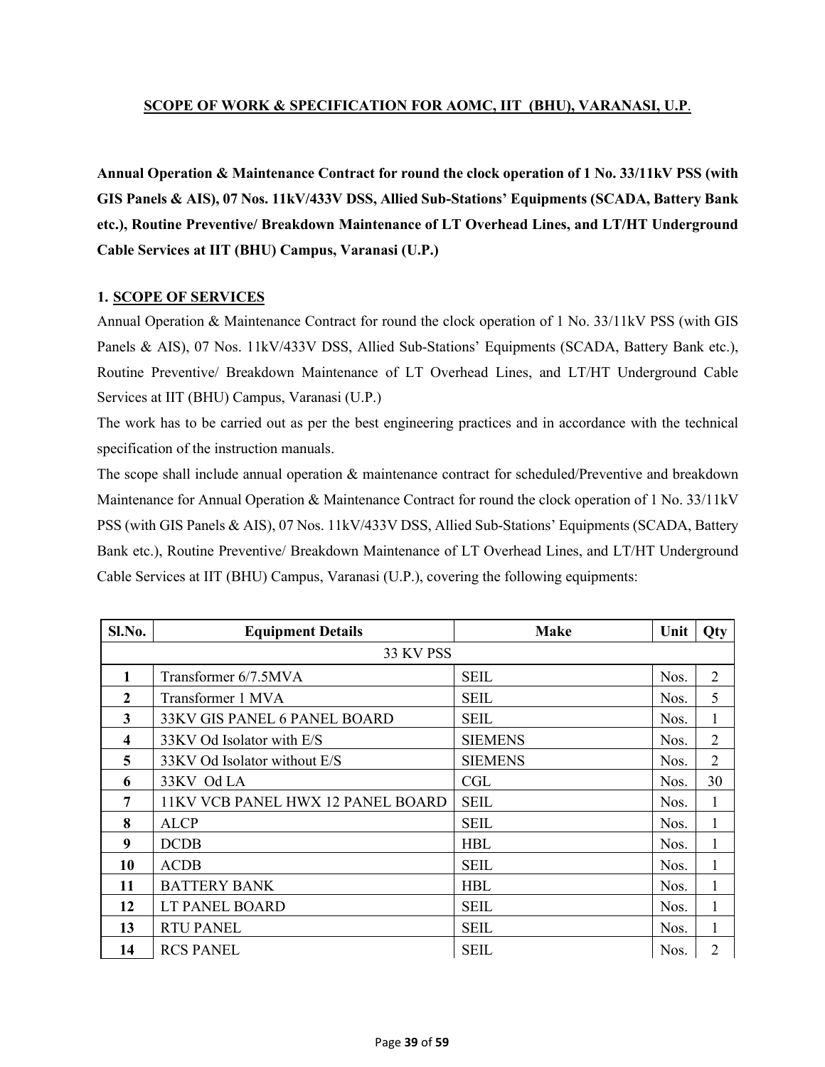## SCOPE OF WORK & SPECIFICATION FOR AOMC, IIT (BHU), VARANASI, U.P.

**Annual Operation & Maintenance Contract for round the clock operation of 1 No. 33/11kV PSS (with GIS Panels & AIS), 07 Nos. 11kV/433V DSS, Allied Sub-Stations' Equipments (SCADA, Battery Bank etc.), Routine Preventive/ Breakdown Maintenance of LT Overhead Lines, and LT/HT Underground Cable Services at IIT (BHU) Campus, Varanasi (U.P.)**

**1. SCOPE OF SERVICES**

Annual Operation & Maintenance Contract for round the clock operation of 1 No. 33/11kV PSS (with GIS Panels & AIS), 07 Nos. 11kV/433V DSS, Allied Sub-Stations' Equipments (SCADA, Battery Bank etc.), Routine Preventive/ Breakdown Maintenance of LT Overhead Lines, and LT/HT Underground Cable Services at IIT (BHU) Campus, Varanasi (U.P.)

The work has to be carried out as per the best engineering practices and in accordance with the technical specification of the instruction manuals.

The scope shall include annual operation & maintenance contract for scheduled/Preventive and breakdown Maintenance for Annual Operation & Maintenance Contract for round the clock operation of 1 No. 33/11kV PSS (with GIS Panels & AIS), 07 Nos. 11kV/433V DSS, Allied Sub-Stations' Equipments (SCADA, Battery Bank etc.), Routine Preventive/ Breakdown Maintenance of LT Overhead Lines, and LT/HT Underground Cable Services at IIT (BHU) Campus, Varanasi (U.P.), covering the following equipments:

| Sl.No. | Equipment Details | Make | Unit | Qty |
|---|---|---|---|---|
| | 33 KV PSS | | | |
| **1** | Transformer 6/7.5MVA | SEIL | Nos. | 2 |
| **2** | Transformer 1 MVA | SEIL | Nos. | 5 |
| **3** | 33KV GIS PANEL 6 PANEL BOARD | SEIL | Nos. | 1 |
| **4** | 33KV Od Isolator with E/S | SIEMENS | Nos. | 2 |
| **5** | 33KV Od Isolator without E/S | SIEMENS | Nos. | 2 |
| **6** | 33KV Od LA | CGL | Nos. | 30 |
| **7** | 11KV VCB PANEL HWX 12 PANEL BOARD | SEIL | Nos. | 1 |
| **8** | ALCP | SEIL | Nos. | 1 |
| **9** | DCDB | HBL | Nos. | 1 |
| **10** | ACDB | SEIL | Nos. | 1 |
| **11** | BATTERY BANK | HBL | Nos. | 1 |
| **12** | LT PANEL BOARD | SEIL | Nos. | 1 |
| **13** | RTU PANEL | SEIL | Nos. | 1 |
| **14** | RCS PANEL | SEIL | Nos. | 2 |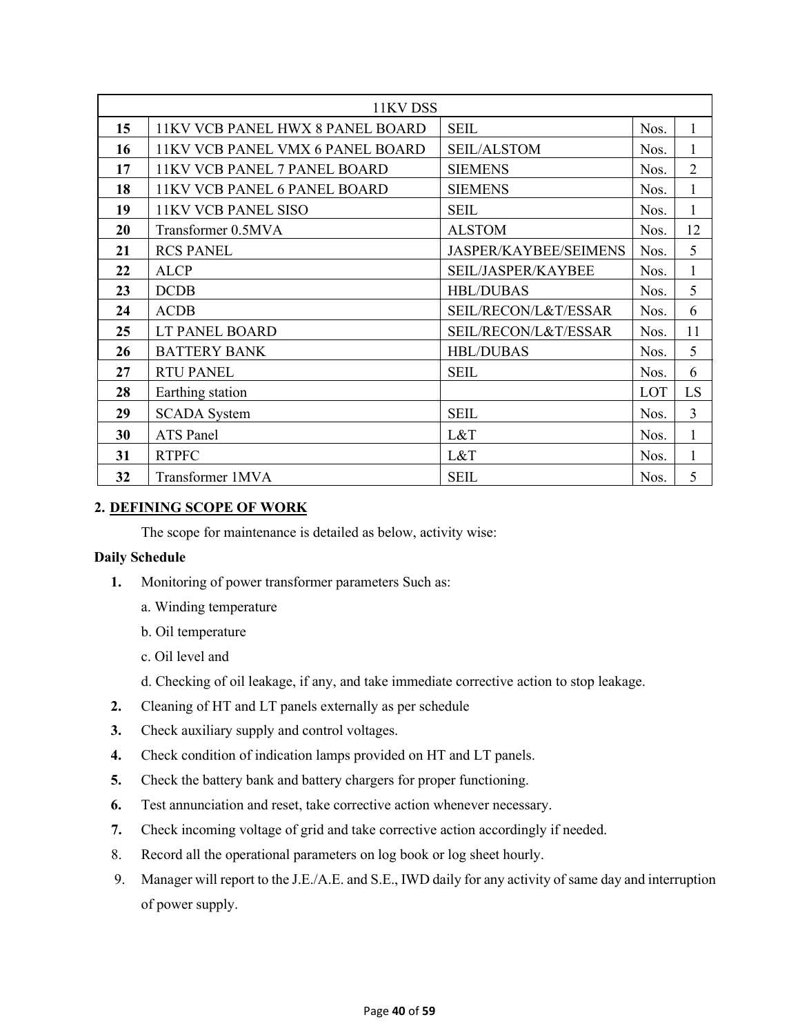| 11KV DSS | | | | |
|---|---|---|---|---|
| **15** | 11KV VCB PANEL HWX 8 PANEL BOARD | SEIL | Nos. | 1 |
| **16** | 11KV VCB PANEL VMX 6 PANEL BOARD | SEIL/ALSTOM | Nos. | 1 |
| **17** | 11KV VCB PANEL 7 PANEL BOARD | SIEMENS | Nos. | 2 |
| **18** | 11KV VCB PANEL 6 PANEL BOARD | SIEMENS | Nos. | 1 |
| **19** | 11KV VCB PANEL SISO | SEIL | Nos. | 1 |
| **20** | Transformer 0.5MVA | ALSTOM | Nos. | 12 |
| **21** | RCS PANEL | JASPER/KAYBEE/SEIMENS | Nos. | 5 |
| **22** | ALCP | SEIL/JASPER/KAYBEE | Nos. | 1 |
| **23** | DCDB | HBL/DUBAS | Nos. | 5 |
| **24** | ACDB | SEIL/RECON/L&T/ESSAR | Nos. | 6 |
| **25** | LT PANEL BOARD | SEIL/RECON/L&T/ESSAR | Nos. | 11 |
| **26** | BATTERY BANK | HBL/DUBAS | Nos. | 5 |
| **27** | RTU PANEL | SEIL | Nos. | 6 |
| **28** | Earthing station | | LOT | LS |
| **29** | SCADA System | SEIL | Nos. | 3 |
| **30** | ATS Panel | L&T | Nos. | 1 |
| **31** | RTPFC | L&T | Nos. | 1 |
| **32** | Transformer 1MVA | SEIL | Nos. | 5 |

## 2. DEFINING SCOPE OF WORK

The scope for maintenance is detailed as below, activity wise:

**Daily Schedule**

1. Monitoring of power transformer parameters Such as:
   a. Winding temperature
   b. Oil temperature
   c. Oil level and
   d. Checking of oil leakage, if any, and take immediate corrective action to stop leakage.
2. Cleaning of HT and LT panels externally as per schedule
3. Check auxiliary supply and control voltages.
4. Check condition of indication lamps provided on HT and LT panels.
5. Check the battery bank and battery chargers for proper functioning.
6. Test annunciation and reset, take corrective action whenever necessary.
7. Check incoming voltage of grid and take corrective action accordingly if needed.
8. Record all the operational parameters on log book or log sheet hourly.
9. Manager will report to the J.E./A.E. and S.E., IWD daily for any activity of same day and interruption of power supply.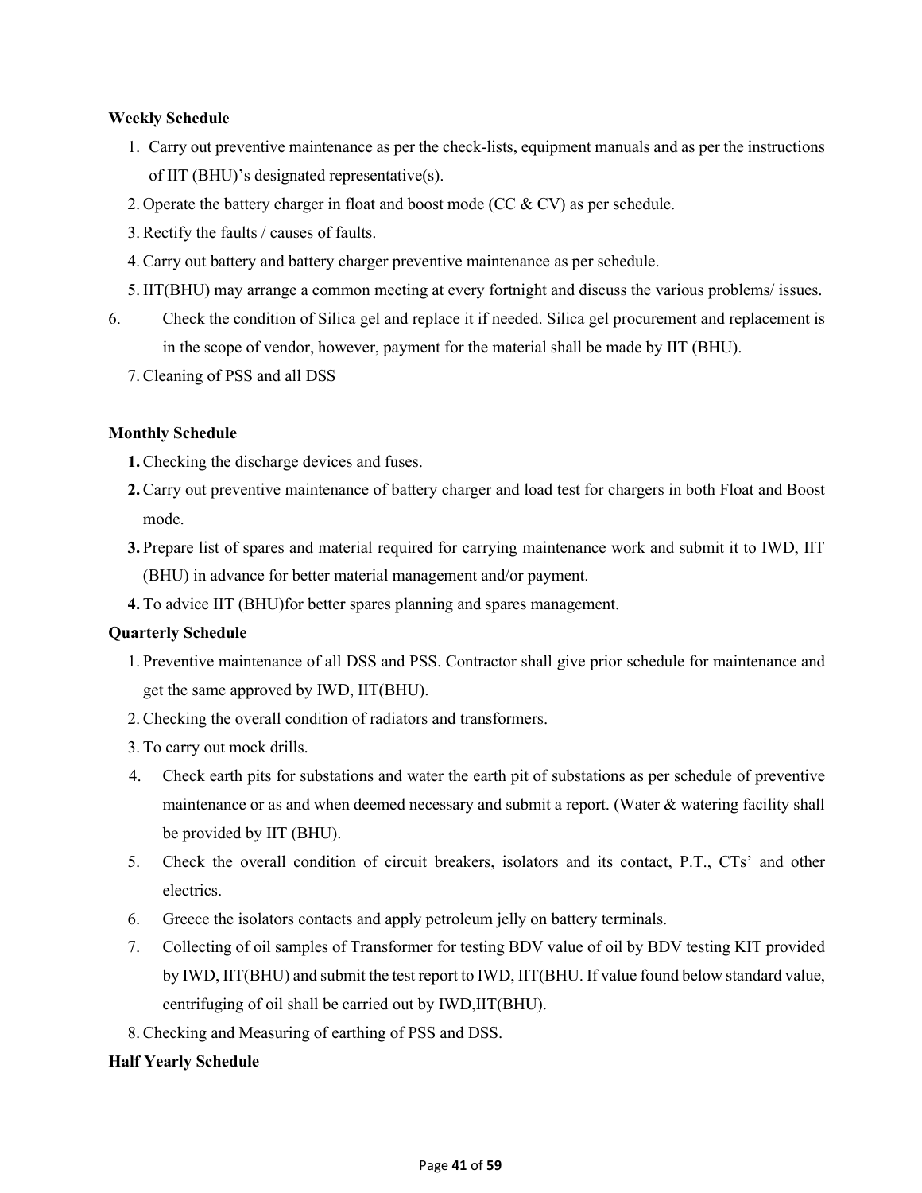**Weekly Schedule**

1. Carry out preventive maintenance as per the check-lists, equipment manuals and as per the instructions of IIT (BHU)'s designated representative(s).
2. Operate the battery charger in float and boost mode (CC & CV) as per schedule.
3. Rectify the faults / causes of faults.
4. Carry out battery and battery charger preventive maintenance as per schedule.
5. IIT(BHU) may arrange a common meeting at every fortnight and discuss the various problems/ issues.
6. Check the condition of Silica gel and replace it if needed. Silica gel procurement and replacement is in the scope of vendor, however, payment for the material shall be made by IIT (BHU).
7. Cleaning of PSS and all DSS

**Monthly Schedule**

1. Checking the discharge devices and fuses.
2. Carry out preventive maintenance of battery charger and load test for chargers in both Float and Boost mode.
3. Prepare list of spares and material required for carrying maintenance work and submit it to IWD, IIT (BHU) in advance for better material management and/or payment.
4. To advice IIT (BHU)for better spares planning and spares management.

**Quarterly Schedule**

1. Preventive maintenance of all DSS and PSS. Contractor shall give prior schedule for maintenance and get the same approved by IWD, IIT(BHU).
2. Checking the overall condition of radiators and transformers.
3. To carry out mock drills.
4. Check earth pits for substations and water the earth pit of substations as per schedule of preventive maintenance or as and when deemed necessary and submit a report. (Water & watering facility shall be provided by IIT (BHU).
5. Check the overall condition of circuit breakers, isolators and its contact, P.T., CTs' and other electrics.
6. Greece the isolators contacts and apply petroleum jelly on battery terminals.
7. Collecting of oil samples of Transformer for testing BDV value of oil by BDV testing KIT provided by IWD, IIT(BHU) and submit the test report to IWD, IIT(BHU. If value found below standard value, centrifuging of oil shall be carried out by IWD,IIT(BHU).
8. Checking and Measuring of earthing of PSS and DSS.

**Half Yearly Schedule**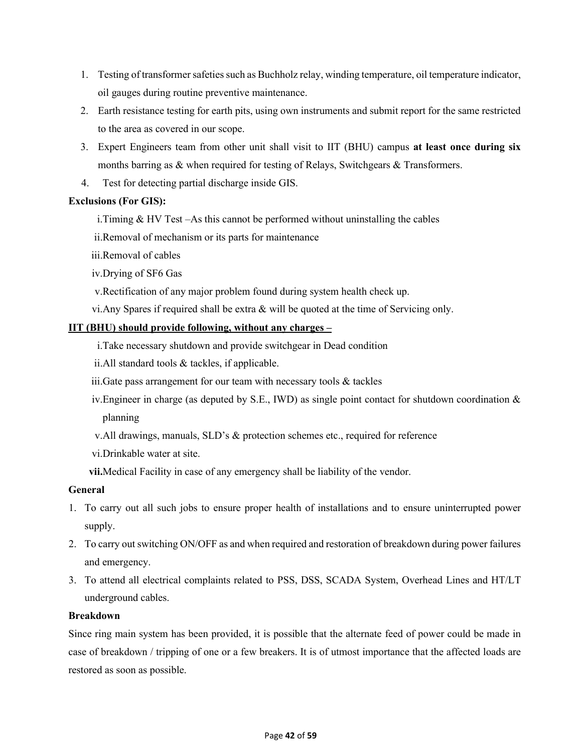1. Testing of transformer safeties such as Buchholz relay, winding temperature, oil temperature indicator, oil gauges during routine preventive maintenance.
2. Earth resistance testing for earth pits, using own instruments and submit report for the same restricted to the area as covered in our scope.
3. Expert Engineers team from other unit shall visit to IIT (BHU) campus **at least once during six** months barring as & when required for testing of Relays, Switchgears & Transformers.
4. Test for detecting partial discharge inside GIS.

**Exclusions (For GIS):**

i. Timing & HV Test –As this cannot be performed without uninstalling the cables

ii. Removal of mechanism or its parts for maintenance

iii. Removal of cables

iv. Drying of SF6 Gas

v. Rectification of any major problem found during system health check up.

vi. Any Spares if required shall be extra & will be quoted at the time of Servicing only.

**<u>IIT (BHU) should provide following, without any charges –</u>**

i. Take necessary shutdown and provide switchgear in Dead condition

ii. All standard tools & tackles, if applicable.

iii. Gate pass arrangement for our team with necessary tools & tackles

iv. Engineer in charge (as deputed by S.E., IWD) as single point contact for shutdown coordination & planning

v. All drawings, manuals, SLD's & protection schemes etc., required for reference

vi. Drinkable water at site.

**vii.** Medical Facility in case of any emergency shall be liability of the vendor.

**General**

1. To carry out all such jobs to ensure proper health of installations and to ensure uninterrupted power supply.
2. To carry out switching ON/OFF as and when required and restoration of breakdown during power failures and emergency.
3. To attend all electrical complaints related to PSS, DSS, SCADA System, Overhead Lines and HT/LT underground cables.

**Breakdown**

Since ring main system has been provided, it is possible that the alternate feed of power could be made in case of breakdown / tripping of one or a few breakers. It is of utmost importance that the affected loads are restored as soon as possible.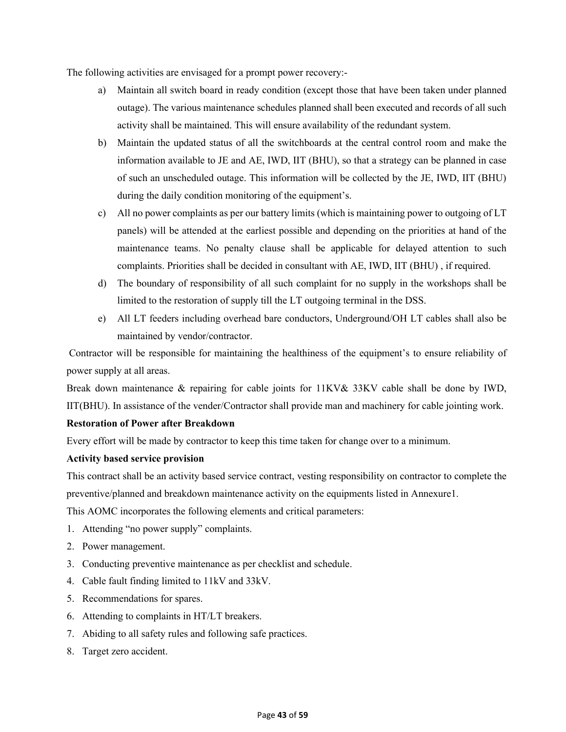The following activities are envisaged for a prompt power recovery:-

a) Maintain all switch board in ready condition (except those that have been taken under planned outage). The various maintenance schedules planned shall been executed and records of all such activity shall be maintained. This will ensure availability of the redundant system.

b) Maintain the updated status of all the switchboards at the central control room and make the information available to JE and AE, IWD, IIT (BHU), so that a strategy can be planned in case of such an unscheduled outage. This information will be collected by the JE, IWD, IIT (BHU) during the daily condition monitoring of the equipment's.

c) All no power complaints as per our battery limits (which is maintaining power to outgoing of LT panels) will be attended at the earliest possible and depending on the priorities at hand of the maintenance teams. No penalty clause shall be applicable for delayed attention to such complaints. Priorities shall be decided in consultant with AE, IWD, IIT (BHU) , if required.

d) The boundary of responsibility of all such complaint for no supply in the workshops shall be limited to the restoration of supply till the LT outgoing terminal in the DSS.

e) All LT feeders including overhead bare conductors, Underground/OH LT cables shall also be maintained by vendor/contractor.

Contractor will be responsible for maintaining the healthiness of the equipment's to ensure reliability of power supply at all areas.

Break down maintenance & repairing for cable joints for 11KV& 33KV cable shall be done by IWD, IIT(BHU). In assistance of the vender/Contractor shall provide man and machinery for cable jointing work.

**Restoration of Power after Breakdown**

Every effort will be made by contractor to keep this time taken for change over to a minimum.

**Activity based service provision**

This contract shall be an activity based service contract, vesting responsibility on contractor to complete the preventive/planned and breakdown maintenance activity on the equipments listed in Annexure1.

This AOMC incorporates the following elements and critical parameters:

1. Attending "no power supply" complaints.
2. Power management.
3. Conducting preventive maintenance as per checklist and schedule.
4. Cable fault finding limited to 11kV and 33kV.
5. Recommendations for spares.
6. Attending to complaints in HT/LT breakers.
7. Abiding to all safety rules and following safe practices.
8. Target zero accident.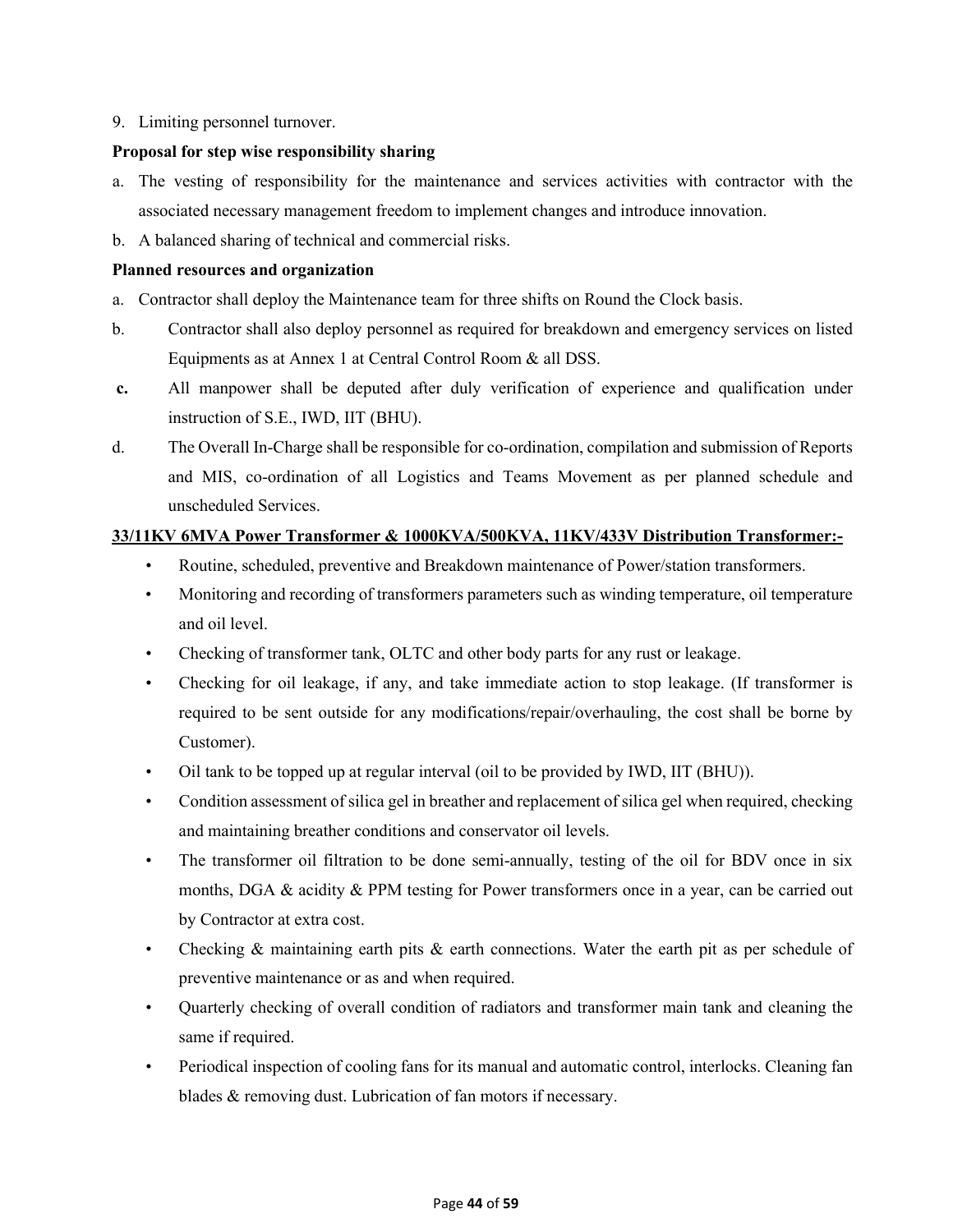9. Limiting personnel turnover.

**Proposal for step wise responsibility sharing**

a. The vesting of responsibility for the maintenance and services activities with contractor with the associated necessary management freedom to implement changes and introduce innovation.

b. A balanced sharing of technical and commercial risks.

**Planned resources and organization**

a. Contractor shall deploy the Maintenance team for three shifts on Round the Clock basis.

b. Contractor shall also deploy personnel as required for breakdown and emergency services on listed Equipments as at Annex 1 at Central Control Room & all DSS.

**c.** All manpower shall be deputed after duly verification of experience and qualification under instruction of S.E., IWD, IIT (BHU).

d. The Overall In-Charge shall be responsible for co-ordination, compilation and submission of Reports and MIS, co-ordination of all Logistics and Teams Movement as per planned schedule and unscheduled Services.

**33/11KV 6MVA Power Transformer & 1000KVA/500KVA, 11KV/433V Distribution Transformer:-**

- Routine, scheduled, preventive and Breakdown maintenance of Power/station transformers.
- Monitoring and recording of transformers parameters such as winding temperature, oil temperature and oil level.
- Checking of transformer tank, OLTC and other body parts for any rust or leakage.
- Checking for oil leakage, if any, and take immediate action to stop leakage. (If transformer is required to be sent outside for any modifications/repair/overhauling, the cost shall be borne by Customer).
- Oil tank to be topped up at regular interval (oil to be provided by IWD, IIT (BHU)).
- Condition assessment of silica gel in breather and replacement of silica gel when required, checking and maintaining breather conditions and conservator oil levels.
- The transformer oil filtration to be done semi-annually, testing of the oil for BDV once in six months, DGA & acidity & PPM testing for Power transformers once in a year, can be carried out by Contractor at extra cost.
- Checking & maintaining earth pits & earth connections. Water the earth pit as per schedule of preventive maintenance or as and when required.
- Quarterly checking of overall condition of radiators and transformer main tank and cleaning the same if required.
- Periodical inspection of cooling fans for its manual and automatic control, interlocks. Cleaning fan blades & removing dust. Lubrication of fan motors if necessary.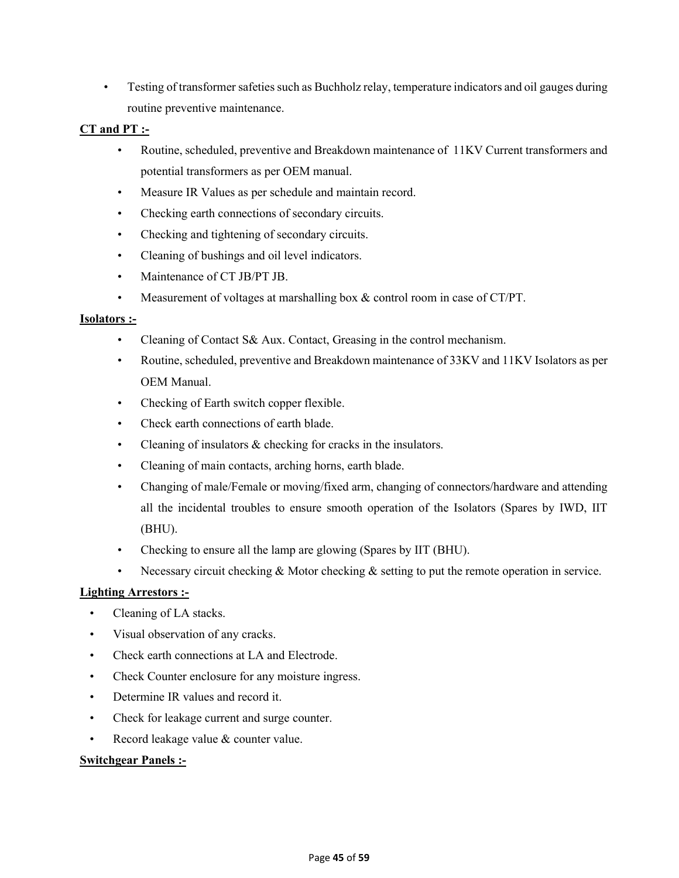- Testing of transformer safeties such as Buchholz relay, temperature indicators and oil gauges during routine preventive maintenance.

**CT and PT :-**

- Routine, scheduled, preventive and Breakdown maintenance of 11KV Current transformers and potential transformers as per OEM manual.
- Measure IR Values as per schedule and maintain record.
- Checking earth connections of secondary circuits.
- Checking and tightening of secondary circuits.
- Cleaning of bushings and oil level indicators.
- Maintenance of CT JB/PT JB.
- Measurement of voltages at marshalling box & control room in case of CT/PT.

**Isolators :-**

- Cleaning of Contact S& Aux. Contact, Greasing in the control mechanism.
- Routine, scheduled, preventive and Breakdown maintenance of 33KV and 11KV Isolators as per OEM Manual.
- Checking of Earth switch copper flexible.
- Check earth connections of earth blade.
- Cleaning of insulators & checking for cracks in the insulators.
- Cleaning of main contacts, arching horns, earth blade.
- Changing of male/Female or moving/fixed arm, changing of connectors/hardware and attending all the incidental troubles to ensure smooth operation of the Isolators (Spares by IWD, IIT (BHU).
- Checking to ensure all the lamp are glowing (Spares by IIT (BHU).
- Necessary circuit checking & Motor checking & setting to put the remote operation in service.

**Lighting Arrestors :-**

- Cleaning of LA stacks.
- Visual observation of any cracks.
- Check earth connections at LA and Electrode.
- Check Counter enclosure for any moisture ingress.
- Determine IR values and record it.
- Check for leakage current and surge counter.
- Record leakage value & counter value.

**Switchgear Panels :-**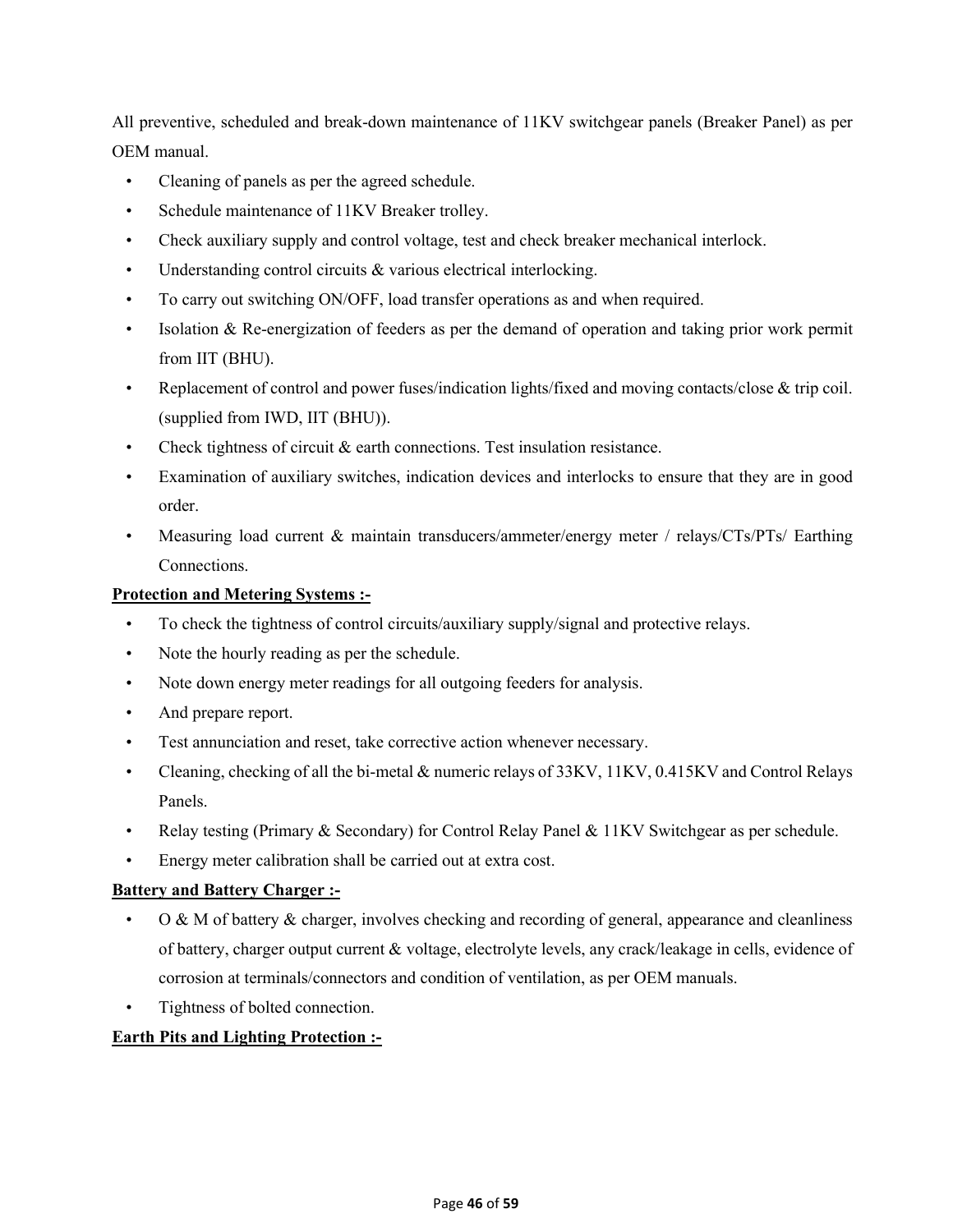All preventive, scheduled and break-down maintenance of 11KV switchgear panels (Breaker Panel) as per OEM manual.

- Cleaning of panels as per the agreed schedule.
- Schedule maintenance of 11KV Breaker trolley.
- Check auxiliary supply and control voltage, test and check breaker mechanical interlock.
- Understanding control circuits & various electrical interlocking.
- To carry out switching ON/OFF, load transfer operations as and when required.
- Isolation & Re-energization of feeders as per the demand of operation and taking prior work permit from IIT (BHU).
- Replacement of control and power fuses/indication lights/fixed and moving contacts/close & trip coil. (supplied from IWD, IIT (BHU)).
- Check tightness of circuit & earth connections. Test insulation resistance.
- Examination of auxiliary switches, indication devices and interlocks to ensure that they are in good order.
- Measuring load current & maintain transducers/ammeter/energy meter / relays/CTs/PTs/ Earthing Connections.

**Protection and Metering Systems :-**

- To check the tightness of control circuits/auxiliary supply/signal and protective relays.
- Note the hourly reading as per the schedule.
- Note down energy meter readings for all outgoing feeders for analysis.
- And prepare report.
- Test annunciation and reset, take corrective action whenever necessary.
- Cleaning, checking of all the bi-metal & numeric relays of 33KV, 11KV, 0.415KV and Control Relays Panels.
- Relay testing (Primary & Secondary) for Control Relay Panel & 11KV Switchgear as per schedule.
- Energy meter calibration shall be carried out at extra cost.

**Battery and Battery Charger :-**

- O & M of battery & charger, involves checking and recording of general, appearance and cleanliness of battery, charger output current & voltage, electrolyte levels, any crack/leakage in cells, evidence of corrosion at terminals/connectors and condition of ventilation, as per OEM manuals.
- Tightness of bolted connection.

**Earth Pits and Lighting Protection :-**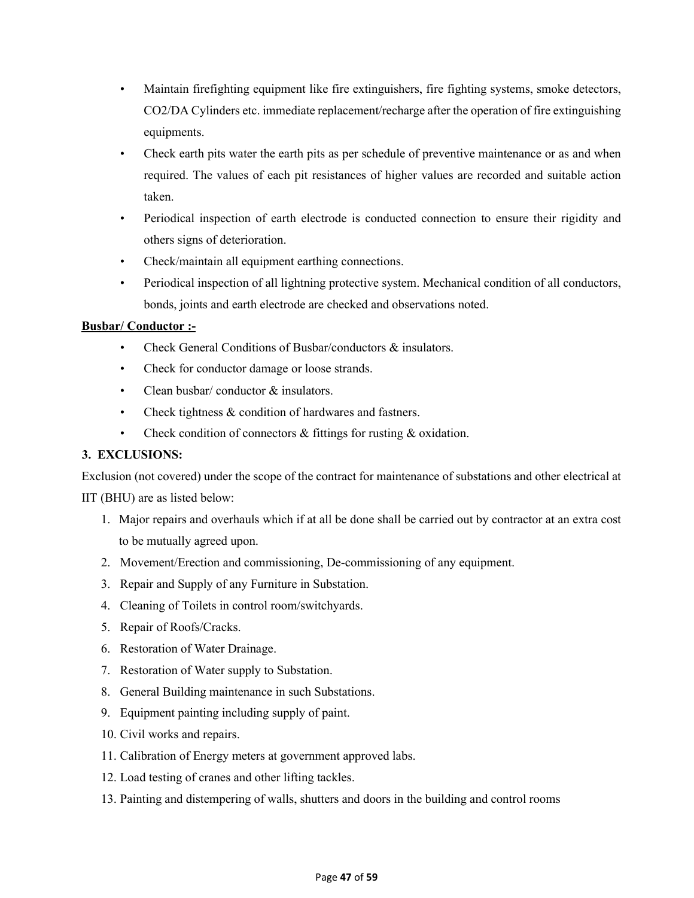- Maintain firefighting equipment like fire extinguishers, fire fighting systems, smoke detectors, CO2/DA Cylinders etc. immediate replacement/recharge after the operation of fire extinguishing equipments.
- Check earth pits water the earth pits as per schedule of preventive maintenance or as and when required. The values of each pit resistances of higher values are recorded and suitable action taken.
- Periodical inspection of earth electrode is conducted connection to ensure their rigidity and others signs of deterioration.
- Check/maintain all equipment earthing connections.
- Periodical inspection of all lightning protective system. Mechanical condition of all conductors, bonds, joints and earth electrode are checked and observations noted.

**Busbar/ Conductor :-**

- Check General Conditions of Busbar/conductors & insulators.
- Check for conductor damage or loose strands.
- Clean busbar/ conductor & insulators.
- Check tightness & condition of hardwares and fastners.
- Check condition of connectors & fittings for rusting & oxidation.

**3. EXCLUSIONS:**

Exclusion (not covered) under the scope of the contract for maintenance of substations and other electrical at IIT (BHU) are as listed below:

1. Major repairs and overhauls which if at all be done shall be carried out by contractor at an extra cost to be mutually agreed upon.
2. Movement/Erection and commissioning, De-commissioning of any equipment.
3. Repair and Supply of any Furniture in Substation.
4. Cleaning of Toilets in control room/switchyards.
5. Repair of Roofs/Cracks.
6. Restoration of Water Drainage.
7. Restoration of Water supply to Substation.
8. General Building maintenance in such Substations.
9. Equipment painting including supply of paint.
10. Civil works and repairs.
11. Calibration of Energy meters at government approved labs.
12. Load testing of cranes and other lifting tackles.
13. Painting and distempering of walls, shutters and doors in the building and control rooms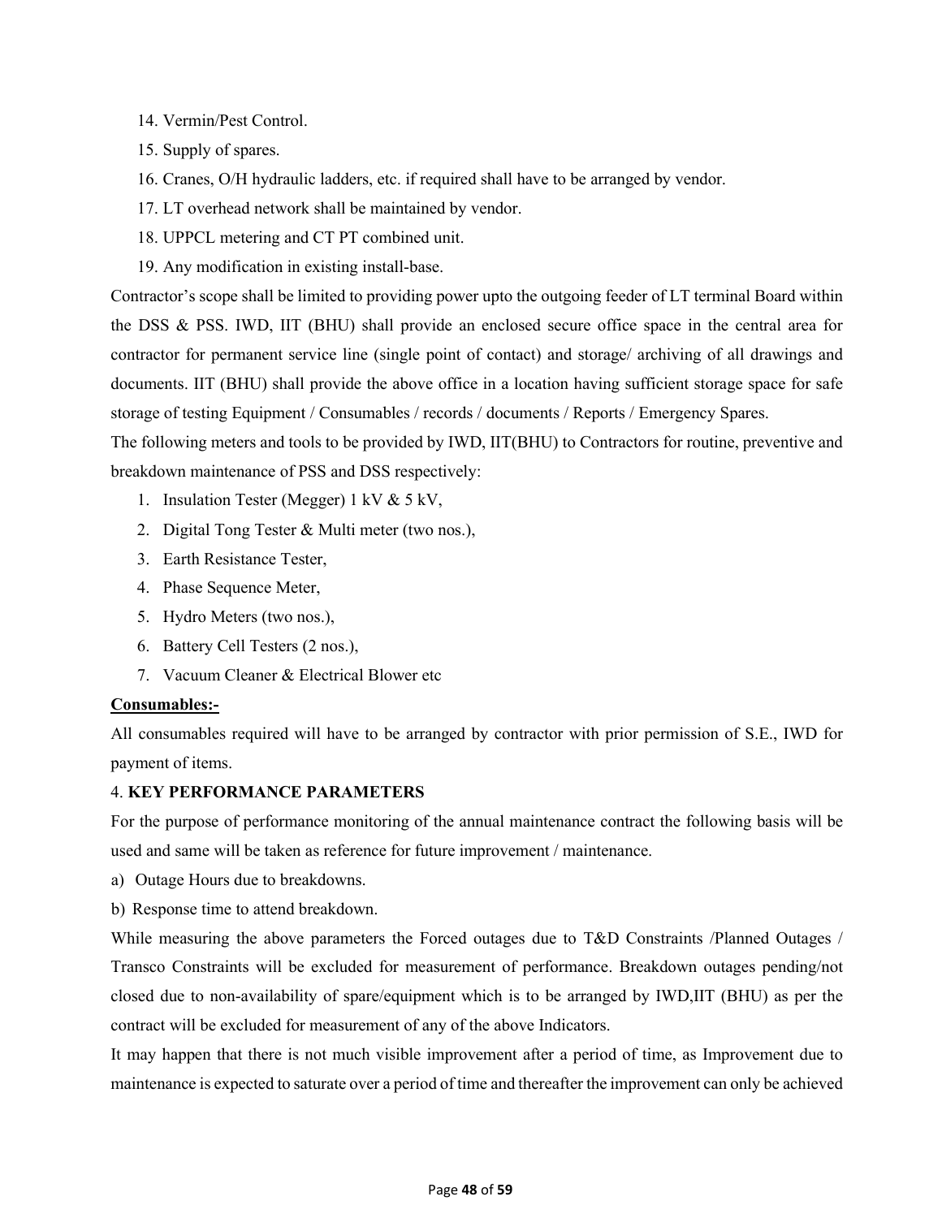14. Vermin/Pest Control.
15. Supply of spares.
16. Cranes, O/H hydraulic ladders, etc. if required shall have to be arranged by vendor.
17. LT overhead network shall be maintained by vendor.
18. UPPCL metering and CT PT combined unit.
19. Any modification in existing install-base.

Contractor's scope shall be limited to providing power upto the outgoing feeder of LT terminal Board within the DSS & PSS. IWD, IIT (BHU) shall provide an enclosed secure office space in the central area for contractor for permanent service line (single point of contact) and storage/ archiving of all drawings and documents. IIT (BHU) shall provide the above office in a location having sufficient storage space for safe storage of testing Equipment / Consumables / records / documents / Reports / Emergency Spares.

The following meters and tools to be provided by IWD, IIT(BHU) to Contractors for routine, preventive and breakdown maintenance of PSS and DSS respectively:

1. Insulation Tester (Megger) 1 kV & 5 kV,
2. Digital Tong Tester & Multi meter (two nos.),
3. Earth Resistance Tester,
4. Phase Sequence Meter,
5. Hydro Meters (two nos.),
6. Battery Cell Testers (2 nos.),
7. Vacuum Cleaner & Electrical Blower etc

**Consumables:-**

All consumables required will have to be arranged by contractor with prior permission of S.E., IWD for payment of items.

4. **KEY PERFORMANCE PARAMETERS**

For the purpose of performance monitoring of the annual maintenance contract the following basis will be used and same will be taken as reference for future improvement / maintenance.

a) Outage Hours due to breakdowns.

b) Response time to attend breakdown.

While measuring the above parameters the Forced outages due to T&D Constraints /Planned Outages / Transco Constraints will be excluded for measurement of performance. Breakdown outages pending/not closed due to non-availability of spare/equipment which is to be arranged by IWD,IIT (BHU) as per the contract will be excluded for measurement of any of the above Indicators.

It may happen that there is not much visible improvement after a period of time, as Improvement due to maintenance is expected to saturate over a period of time and thereafter the improvement can only be achieved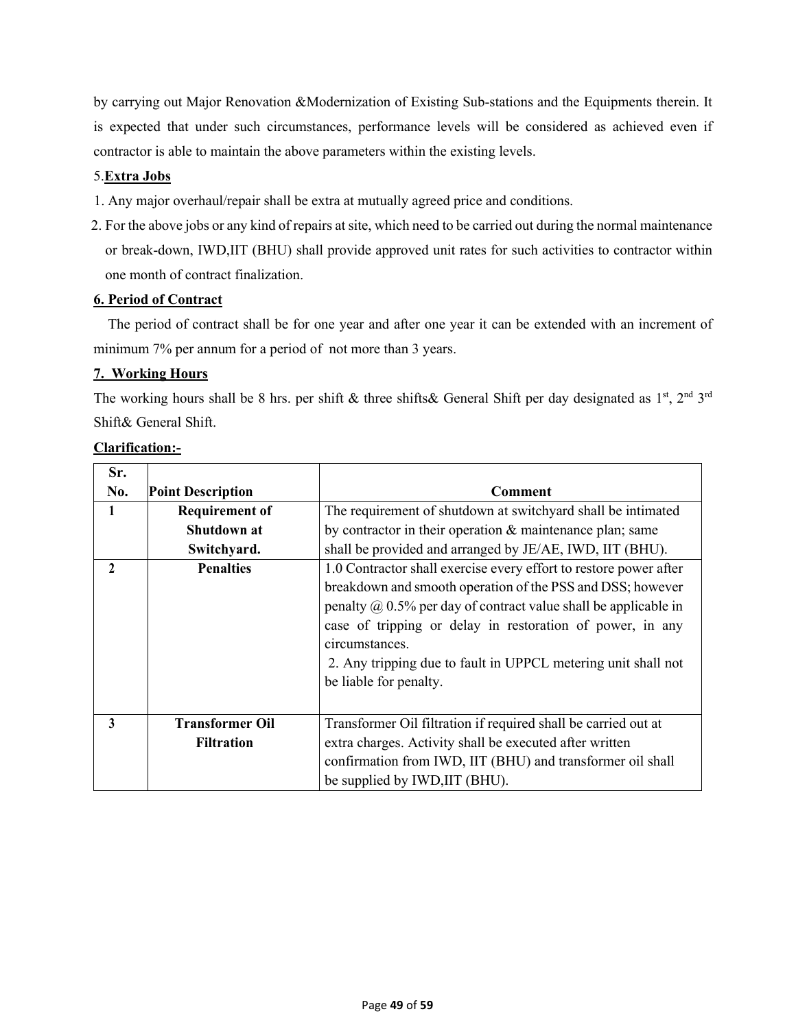by carrying out Major Renovation &Modernization of Existing Sub-stations and the Equipments therein. It is expected that under such circumstances, performance levels will be considered as achieved even if contractor is able to maintain the above parameters within the existing levels.

5.**Extra Jobs**

1. Any major overhaul/repair shall be extra at mutually agreed price and conditions.
2. For the above jobs or any kind of repairs at site, which need to be carried out during the normal maintenance or break-down, IWD,IIT (BHU) shall provide approved unit rates for such activities to contractor within one month of contract finalization.

**6. Period of Contract**

The period of contract shall be for one year and after one year it can be extended with an increment of minimum 7% per annum for a period of not more than 3 years.

**7. Working Hours**

The working hours shall be 8 hrs. per shift & three shifts& General Shift per day designated as 1st, 2nd 3rd Shift& General Shift.

**Clarification:-**

| Sr. No. | Point Description | Comment |
|---|---|---|
| 1 | **Requirement of Shutdown at Switchyard.** | The requirement of shutdown at switchyard shall be intimated by contractor in their operation & maintenance plan; same shall be provided and arranged by JE/AE, IWD, IIT (BHU). |
| 2 | **Penalties** | 1.0 Contractor shall exercise every effort to restore power after breakdown and smooth operation of the PSS and DSS; however penalty @ 0.5% per day of contract value shall be applicable in case of tripping or delay in restoration of power, in any circumstances.<br>2. Any tripping due to fault in UPPCL metering unit shall not be liable for penalty. |
| 3 | **Transformer Oil Filtration** | Transformer Oil filtration if required shall be carried out at extra charges. Activity shall be executed after written confirmation from IWD, IIT (BHU) and transformer oil shall be supplied by IWD,IIT (BHU). |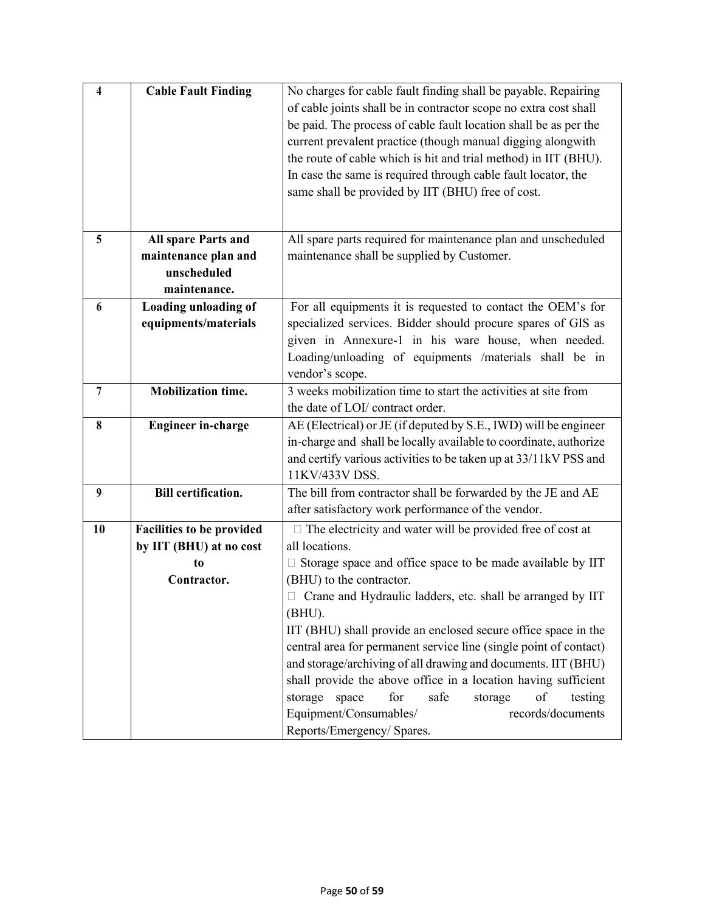| 4 | **Cable Fault Finding** | No charges for cable fault finding shall be payable. Repairing of cable joints shall be in contractor scope no extra cost shall be paid. The process of cable fault location shall be as per the current prevalent practice (though manual digging alongwith the route of cable which is hit and trial method) in IIT (BHU). In case the same is required through cable fault locator, the same shall be provided by IIT (BHU) free of cost. |
|---|---|---|
| 5 | **All spare Parts and maintenance plan and unscheduled maintenance.** | All spare parts required for maintenance plan and unscheduled maintenance shall be supplied by Customer. |
| 6 | **Loading unloading of equipments/materials** | For all equipments it is requested to contact the OEM's for specialized services. Bidder should procure spares of GIS as given in Annexure-1 in his ware house, when needed. Loading/unloading of equipments /materials shall be in vendor's scope. |
| 7 | **Mobilization time.** | 3 weeks mobilization time to start the activities at site from the date of LOI/ contract order. |
| 8 | **Engineer in-charge** | AE (Electrical) or JE (if deputed by S.E., IWD) will be engineer in-charge and shall be locally available to coordinate, authorize and certify various activities to be taken up at 33/11kV PSS and 11KV/433V DSS. |
| 9 | **Bill certification.** | The bill from contractor shall be forwarded by the JE and AE after satisfactory work performance of the vendor. |
| 10 | **Facilities to be provided by IIT (BHU) at no cost to Contractor.** | The electricity and water will be provided free of cost at all locations.<br>Storage space and office space to be made available by IIT (BHU) to the contractor.<br>Crane and Hydraulic ladders, etc. shall be arranged by IIT (BHU).<br>IIT (BHU) shall provide an enclosed secure office space in the central area for permanent service line (single point of contact) and storage/archiving of all drawing and documents. IIT (BHU) shall provide the above office in a location having sufficient storage space for safe storage of testing Equipment/Consumables/ records/documents Reports/Emergency/ Spares. |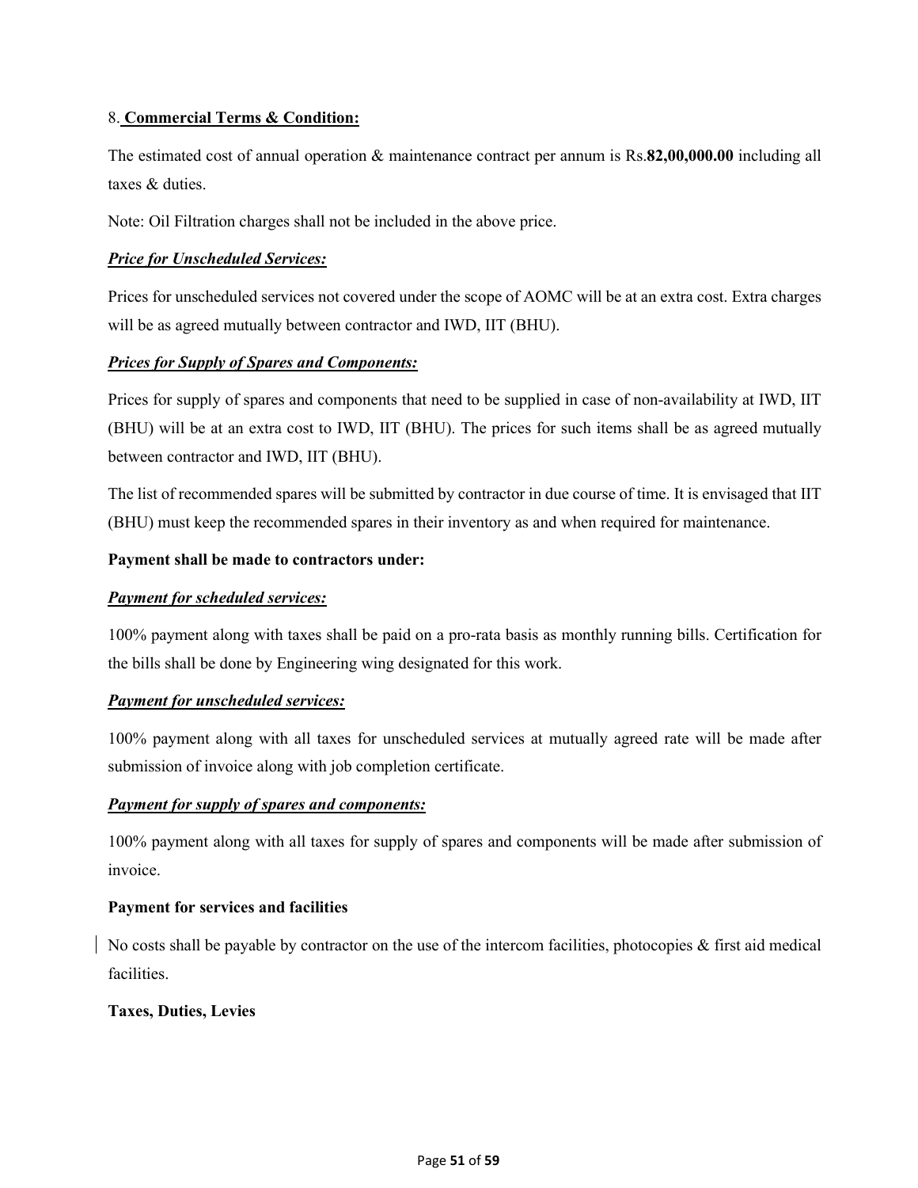8. **Commercial Terms & Condition:**

The estimated cost of annual operation & maintenance contract per annum is Rs.**82,00,000.00** including all taxes & duties.

Note: Oil Filtration charges shall not be included in the above price.

***Price for Unscheduled Services:***

Prices for unscheduled services not covered under the scope of AOMC will be at an extra cost. Extra charges will be as agreed mutually between contractor and IWD, IIT (BHU).

***Prices for Supply of Spares and Components:***

Prices for supply of spares and components that need to be supplied in case of non-availability at IWD, IIT (BHU) will be at an extra cost to IWD, IIT (BHU). The prices for such items shall be as agreed mutually between contractor and IWD, IIT (BHU).

The list of recommended spares will be submitted by contractor in due course of time. It is envisaged that IIT (BHU) must keep the recommended spares in their inventory as and when required for maintenance.

**Payment shall be made to contractors under:**

***Payment for scheduled services:***

100% payment along with taxes shall be paid on a pro-rata basis as monthly running bills. Certification for the bills shall be done by Engineering wing designated for this work.

***Payment for unscheduled services:***

100% payment along with all taxes for unscheduled services at mutually agreed rate will be made after submission of invoice along with job completion certificate.

***Payment for supply of spares and components:***

100% payment along with all taxes for supply of spares and components will be made after submission of invoice.

**Payment for services and facilities**

No costs shall be payable by contractor on the use of the intercom facilities, photocopies & first aid medical facilities.

**Taxes, Duties, Levies**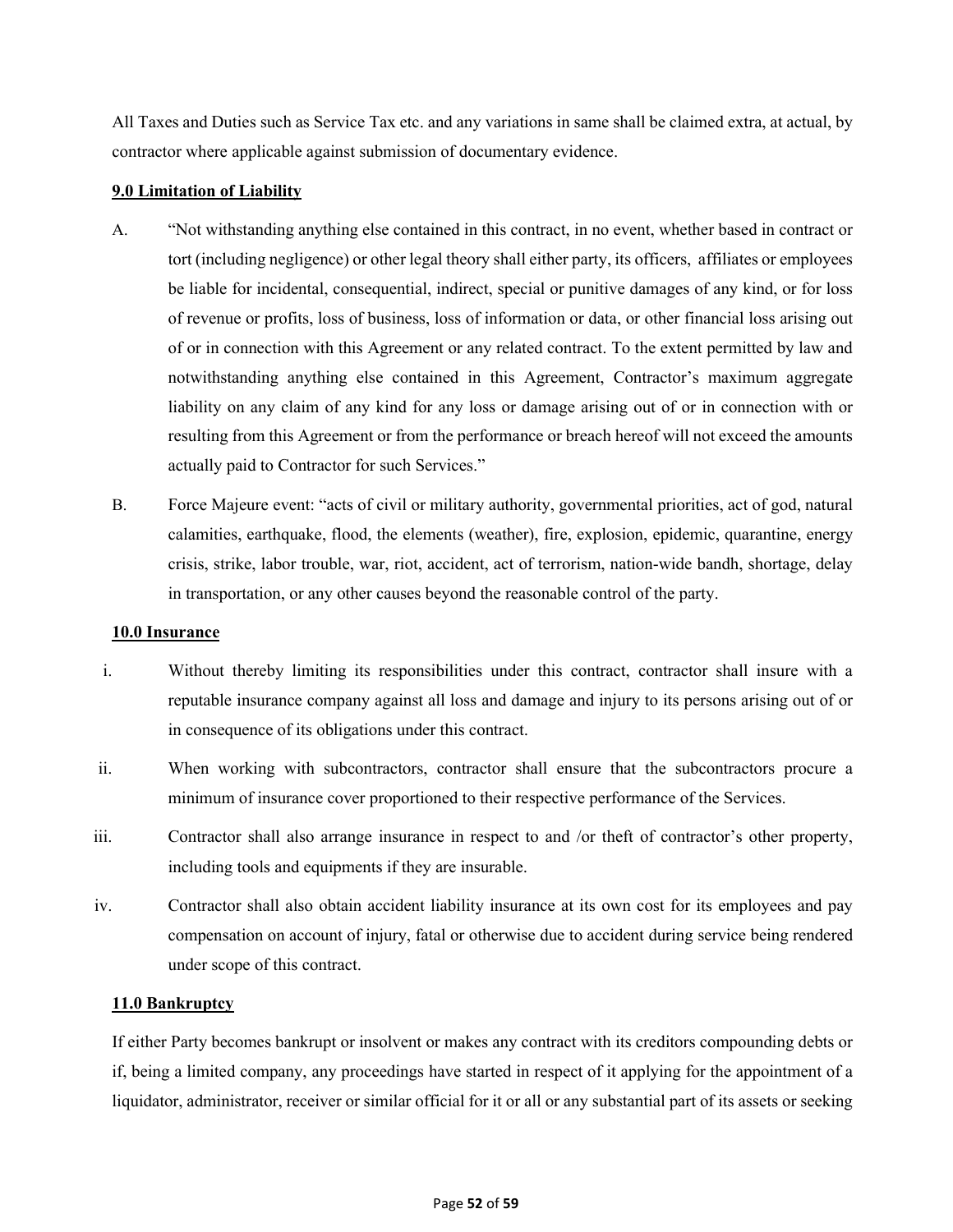All Taxes and Duties such as Service Tax etc. and any variations in same shall be claimed extra, at actual, by contractor where applicable against submission of documentary evidence.

**9.0 Limitation of Liability**

A. "Not withstanding anything else contained in this contract, in no event, whether based in contract or tort (including negligence) or other legal theory shall either party, its officers, affiliates or employees be liable for incidental, consequential, indirect, special or punitive damages of any kind, or for loss of revenue or profits, loss of business, loss of information or data, or other financial loss arising out of or in connection with this Agreement or any related contract. To the extent permitted by law and notwithstanding anything else contained in this Agreement, Contractor's maximum aggregate liability on any claim of any kind for any loss or damage arising out of or in connection with or resulting from this Agreement or from the performance or breach hereof will not exceed the amounts actually paid to Contractor for such Services."

B. Force Majeure event: "acts of civil or military authority, governmental priorities, act of god, natural calamities, earthquake, flood, the elements (weather), fire, explosion, epidemic, quarantine, energy crisis, strike, labor trouble, war, riot, accident, act of terrorism, nation-wide bandh, shortage, delay in transportation, or any other causes beyond the reasonable control of the party.

**10.0 Insurance**

i. Without thereby limiting its responsibilities under this contract, contractor shall insure with a reputable insurance company against all loss and damage and injury to its persons arising out of or in consequence of its obligations under this contract.

ii. When working with subcontractors, contractor shall ensure that the subcontractors procure a minimum of insurance cover proportioned to their respective performance of the Services.

iii. Contractor shall also arrange insurance in respect to and /or theft of contractor's other property, including tools and equipments if they are insurable.

iv. Contractor shall also obtain accident liability insurance at its own cost for its employees and pay compensation on account of injury, fatal or otherwise due to accident during service being rendered under scope of this contract.

**11.0 Bankruptcy**

If either Party becomes bankrupt or insolvent or makes any contract with its creditors compounding debts or if, being a limited company, any proceedings have started in respect of it applying for the appointment of a liquidator, administrator, receiver or similar official for it or all or any substantial part of its assets or seeking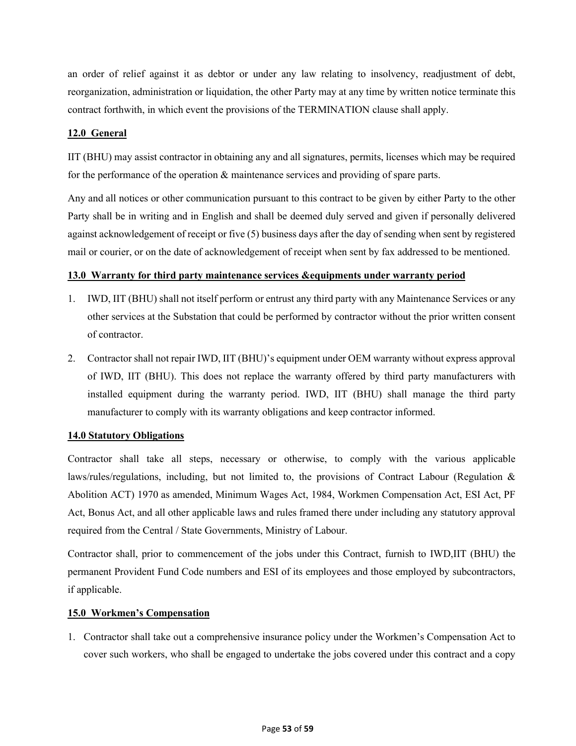an order of relief against it as debtor or under any law relating to insolvency, readjustment of debt, reorganization, administration or liquidation, the other Party may at any time by written notice terminate this contract forthwith, in which event the provisions of the TERMINATION clause shall apply.

**12.0 General**

IIT (BHU) may assist contractor in obtaining any and all signatures, permits, licenses which may be required for the performance of the operation & maintenance services and providing of spare parts.

Any and all notices or other communication pursuant to this contract to be given by either Party to the other Party shall be in writing and in English and shall be deemed duly served and given if personally delivered against acknowledgement of receipt or five (5) business days after the day of sending when sent by registered mail or courier, or on the date of acknowledgement of receipt when sent by fax addressed to be mentioned.

**13.0 Warranty for third party maintenance services &equipments under warranty period**

1. IWD, IIT (BHU) shall not itself perform or entrust any third party with any Maintenance Services or any other services at the Substation that could be performed by contractor without the prior written consent of contractor.
2. Contractor shall not repair IWD, IIT (BHU)'s equipment under OEM warranty without express approval of IWD, IIT (BHU). This does not replace the warranty offered by third party manufacturers with installed equipment during the warranty period. IWD, IIT (BHU) shall manage the third party manufacturer to comply with its warranty obligations and keep contractor informed.

**14.0 Statutory Obligations**

Contractor shall take all steps, necessary or otherwise, to comply with the various applicable laws/rules/regulations, including, but not limited to, the provisions of Contract Labour (Regulation & Abolition ACT) 1970 as amended, Minimum Wages Act, 1984, Workmen Compensation Act, ESI Act, PF Act, Bonus Act, and all other applicable laws and rules framed there under including any statutory approval required from the Central / State Governments, Ministry of Labour.

Contractor shall, prior to commencement of the jobs under this Contract, furnish to IWD,IIT (BHU) the permanent Provident Fund Code numbers and ESI of its employees and those employed by subcontractors, if applicable.

**15.0 Workmen's Compensation**

1. Contractor shall take out a comprehensive insurance policy under the Workmen's Compensation Act to cover such workers, who shall be engaged to undertake the jobs covered under this contract and a copy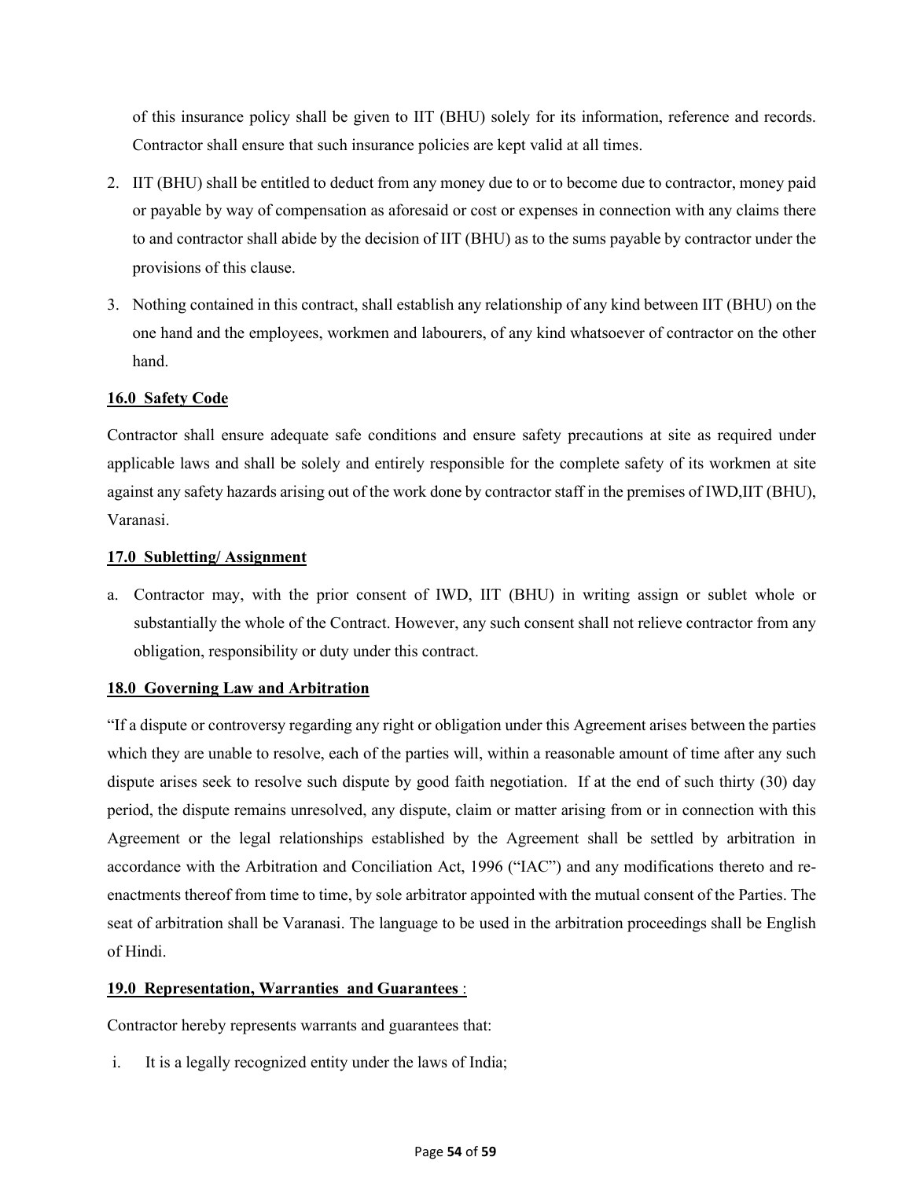of this insurance policy shall be given to IIT (BHU) solely for its information, reference and records. Contractor shall ensure that such insurance policies are kept valid at all times.

2. IIT (BHU) shall be entitled to deduct from any money due to or to become due to contractor, money paid or payable by way of compensation as aforesaid or cost or expenses in connection with any claims there to and contractor shall abide by the decision of IIT (BHU) as to the sums payable by contractor under the provisions of this clause.
3. Nothing contained in this contract, shall establish any relationship of any kind between IIT (BHU) on the one hand and the employees, workmen and labourers, of any kind whatsoever of contractor on the other hand.

**16.0 Safety Code**

Contractor shall ensure adequate safe conditions and ensure safety precautions at site as required under applicable laws and shall be solely and entirely responsible for the complete safety of its workmen at site against any safety hazards arising out of the work done by contractor staff in the premises of IWD,IIT (BHU), Varanasi.

**17.0 Subletting/ Assignment**

a. Contractor may, with the prior consent of IWD, IIT (BHU) in writing assign or sublet whole or substantially the whole of the Contract. However, any such consent shall not relieve contractor from any obligation, responsibility or duty under this contract.

**18.0 Governing Law and Arbitration**

"If a dispute or controversy regarding any right or obligation under this Agreement arises between the parties which they are unable to resolve, each of the parties will, within a reasonable amount of time after any such dispute arises seek to resolve such dispute by good faith negotiation. If at the end of such thirty (30) day period, the dispute remains unresolved, any dispute, claim or matter arising from or in connection with this Agreement or the legal relationships established by the Agreement shall be settled by arbitration in accordance with the Arbitration and Conciliation Act, 1996 ("IAC") and any modifications thereto and re-enactments thereof from time to time, by sole arbitrator appointed with the mutual consent of the Parties. The seat of arbitration shall be Varanasi. The language to be used in the arbitration proceedings shall be English of Hindi.

**19.0 Representation, Warranties and Guarantees** :

Contractor hereby represents warrants and guarantees that:

i. It is a legally recognized entity under the laws of India;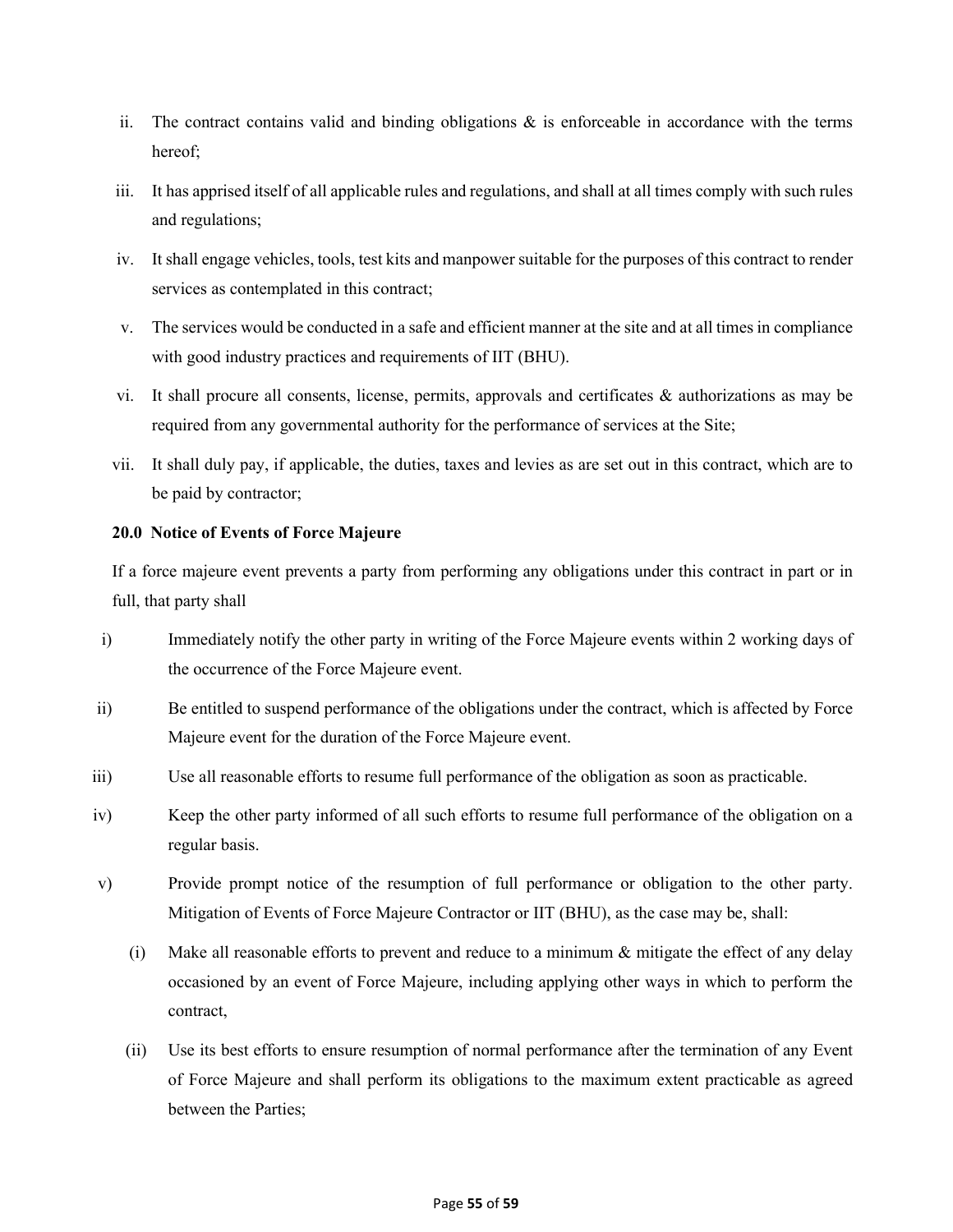ii. The contract contains valid and binding obligations & is enforceable in accordance with the terms hereof;

iii. It has apprised itself of all applicable rules and regulations, and shall at all times comply with such rules and regulations;

iv. It shall engage vehicles, tools, test kits and manpower suitable for the purposes of this contract to render services as contemplated in this contract;

v. The services would be conducted in a safe and efficient manner at the site and at all times in compliance with good industry practices and requirements of IIT (BHU).

vi. It shall procure all consents, license, permits, approvals and certificates & authorizations as may be required from any governmental authority for the performance of services at the Site;

vii. It shall duly pay, if applicable, the duties, taxes and levies as are set out in this contract, which are to be paid by contractor;

**20.0 Notice of Events of Force Majeure**

If a force majeure event prevents a party from performing any obligations under this contract in part or in full, that party shall

i) Immediately notify the other party in writing of the Force Majeure events within 2 working days of the occurrence of the Force Majeure event.

ii) Be entitled to suspend performance of the obligations under the contract, which is affected by Force Majeure event for the duration of the Force Majeure event.

iii) Use all reasonable efforts to resume full performance of the obligation as soon as practicable.

iv) Keep the other party informed of all such efforts to resume full performance of the obligation on a regular basis.

v) Provide prompt notice of the resumption of full performance or obligation to the other party. Mitigation of Events of Force Majeure Contractor or IIT (BHU), as the case may be, shall:

  (i) Make all reasonable efforts to prevent and reduce to a minimum & mitigate the effect of any delay occasioned by an event of Force Majeure, including applying other ways in which to perform the contract,

  (ii) Use its best efforts to ensure resumption of normal performance after the termination of any Event of Force Majeure and shall perform its obligations to the maximum extent practicable as agreed between the Parties;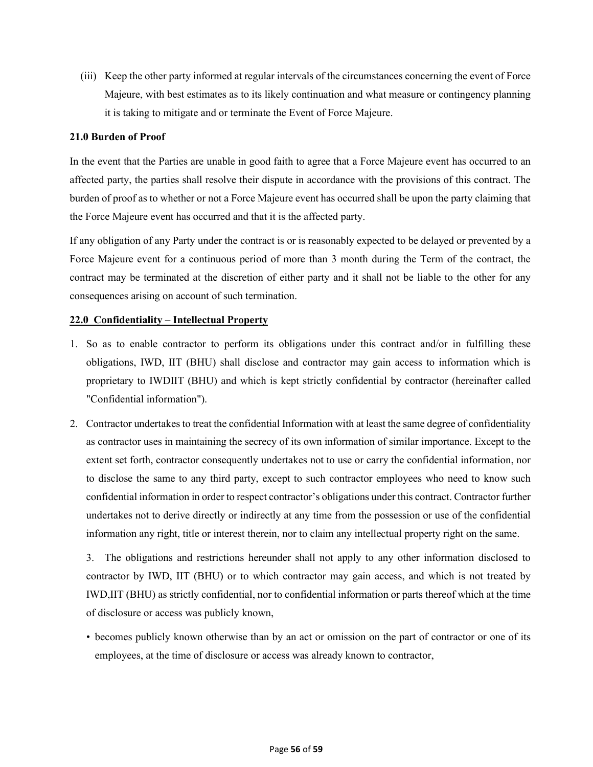(iii) Keep the other party informed at regular intervals of the circumstances concerning the event of Force Majeure, with best estimates as to its likely continuation and what measure or contingency planning it is taking to mitigate and or terminate the Event of Force Majeure.

**21.0 Burden of Proof**

In the event that the Parties are unable in good faith to agree that a Force Majeure event has occurred to an affected party, the parties shall resolve their dispute in accordance with the provisions of this contract. The burden of proof as to whether or not a Force Majeure event has occurred shall be upon the party claiming that the Force Majeure event has occurred and that it is the affected party.

If any obligation of any Party under the contract is or is reasonably expected to be delayed or prevented by a Force Majeure event for a continuous period of more than 3 month during the Term of the contract, the contract may be terminated at the discretion of either party and it shall not be liable to the other for any consequences arising on account of such termination.

**22.0 Confidentiality – Intellectual Property**

1. So as to enable contractor to perform its obligations under this contract and/or in fulfilling these obligations, IWD, IIT (BHU) shall disclose and contractor may gain access to information which is proprietary to IWDIIT (BHU) and which is kept strictly confidential by contractor (hereinafter called "Confidential information").

2. Contractor undertakes to treat the confidential Information with at least the same degree of confidentiality as contractor uses in maintaining the secrecy of its own information of similar importance. Except to the extent set forth, contractor consequently undertakes not to use or carry the confidential information, nor to disclose the same to any third party, except to such contractor employees who need to know such confidential information in order to respect contractor's obligations under this contract. Contractor further undertakes not to derive directly or indirectly at any time from the possession or use of the confidential information any right, title or interest therein, nor to claim any intellectual property right on the same.

3. The obligations and restrictions hereunder shall not apply to any other information disclosed to contractor by IWD, IIT (BHU) or to which contractor may gain access, and which is not treated by IWD,IIT (BHU) as strictly confidential, nor to confidential information or parts thereof which at the time of disclosure or access was publicly known,

- becomes publicly known otherwise than by an act or omission on the part of contractor or one of its employees, at the time of disclosure or access was already known to contractor,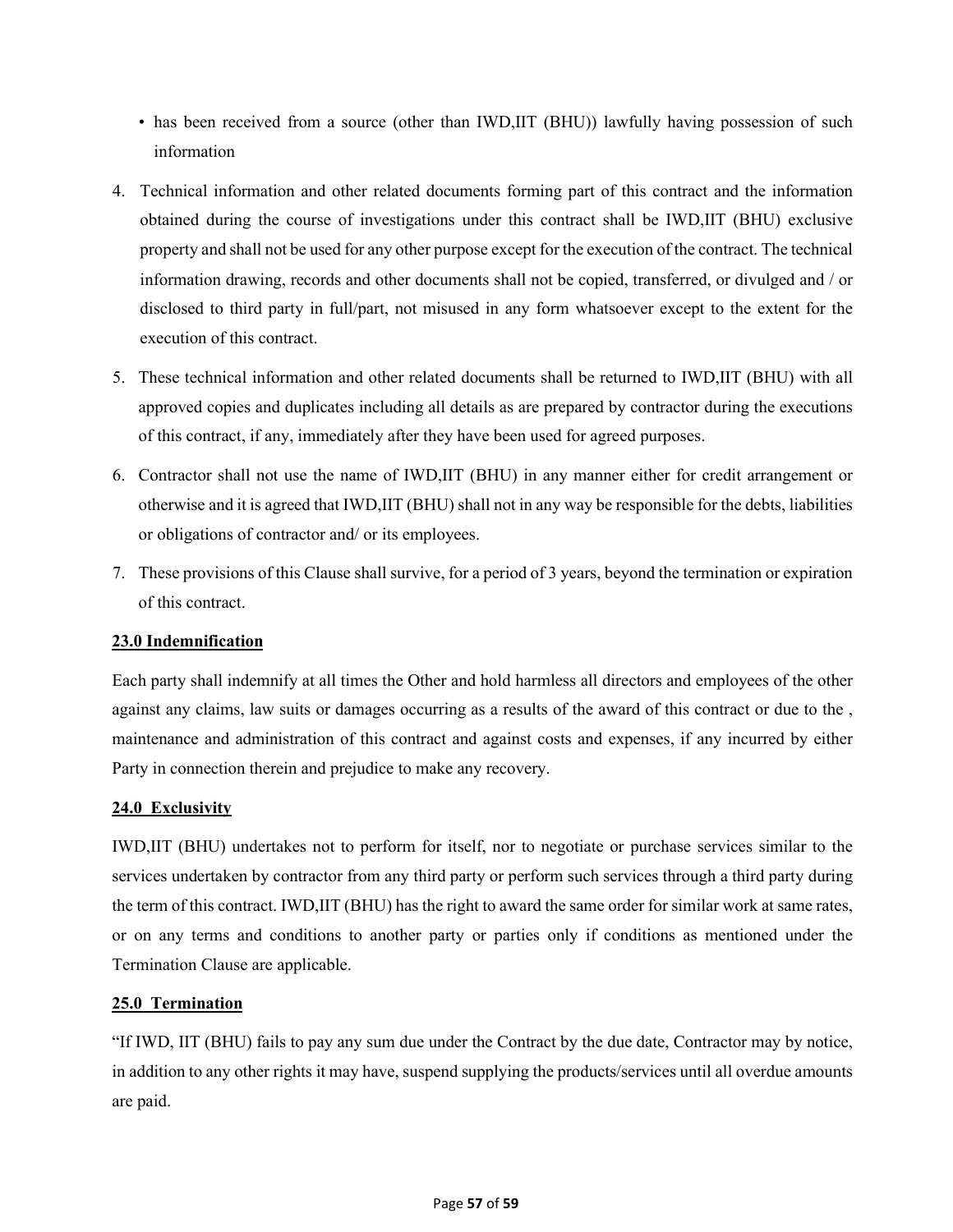- has been received from a source (other than IWD,IIT (BHU)) lawfully having possession of such information

4. Technical information and other related documents forming part of this contract and the information obtained during the course of investigations under this contract shall be IWD,IIT (BHU) exclusive property and shall not be used for any other purpose except for the execution of the contract. The technical information drawing, records and other documents shall not be copied, transferred, or divulged and / or disclosed to third party in full/part, not misused in any form whatsoever except to the extent for the execution of this contract.

5. These technical information and other related documents shall be returned to IWD,IIT (BHU) with all approved copies and duplicates including all details as are prepared by contractor during the executions of this contract, if any, immediately after they have been used for agreed purposes.

6. Contractor shall not use the name of IWD,IIT (BHU) in any manner either for credit arrangement or otherwise and it is agreed that IWD,IIT (BHU) shall not in any way be responsible for the debts, liabilities or obligations of contractor and/ or its employees.

7. These provisions of this Clause shall survive, for a period of 3 years, beyond the termination or expiration of this contract.

**23.0 Indemnification**

Each party shall indemnify at all times the Other and hold harmless all directors and employees of the other against any claims, law suits or damages occurring as a results of the award of this contract or due to the , maintenance and administration of this contract and against costs and expenses, if any incurred by either Party in connection therein and prejudice to make any recovery.

**24.0 Exclusivity**

IWD,IIT (BHU) undertakes not to perform for itself, nor to negotiate or purchase services similar to the services undertaken by contractor from any third party or perform such services through a third party during the term of this contract. IWD,IIT (BHU) has the right to award the same order for similar work at same rates, or on any terms and conditions to another party or parties only if conditions as mentioned under the Termination Clause are applicable.

**25.0 Termination**

"If IWD, IIT (BHU) fails to pay any sum due under the Contract by the due date, Contractor may by notice, in addition to any other rights it may have, suspend supplying the products/services until all overdue amounts are paid.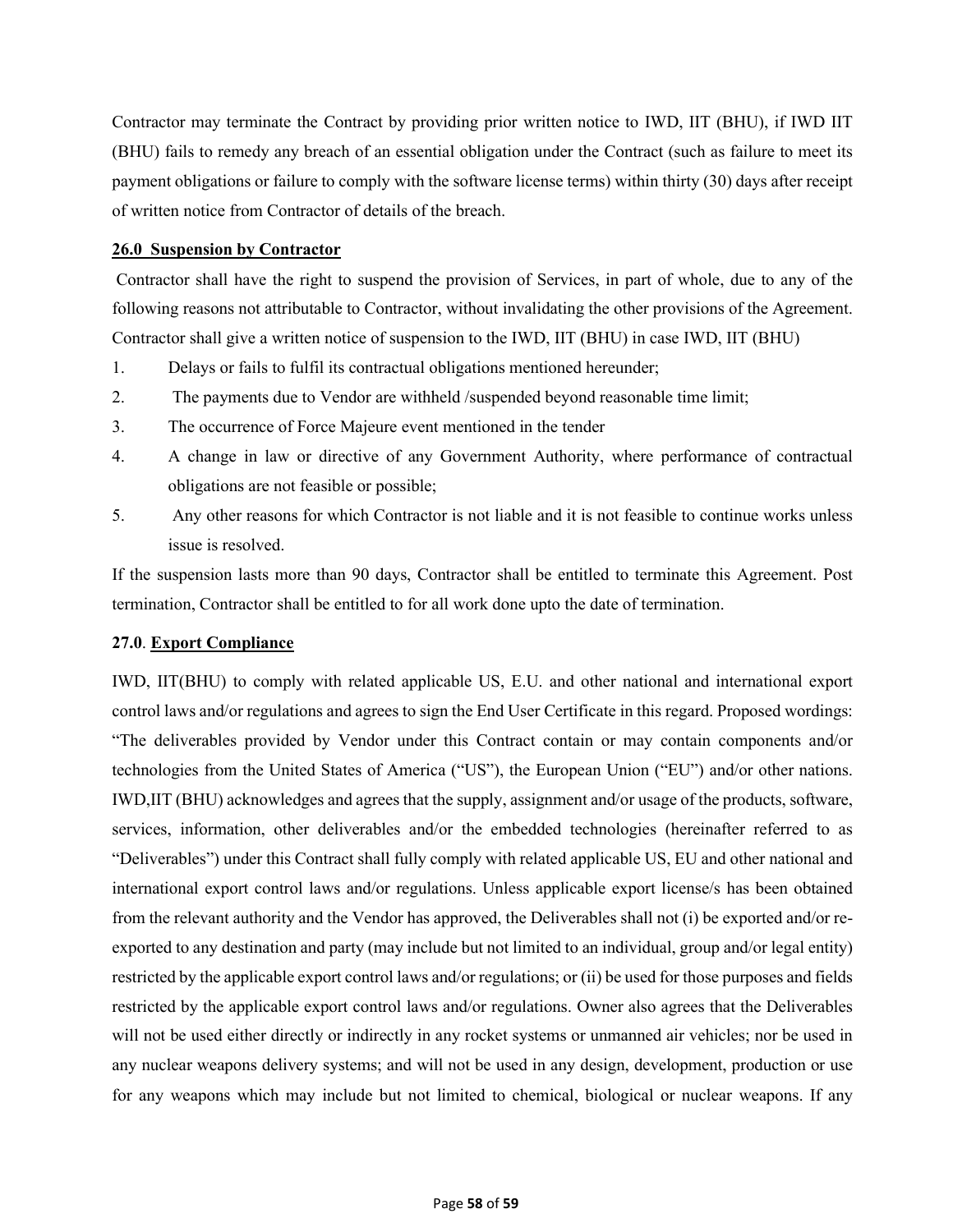Contractor may terminate the Contract by providing prior written notice to IWD, IIT (BHU), if IWD IIT (BHU) fails to remedy any breach of an essential obligation under the Contract (such as failure to meet its payment obligations or failure to comply with the software license terms) within thirty (30) days after receipt of written notice from Contractor of details of the breach.

**26.0 Suspension by Contractor**

Contractor shall have the right to suspend the provision of Services, in part of whole, due to any of the following reasons not attributable to Contractor, without invalidating the other provisions of the Agreement. Contractor shall give a written notice of suspension to the IWD, IIT (BHU) in case IWD, IIT (BHU)

1. Delays or fails to fulfil its contractual obligations mentioned hereunder;
2. The payments due to Vendor are withheld /suspended beyond reasonable time limit;
3. The occurrence of Force Majeure event mentioned in the tender
4. A change in law or directive of any Government Authority, where performance of contractual obligations are not feasible or possible;
5. Any other reasons for which Contractor is not liable and it is not feasible to continue works unless issue is resolved.

If the suspension lasts more than 90 days, Contractor shall be entitled to terminate this Agreement. Post termination, Contractor shall be entitled to for all work done upto the date of termination.

**27.0. Export Compliance**

IWD, IIT(BHU) to comply with related applicable US, E.U. and other national and international export control laws and/or regulations and agrees to sign the End User Certificate in this regard. Proposed wordings: "The deliverables provided by Vendor under this Contract contain or may contain components and/or technologies from the United States of America ("US"), the European Union ("EU") and/or other nations. IWD,IIT (BHU) acknowledges and agrees that the supply, assignment and/or usage of the products, software, services, information, other deliverables and/or the embedded technologies (hereinafter referred to as "Deliverables") under this Contract shall fully comply with related applicable US, EU and other national and international export control laws and/or regulations. Unless applicable export license/s has been obtained from the relevant authority and the Vendor has approved, the Deliverables shall not (i) be exported and/or re-exported to any destination and party (may include but not limited to an individual, group and/or legal entity) restricted by the applicable export control laws and/or regulations; or (ii) be used for those purposes and fields restricted by the applicable export control laws and/or regulations. Owner also agrees that the Deliverables will not be used either directly or indirectly in any rocket systems or unmanned air vehicles; nor be used in any nuclear weapons delivery systems; and will not be used in any design, development, production or use for any weapons which may include but not limited to chemical, biological or nuclear weapons. If any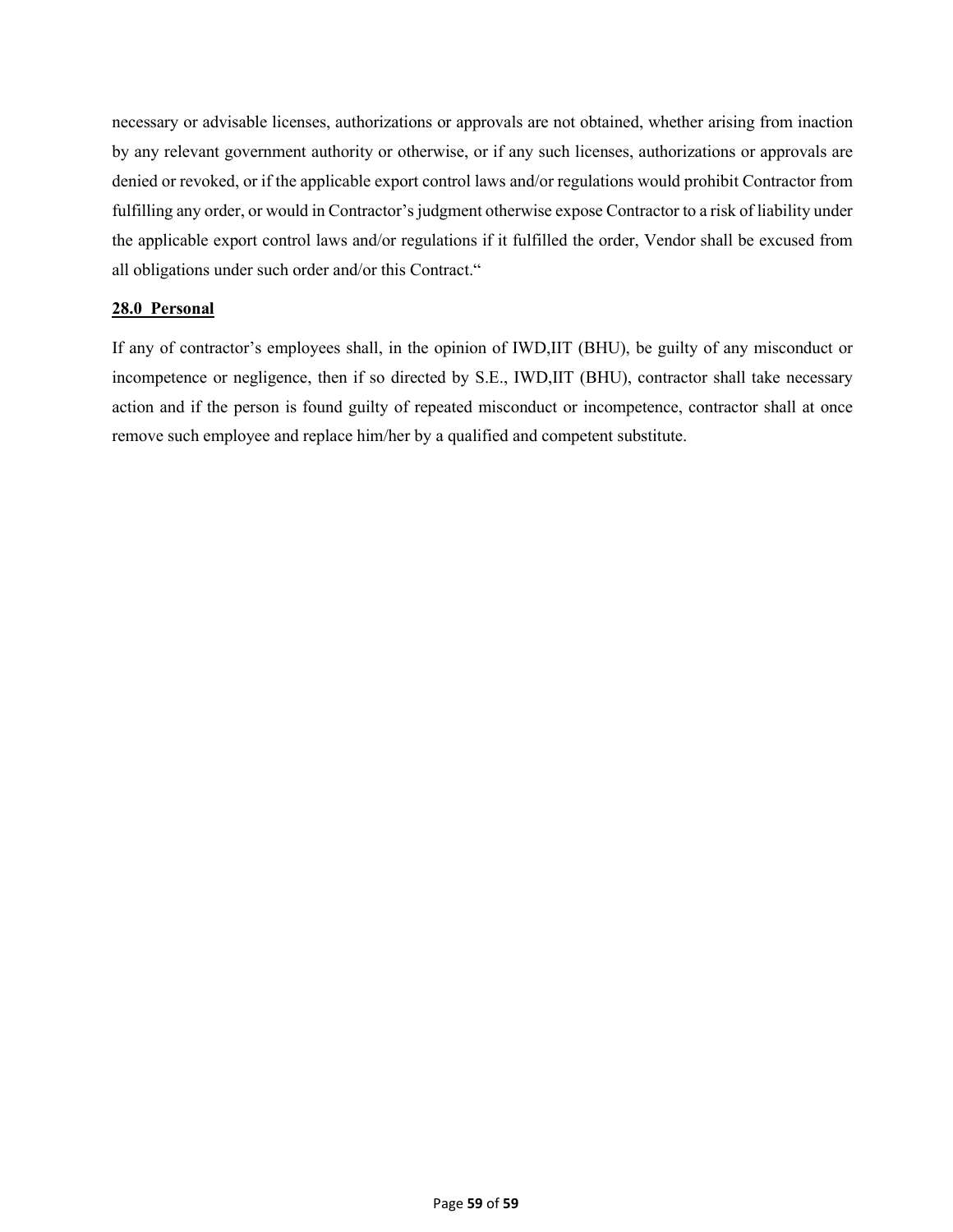necessary or advisable licenses, authorizations or approvals are not obtained, whether arising from inaction by any relevant government authority or otherwise, or if any such licenses, authorizations or approvals are denied or revoked, or if the applicable export control laws and/or regulations would prohibit Contractor from fulfilling any order, or would in Contractor's judgment otherwise expose Contractor to a risk of liability under the applicable export control laws and/or regulations if it fulfilled the order, Vendor shall be excused from all obligations under such order and/or this Contract."

**28.0 Personal**

If any of contractor's employees shall, in the opinion of IWD,IIT (BHU), be guilty of any misconduct or incompetence or negligence, then if so directed by S.E., IWD,IIT (BHU), contractor shall take necessary action and if the person is found guilty of repeated misconduct or incompetence, contractor shall at once remove such employee and replace him/her by a qualified and competent substitute.